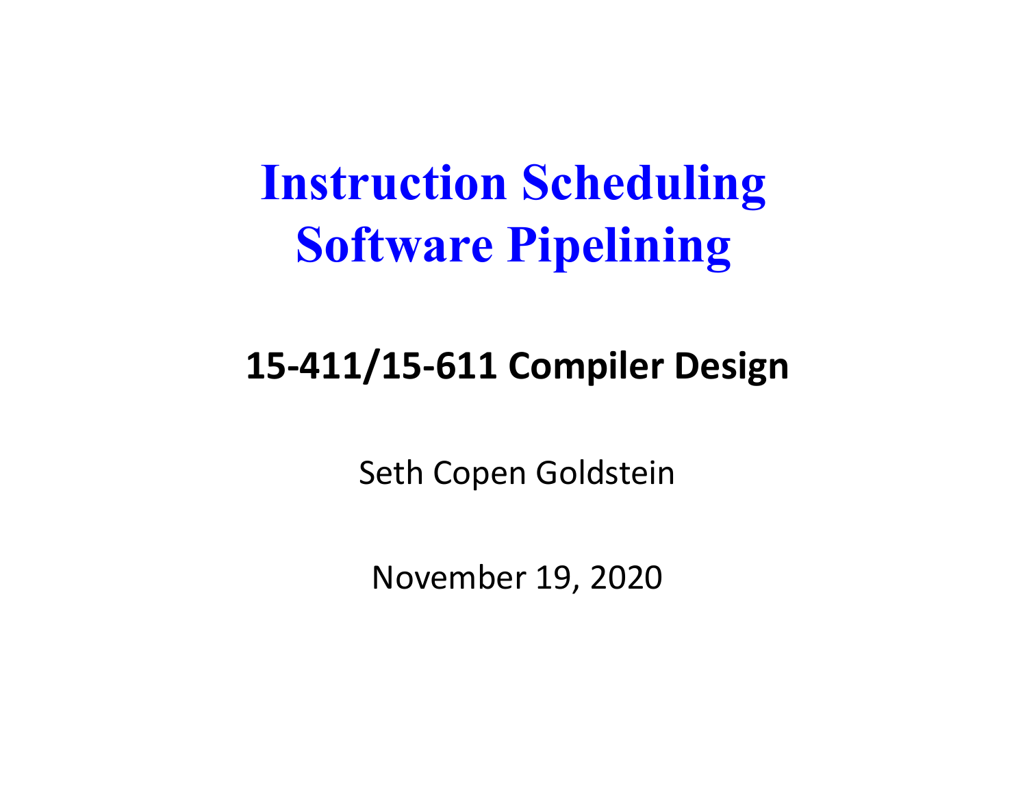# Instruction Scheduling
# Software Pipelining

**15-411/15-611 Compiler Design**

Seth Copen Goldstein

November 19, 2020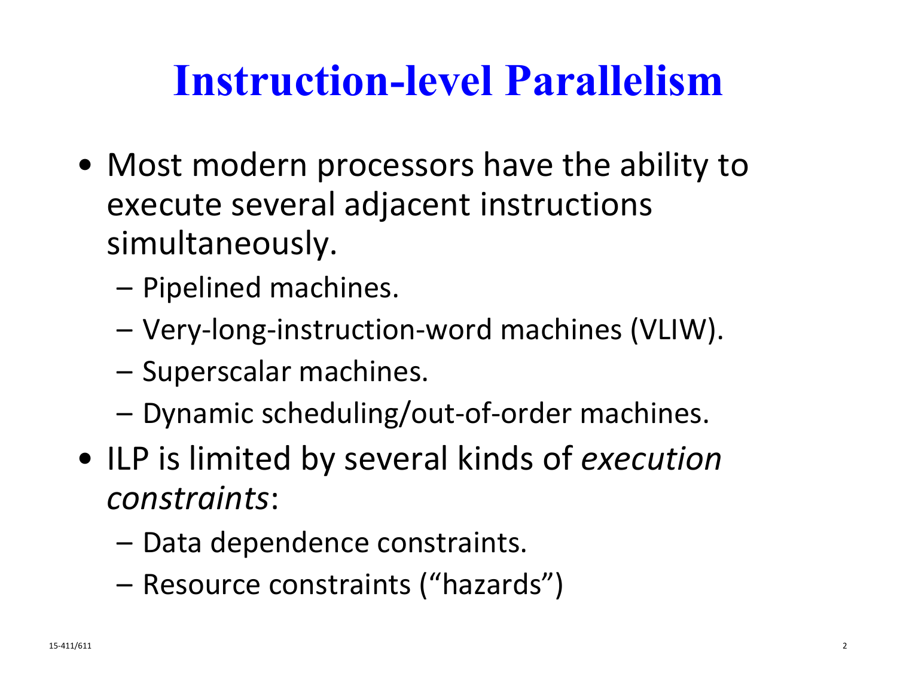# Instruction-level Parallelism

- Most modern processors have the ability to execute several adjacent instructions simultaneously.
  - Pipelined machines.
  - Very-long-instruction-word machines (VLIW).
  - Superscalar machines.
  - Dynamic scheduling/out-of-order machines.
- ILP is limited by several kinds of *execution constraints*:
  - Data dependence constraints.
  - Resource constraints (“hazards”)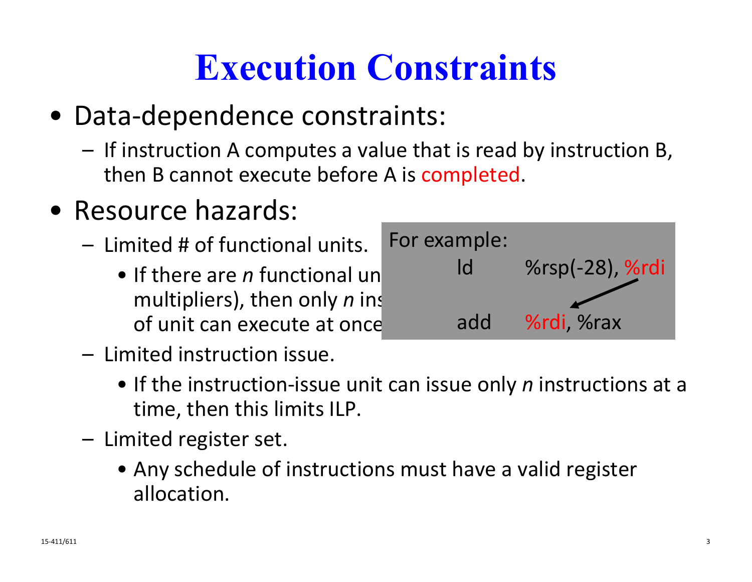# Execution Constraints

- Data-dependence constraints:
  - If instruction A computes a value that is read by instruction B, then B cannot execute before A is completed.
- Resource hazards:
  - Limited # of functional units.
    - If there are $n$ functional un multipliers), then only $n$ ins of unit can execute at once
  - Limited instruction issue.
    - If the instruction-issue unit can issue only $n$ instructions at a time, then this limits ILP.
  - Limited register set.
    - Any schedule of instructions must have a valid register allocation.

For example:

```
ld      %rsp(-28), %rdi

add     %rdi, %rax
```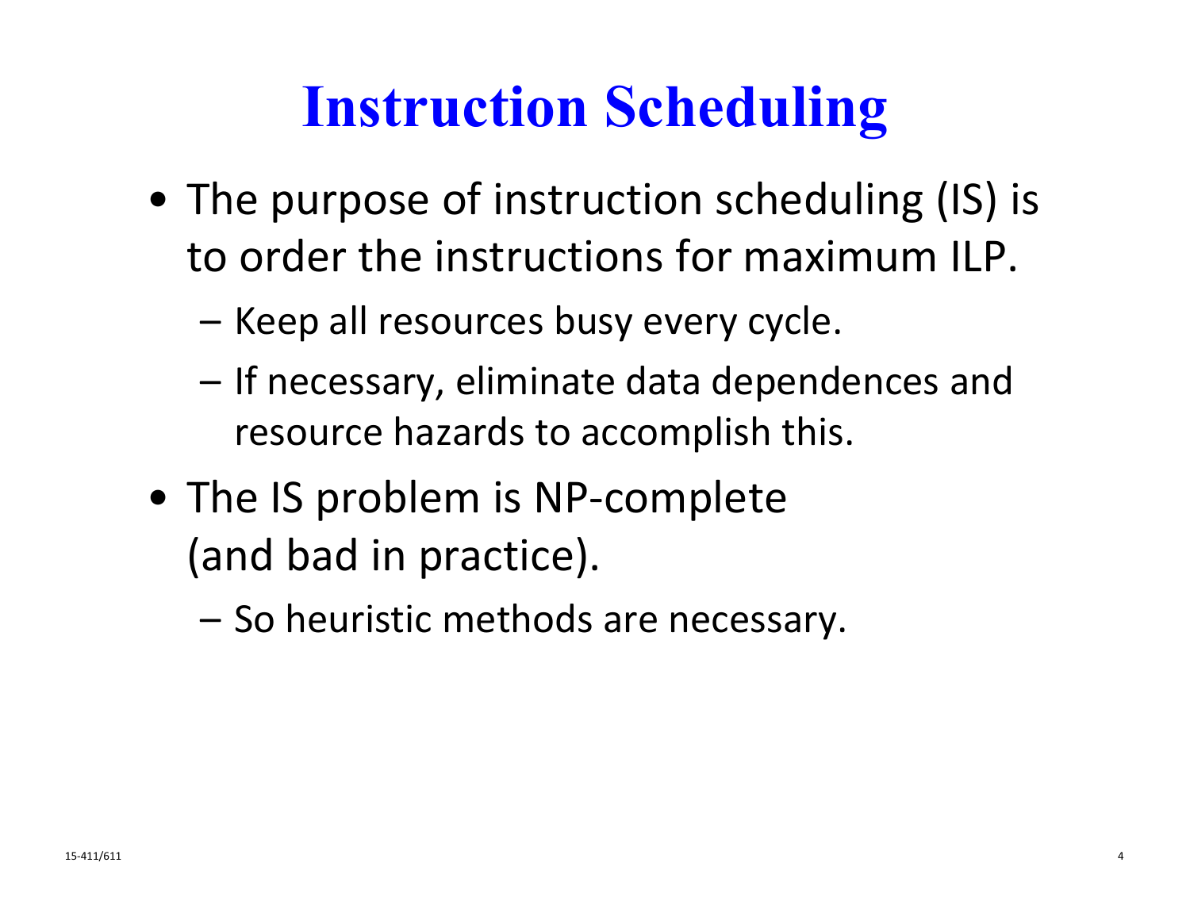# Instruction Scheduling

- The purpose of instruction scheduling (IS) is to order the instructions for maximum ILP.
  - Keep all resources busy every cycle.
  - If necessary, eliminate data dependences and resource hazards to accomplish this.
- The IS problem is NP-complete (and bad in practice).
  - So heuristic methods are necessary.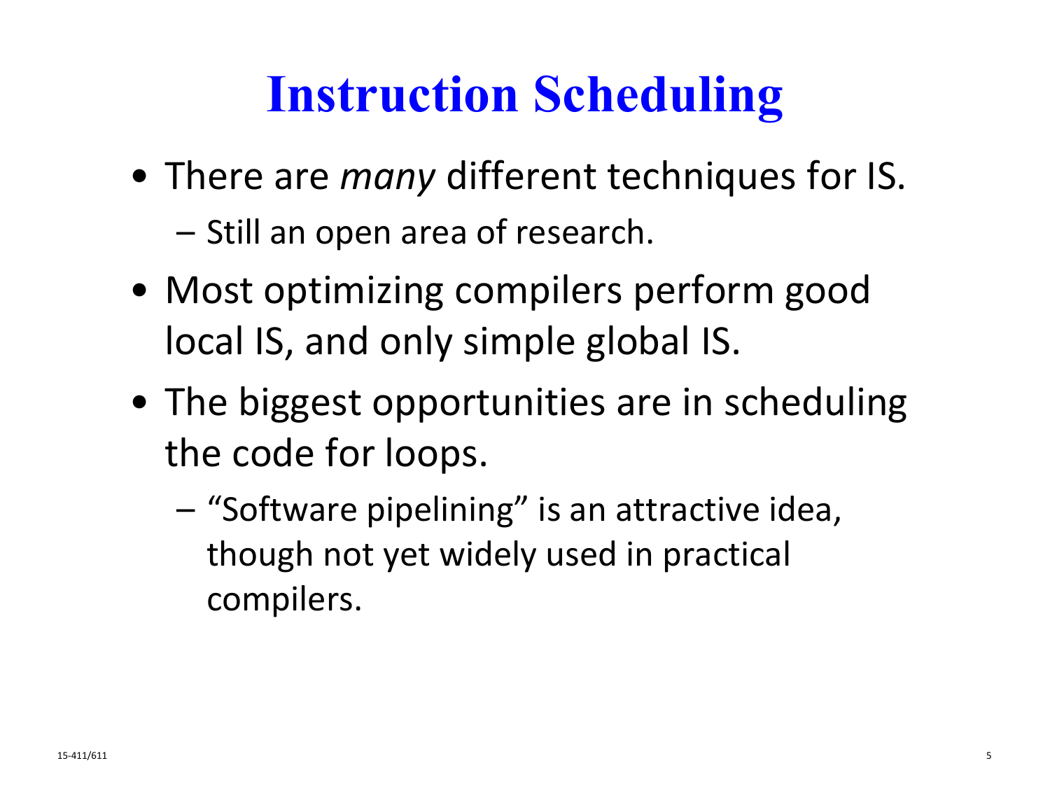# Instruction Scheduling

- There are *many* different techniques for IS.
  - Still an open area of research.
- Most optimizing compilers perform good local IS, and only simple global IS.
- The biggest opportunities are in scheduling the code for loops.
  - "Software pipelining" is an attractive idea, though not yet widely used in practical compilers.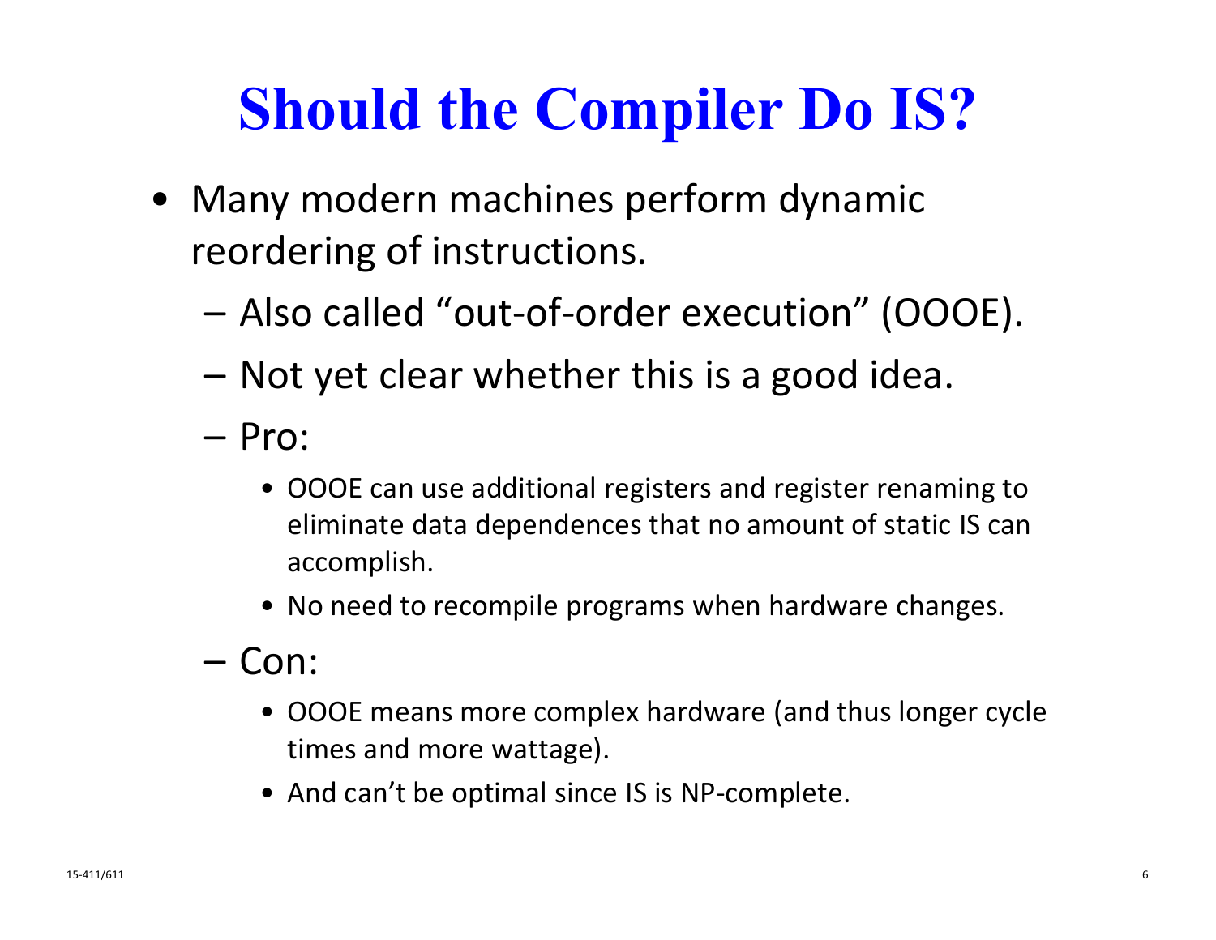# Should the Compiler Do IS?

- Many modern machines perform dynamic reordering of instructions.
  - Also called "out-of-order execution" (OOOE).
  - Not yet clear whether this is a good idea.
  - Pro:
    - OOOE can use additional registers and register renaming to eliminate data dependences that no amount of static IS can accomplish.
    - No need to recompile programs when hardware changes.
  - Con:
    - OOOE means more complex hardware (and thus longer cycle times and more wattage).
    - And can't be optimal since IS is NP-complete.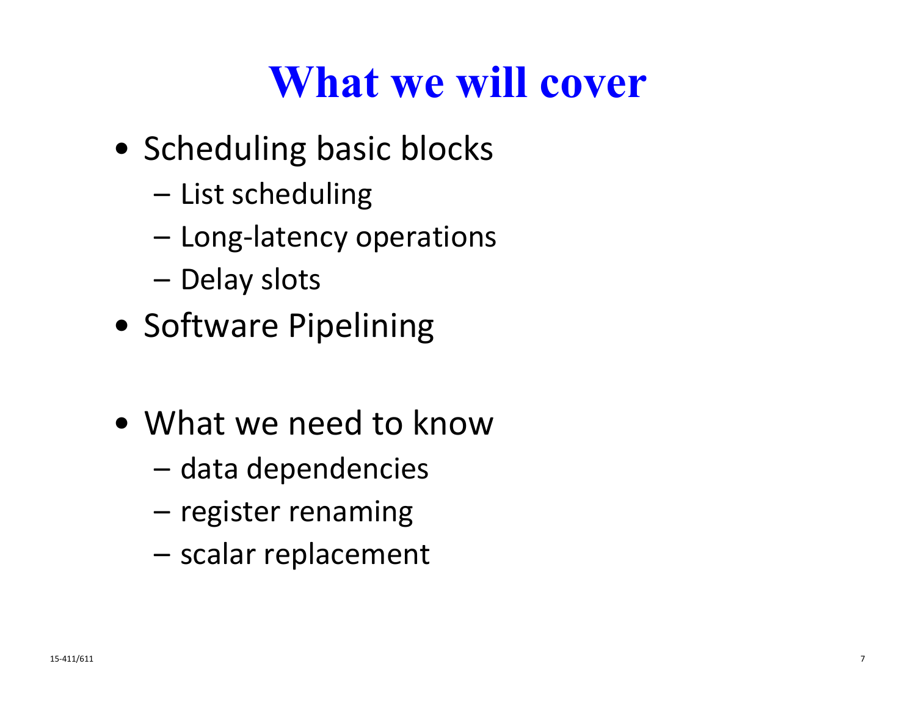# What we will cover

- Scheduling basic blocks
  - List scheduling
  - Long-latency operations
  - Delay slots
- Software Pipelining

- What we need to know
  - data dependencies
  - register renaming
  - scalar replacement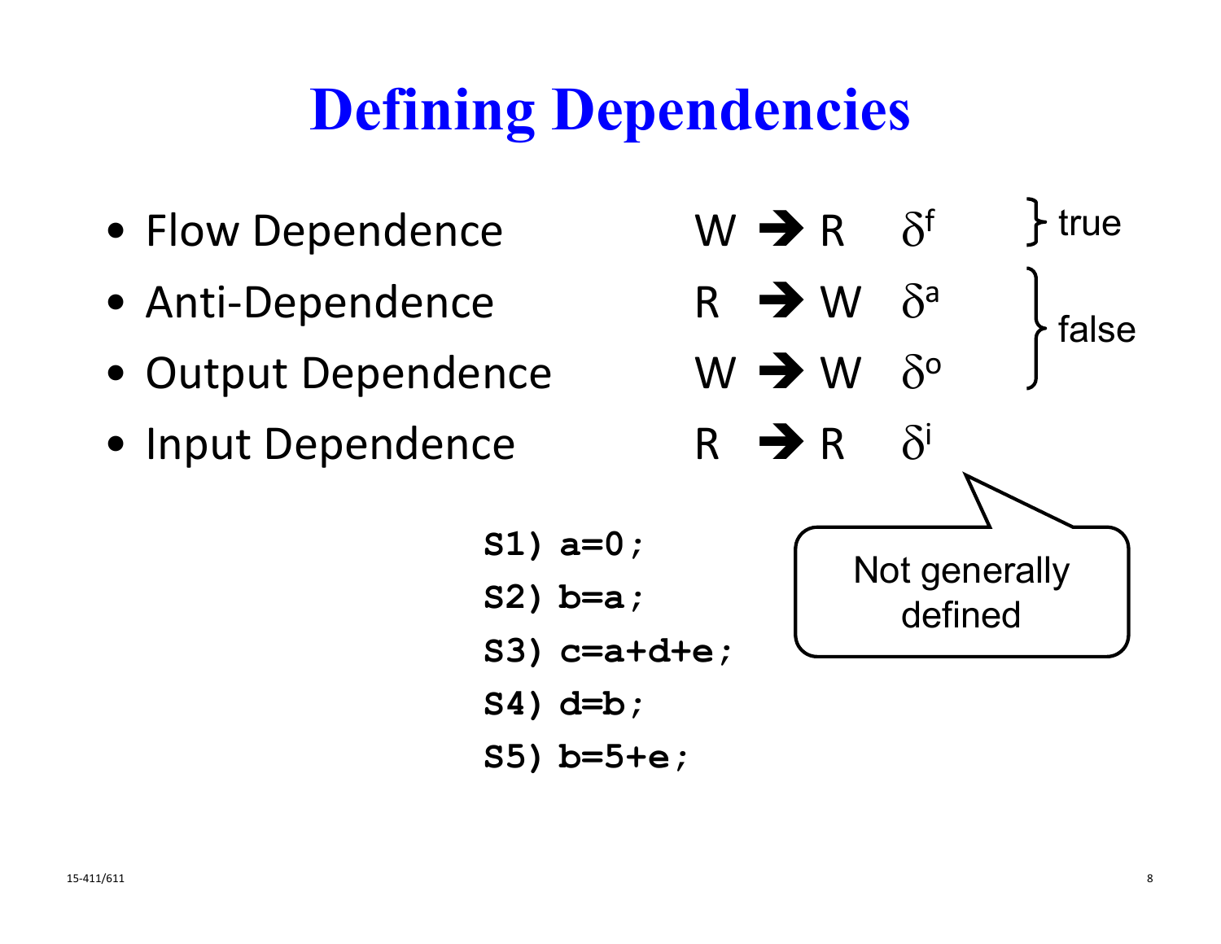# Defining Dependencies

| Dependence | Access | Notation | |
|---|---|---|---|
| Flow Dependence | W ➔ R | $\delta^f$ | true |
| Anti-Dependence | R ➔ W | $\delta^a$ | false |
| Output Dependence | W ➔ W | $\delta^o$ | false |
| Input Dependence | R ➔ R | $\delta^i$ | |

Not generally defined

```
S1) a=0;
S2) b=a;
S3) c=a+d+e;
S4) d=b;
S5) b=5+e;
```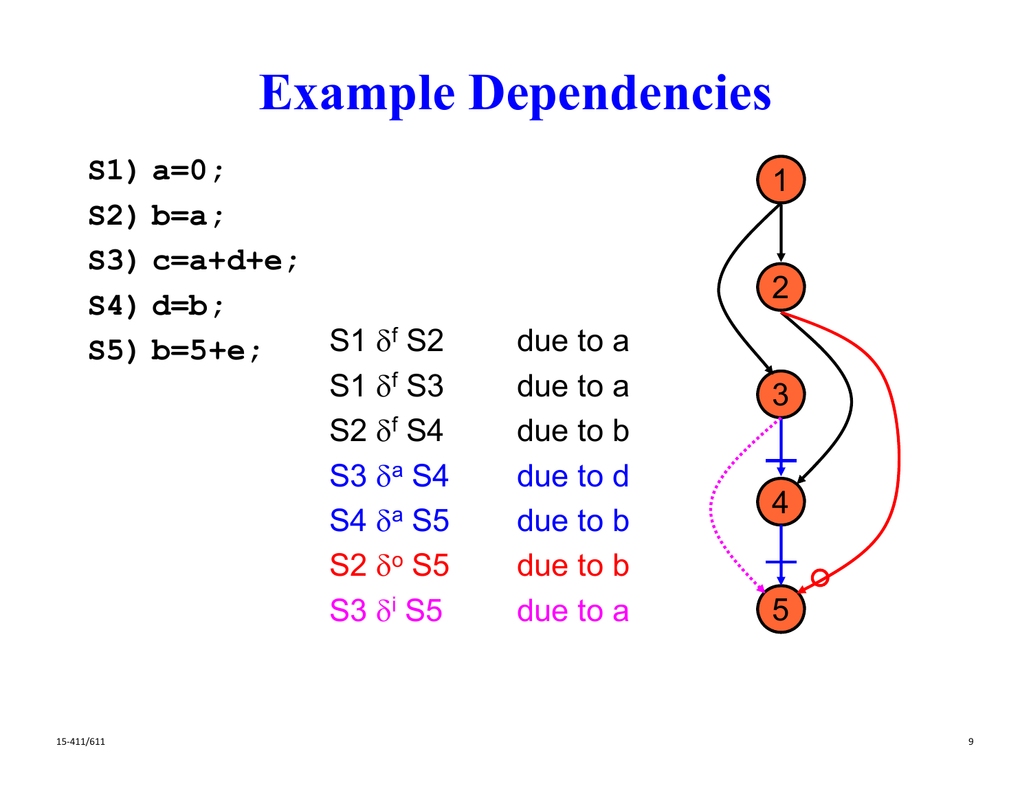# Example Dependencies

```
S1) a=0;
S2) b=a;
S3) c=a+d+e;
S4) d=b;
S5) b=5+e;
```

| | |
|---|---|
| S1 $\delta^f$ S2 | due to a |
| S1 $\delta^f$ S3 | due to a |
| S2 $\delta^f$ S4 | due to b |
| S3 $\delta^a$ S4 | due to d |
| S4 $\delta^a$ S5 | due to b |
| S2 $\delta^o$ S5 | due to b |
| S3 $\delta^i$ S5 | due to a |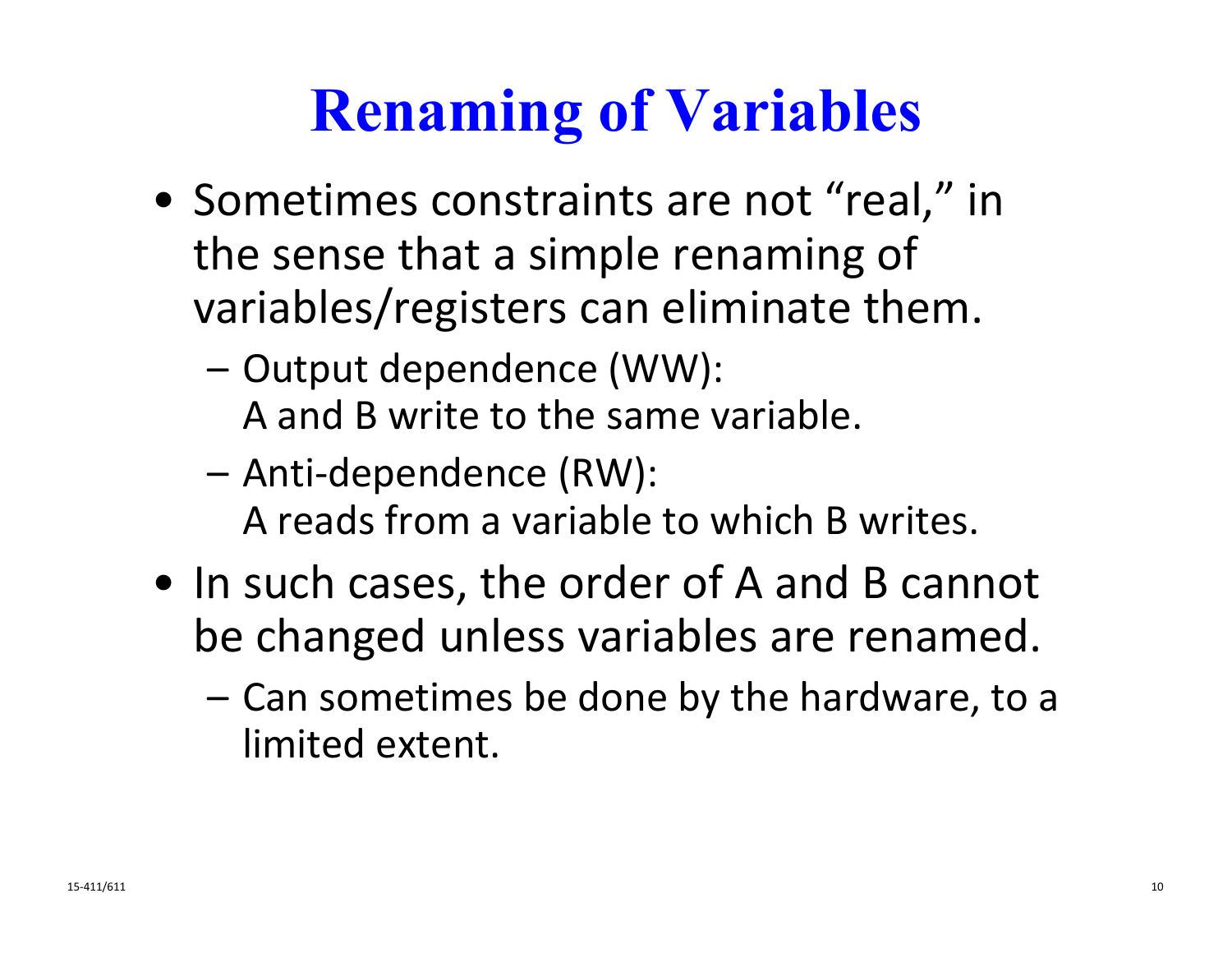# Renaming of Variables

- Sometimes constraints are not “real,” in the sense that a simple renaming of variables/registers can eliminate them.
  - Output dependence (WW): A and B write to the same variable.
  - Anti-dependence (RW): A reads from a variable to which B writes.
- In such cases, the order of A and B cannot be changed unless variables are renamed.
  - Can sometimes be done by the hardware, to a limited extent.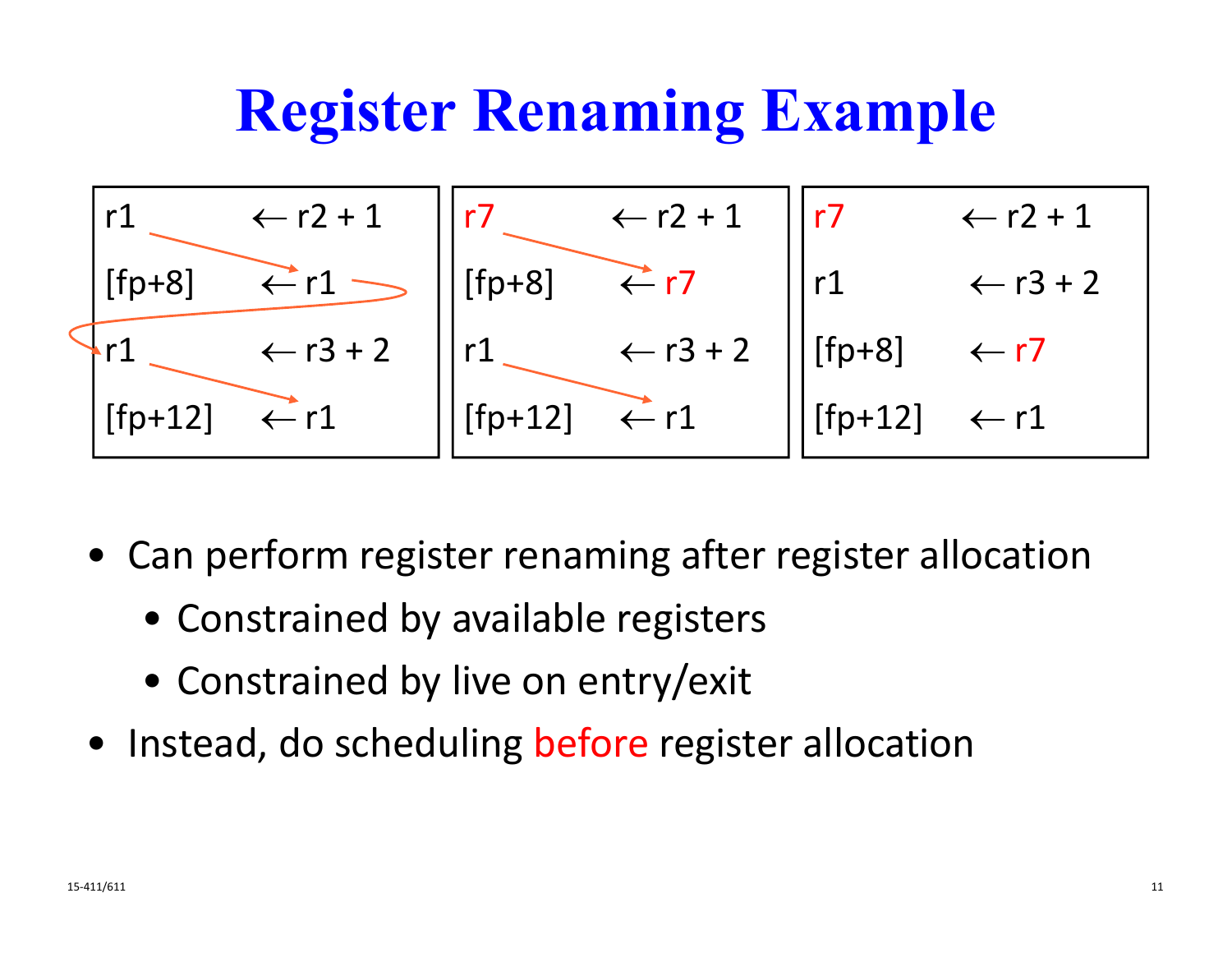# Register Renaming Example

| r1 ← r2 + 1 | r7 ← r2 + 1 | r7 ← r2 + 1 |
| --- | --- | --- |
| [fp+8] ← r1 | [fp+8] ← r7 | r1 ← r3 + 2 |
| r1 ← r3 + 2 | r1 ← r3 + 2 | [fp+8] ← r7 |
| [fp+12] ← r1 | [fp+12] ← r1 | [fp+12] ← r1 |

- Can perform register renaming after register allocation
  - Constrained by available registers
  - Constrained by live on entry/exit
- Instead, do scheduling before register allocation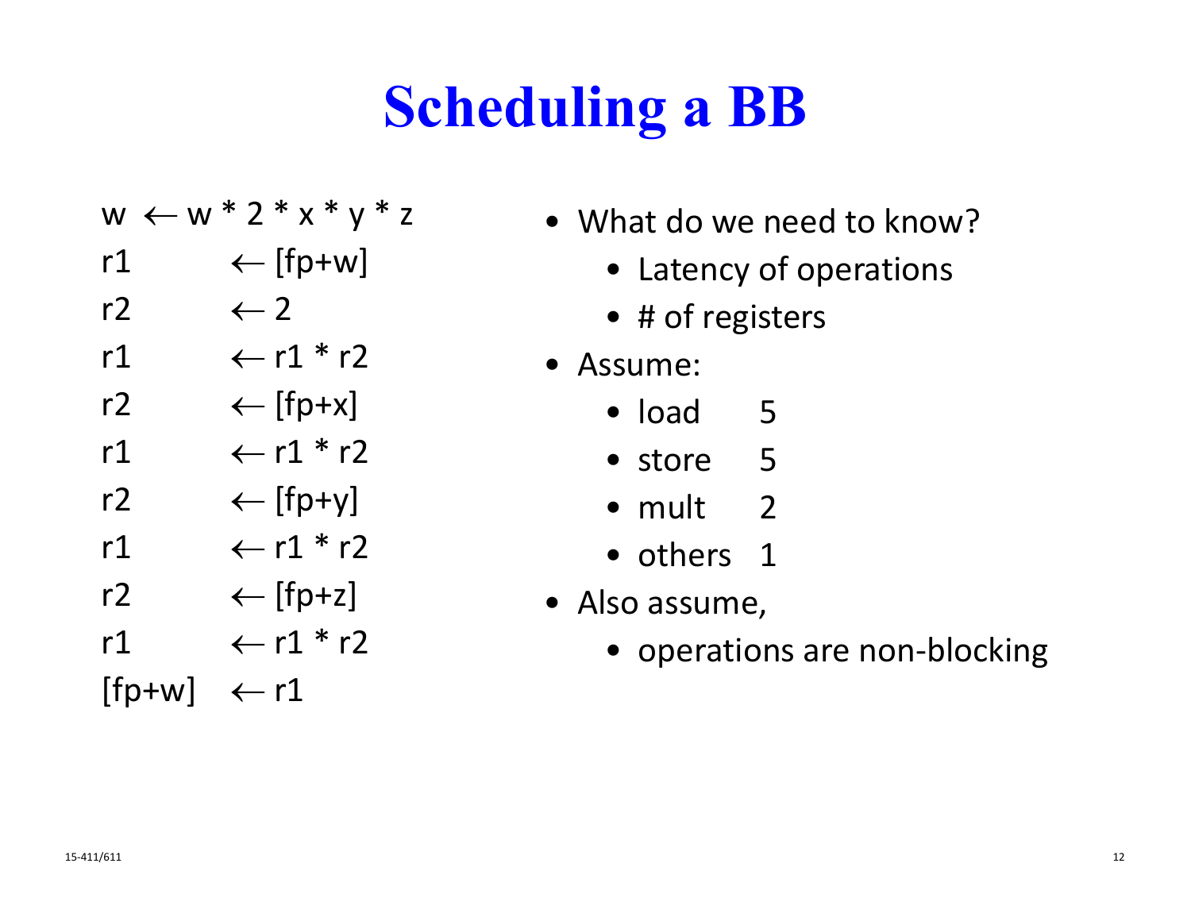# Scheduling a BB

```
w      ← w * 2 * x * y * z
r1     ← [fp+w]
r2     ← 2
r1     ← r1 * r2
r2     ← [fp+x]
r1     ← r1 * r2
r2     ← [fp+y]
r1     ← r1 * r2
r2     ← [fp+z]
r1     ← r1 * r2
[fp+w] ← r1
```

- What do we need to know?
  - Latency of operations
  - # of registers
- Assume:
  - load 5
  - store 5
  - mult 2
  - others 1
- Also assume,
  - operations are non-blocking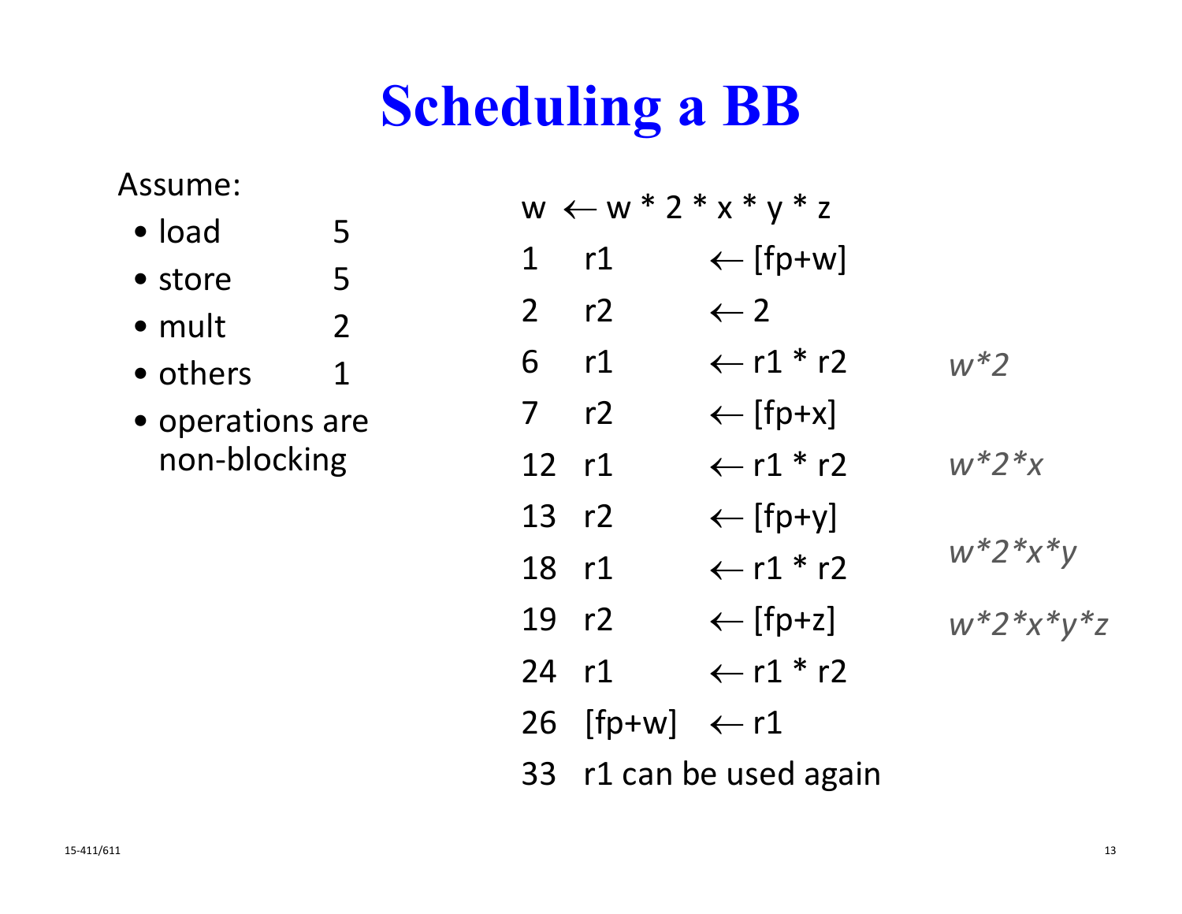# Scheduling a BB

Assume:

- load 5
- store 5
- mult 2
- others 1
- operations are non-blocking

w ← w * 2 * x * y * z

| | | | | |
|---|---|---|---|---|
| 1 | r1 | ← [fp+w] | | |
| 2 | r2 | ← 2 | | |
| 6 | r1 | ← r1 * r2 | | *w*2* |
| 7 | r2 | ← [fp+x] | | |
| 12 | r1 | ← r1 * r2 | | *w*2*x* |
| 13 | r2 | ← [fp+y] | | |
| 18 | r1 | ← r1 * r2 | | *w*2*x*y* |
| 19 | r2 | ← [fp+z] | | *w*2*x*y*z* |
| 24 | r1 | ← r1 * r2 | | |
| 26 | [fp+w] | ← r1 | | |
| 33 | r1 can be used again | | | |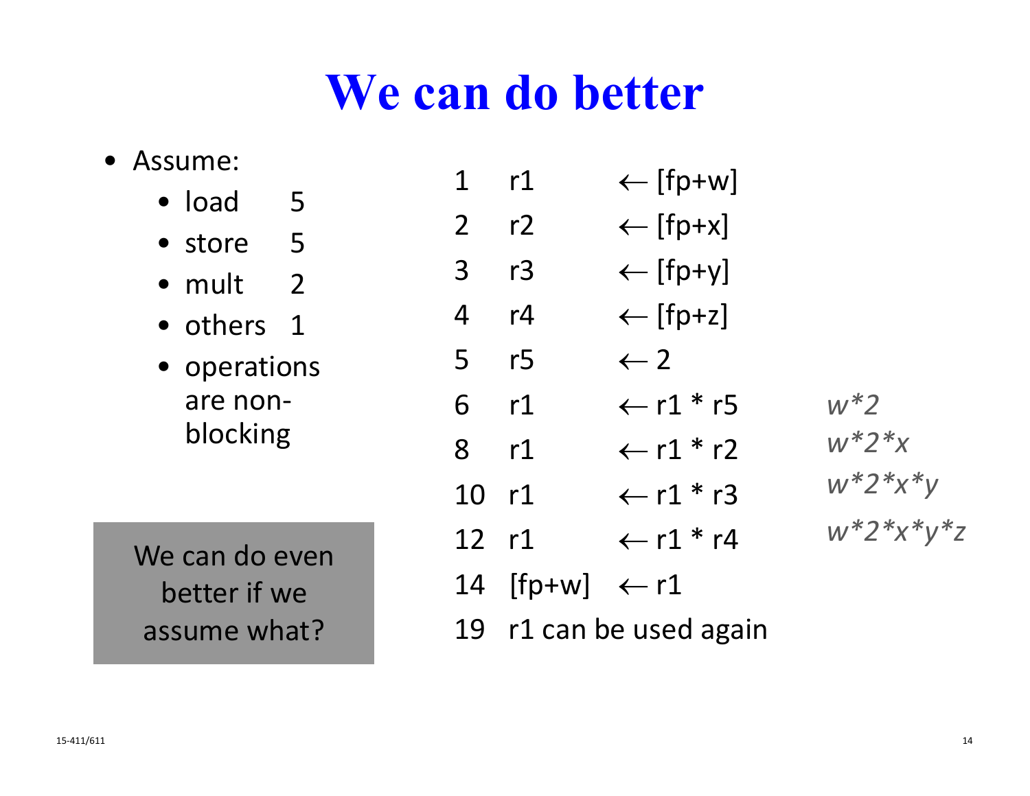# We can do better

- Assume:
  - load 5
  - store 5
  - mult 2
  - others 1
  - operations are non-blocking

| | | | |
|---|---|---|---|
| 1 | r1 | ← [fp+w] | |
| 2 | r2 | ← [fp+x] | |
| 3 | r3 | ← [fp+y] | |
| 4 | r4 | ← [fp+z] | |
| 5 | r5 | ← 2 | |
| 6 | r1 | ← r1 * r5 | *w*2* |
| 8 | r1 | ← r1 * r2 | *w*2*x* |
| 10 | r1 | ← r1 * r3 | *w*2*x*y* |
| 12 | r1 | ← r1 * r4 | *w*2*x*y*z* |
| 14 | [fp+w] | ← r1 | |
| 19 | r1 can be used again | | |

We can do even better if we assume what?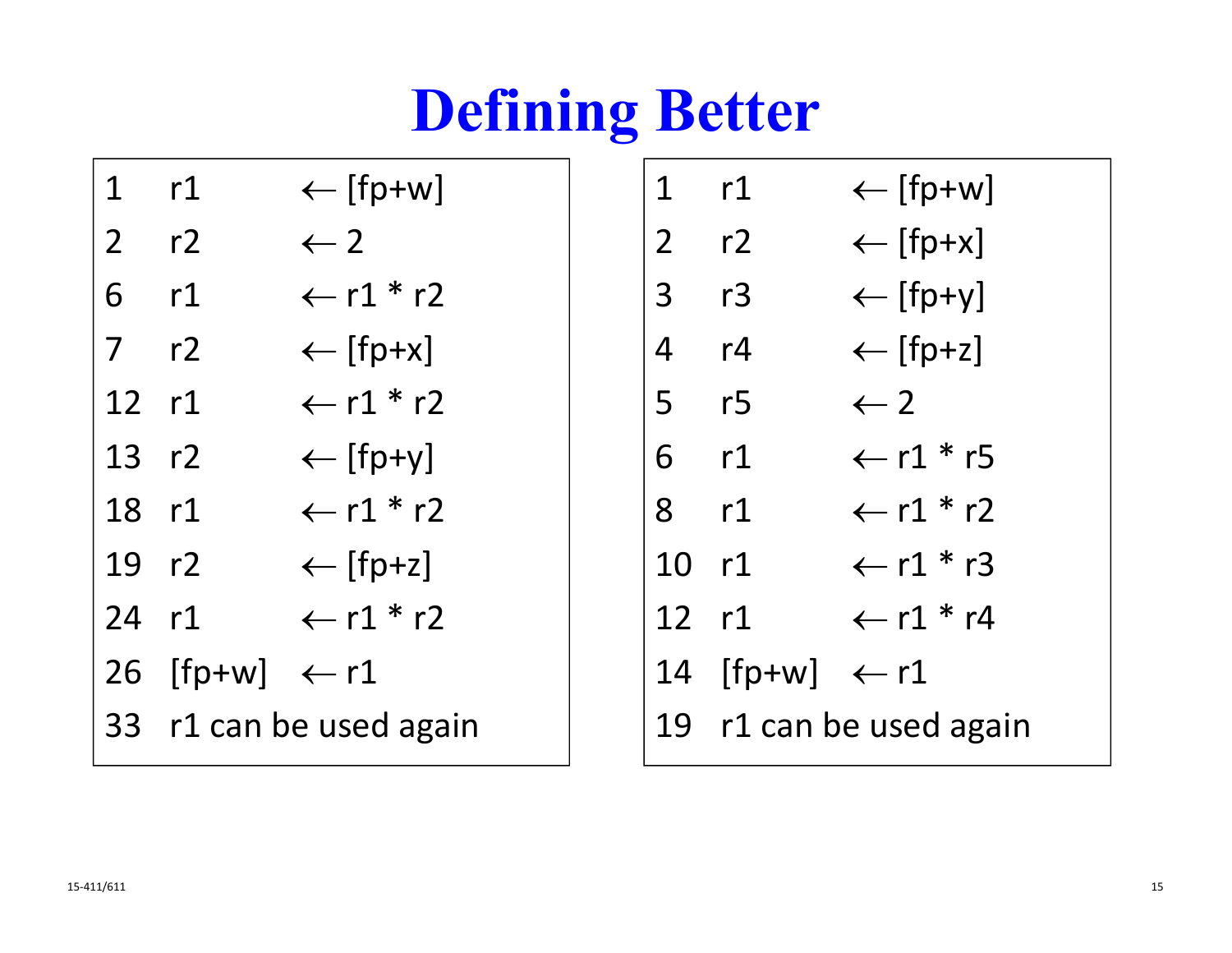# Defining Better

| | | |
|---|---|---|
| 1 | r1 | ← [fp+w] |
| 2 | r2 | ← 2 |
| 6 | r1 | ← r1 * r2 |
| 7 | r2 | ← [fp+x] |
| 12 | r1 | ← r1 * r2 |
| 13 | r2 | ← [fp+y] |
| 18 | r1 | ← r1 * r2 |
| 19 | r2 | ← [fp+z] |
| 24 | r1 | ← r1 * r2 |
| 26 | [fp+w] | ← r1 |
| 33 | r1 can be used again | |

| | | |
|---|---|---|
| 1 | r1 | ← [fp+w] |
| 2 | r2 | ← [fp+x] |
| 3 | r3 | ← [fp+y] |
| 4 | r4 | ← [fp+z] |
| 5 | r5 | ← 2 |
| 6 | r1 | ← r1 * r5 |
| 8 | r1 | ← r1 * r2 |
| 10 | r1 | ← r1 * r3 |
| 12 | r1 | ← r1 * r4 |
| 14 | [fp+w] | ← r1 |
| 19 | r1 can be used again | |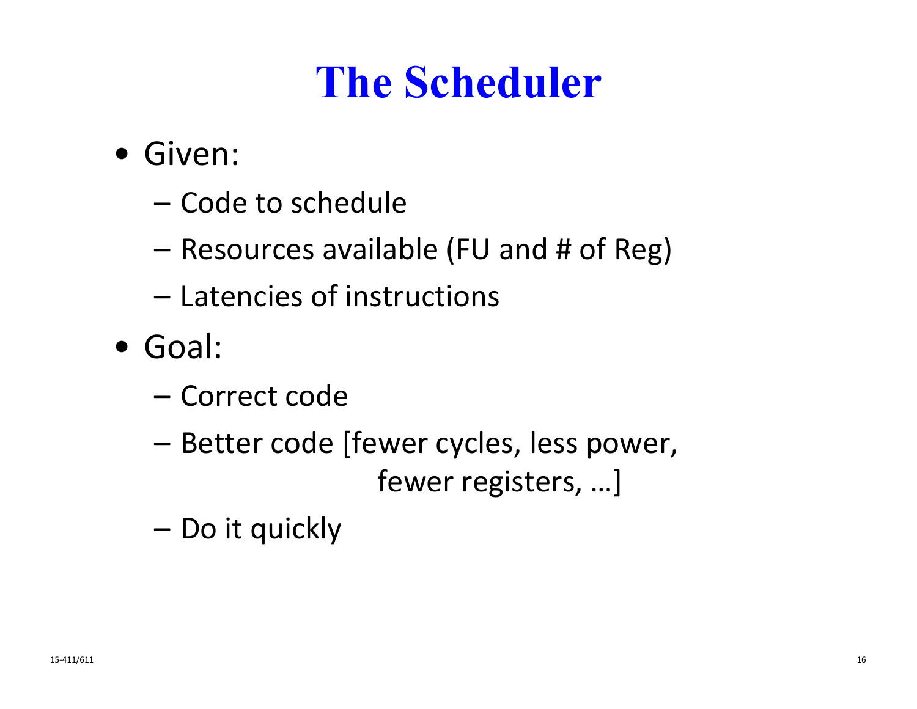# The Scheduler

- Given:
  - Code to schedule
  - Resources available (FU and # of Reg)
  - Latencies of instructions
- Goal:
  - Correct code
  - Better code [fewer cycles, less power, fewer registers, …]
  - Do it quickly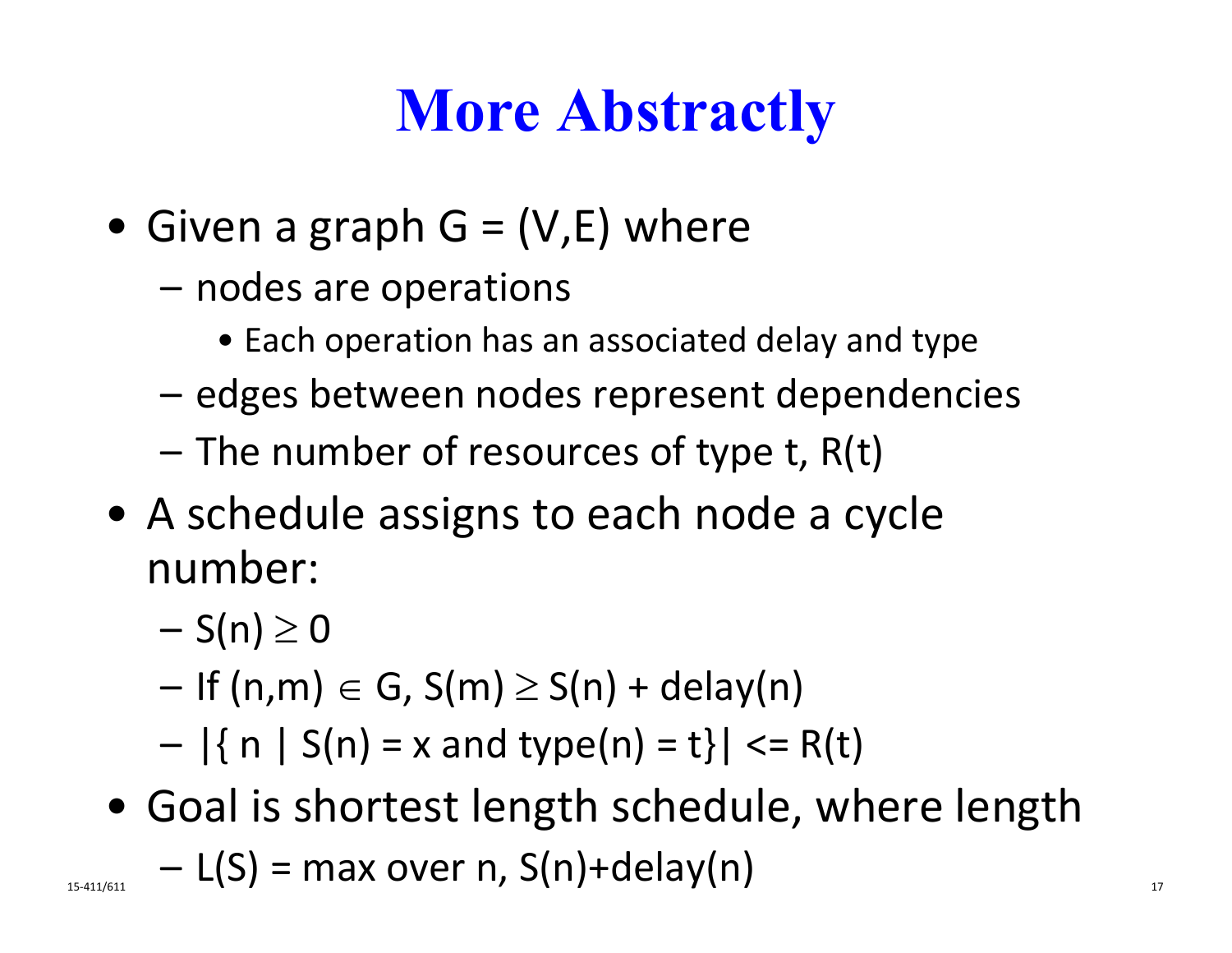# More Abstractly

- Given a graph $G = (V,E)$ where
  - nodes are operations
    - Each operation has an associated delay and type
  - edges between nodes represent dependencies
  - The number of resources of type t, $R(t)$
- A schedule assigns to each node a cycle number:
  - $S(n) \geq 0$
  - If $(n,m) \in G$, $S(m) \geq S(n) + \text{delay}(n)$
  - $|\{ n \mid S(n) = x \text{ and type}(n) = t\}| <= R(t)$
- Goal is shortest length schedule, where length
  - $L(S) = \max$ over n, $S(n)+\text{delay}(n)$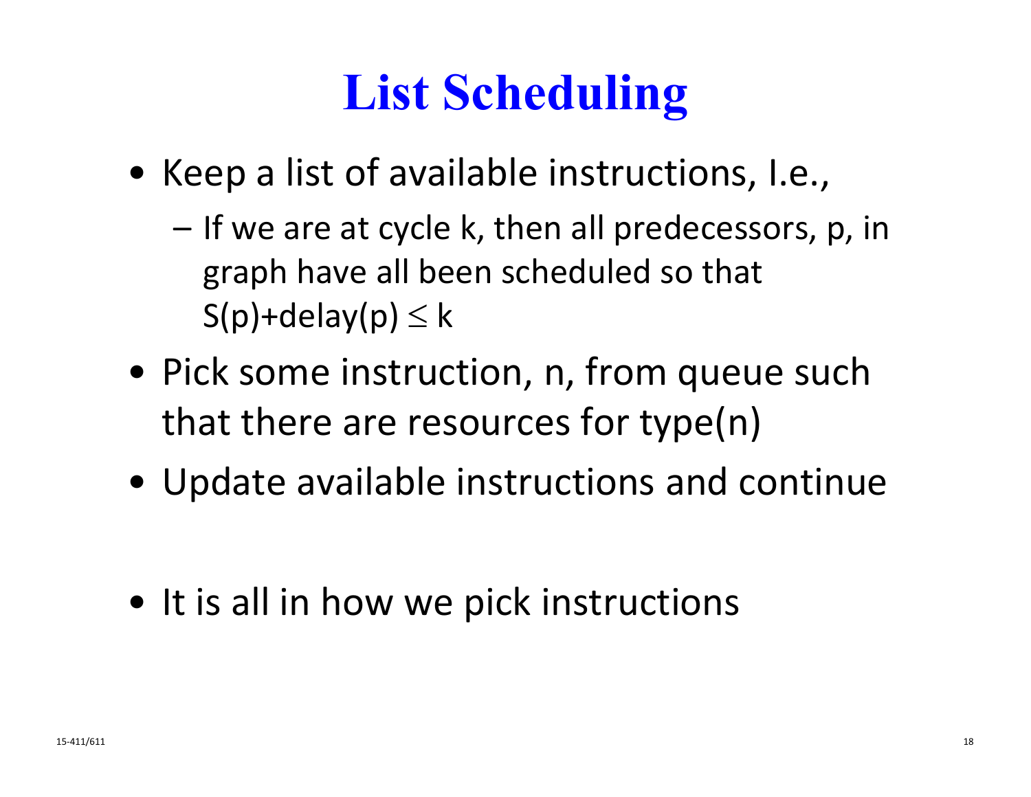# List Scheduling

- Keep a list of available instructions, I.e.,
  - If we are at cycle k, then all predecessors, p, in graph have all been scheduled so that $S(p)+delay(p) \leq k$
- Pick some instruction, n, from queue such that there are resources for type(n)
- Update available instructions and continue

- It is all in how we pick instructions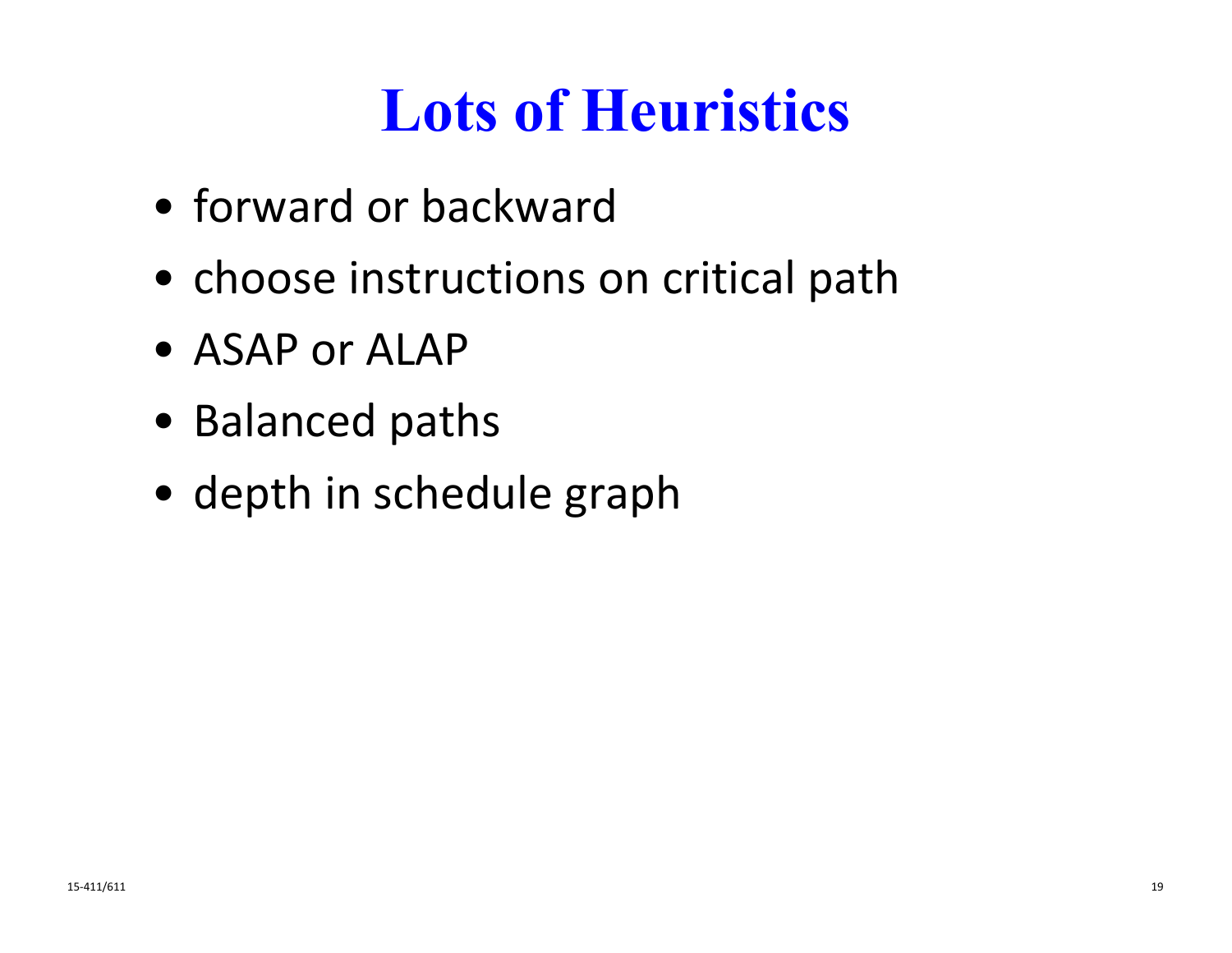# Lots of Heuristics

- forward or backward
- choose instructions on critical path
- ASAP or ALAP
- Balanced paths
- depth in schedule graph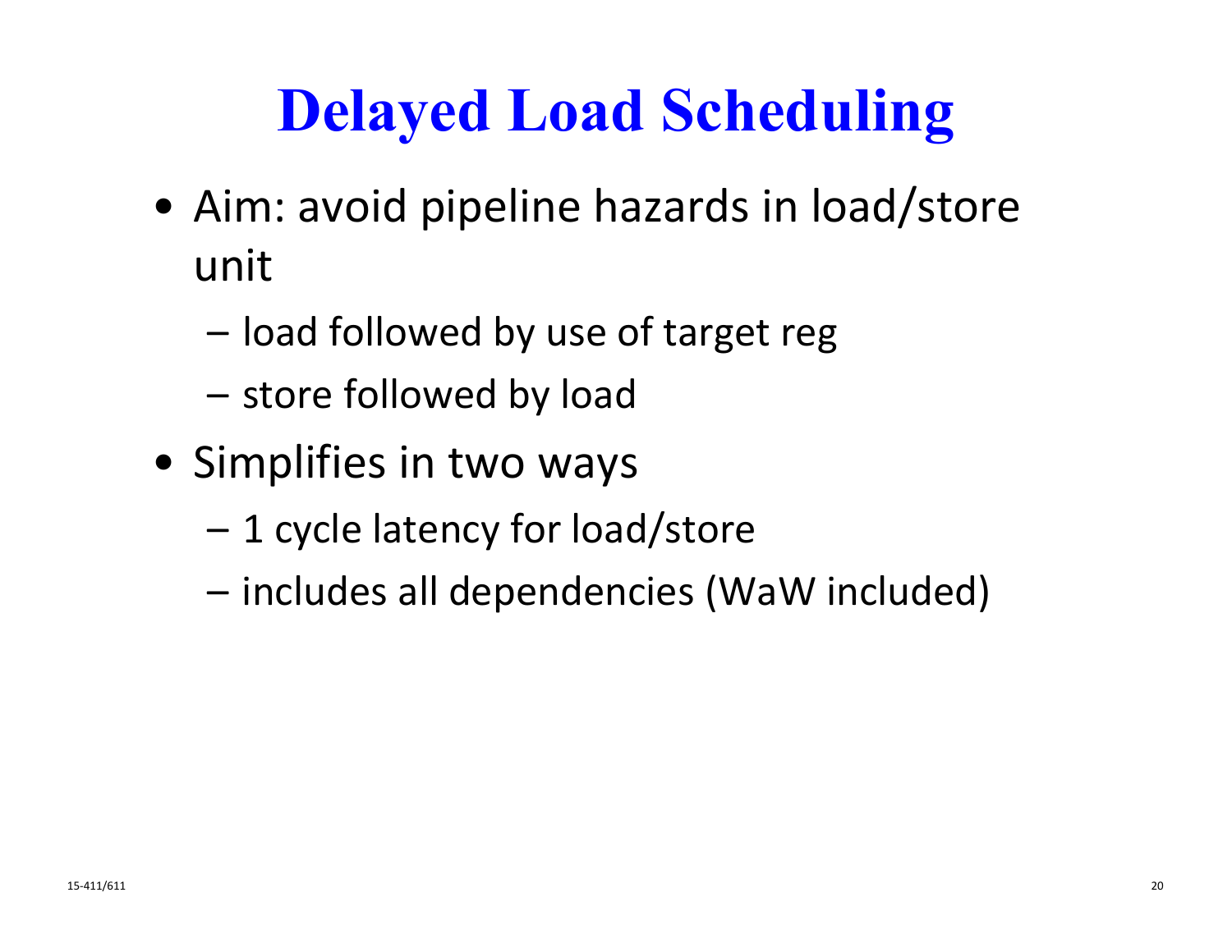# Delayed Load Scheduling

- Aim: avoid pipeline hazards in load/store unit
  - load followed by use of target reg
  - store followed by load
- Simplifies in two ways
  - 1 cycle latency for load/store
  - includes all dependencies (WaW included)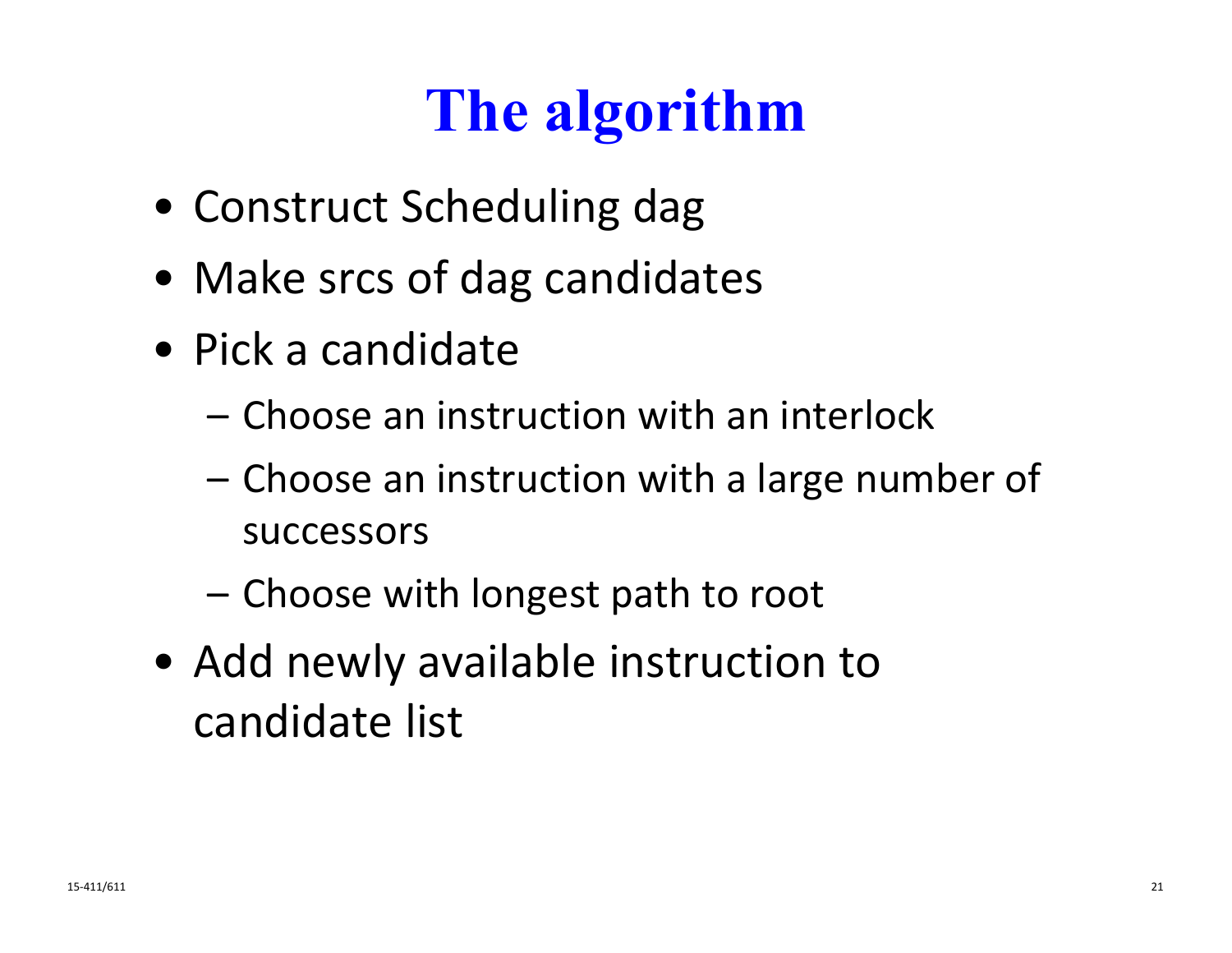# The algorithm

- Construct Scheduling dag
- Make srcs of dag candidates
- Pick a candidate
  - Choose an instruction with an interlock
  - Choose an instruction with a large number of successors
  - Choose with longest path to root
- Add newly available instruction to candidate list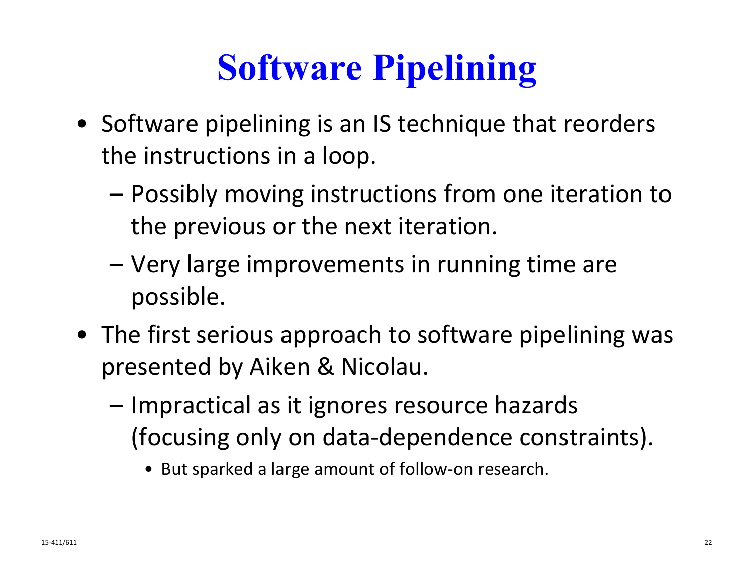# Software Pipelining

- Software pipelining is an IS technique that reorders the instructions in a loop.
  - Possibly moving instructions from one iteration to the previous or the next iteration.
  - Very large improvements in running time are possible.
- The first serious approach to software pipelining was presented by Aiken & Nicolau.
  - Impractical as it ignores resource hazards (focusing only on data-dependence constraints).
    - But sparked a large amount of follow-on research.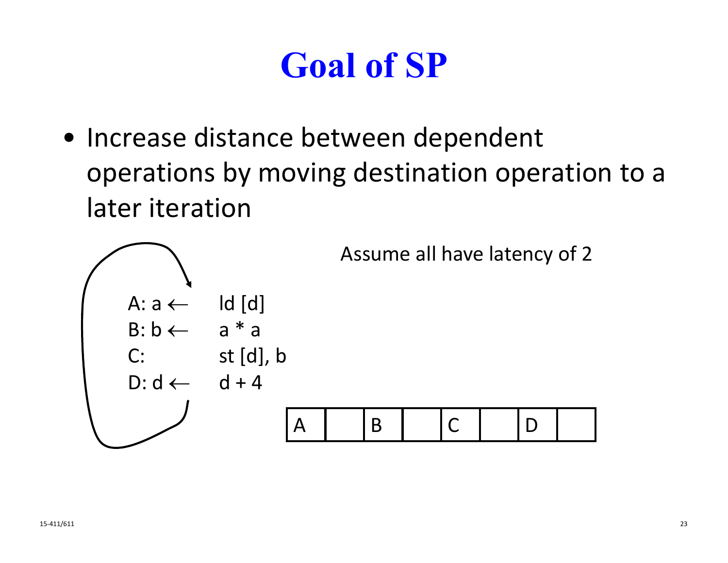# Goal of SP

- Increase distance between dependent operations by moving destination operation to a later iteration

Assume all have latency of 2

```
A: a ←   ld [d]
B: b ←   a * a
C:       st [d], b
D: d ←   d + 4
```

| A | | B | | C | | D | |
|---|---|---|---|---|---|---|---|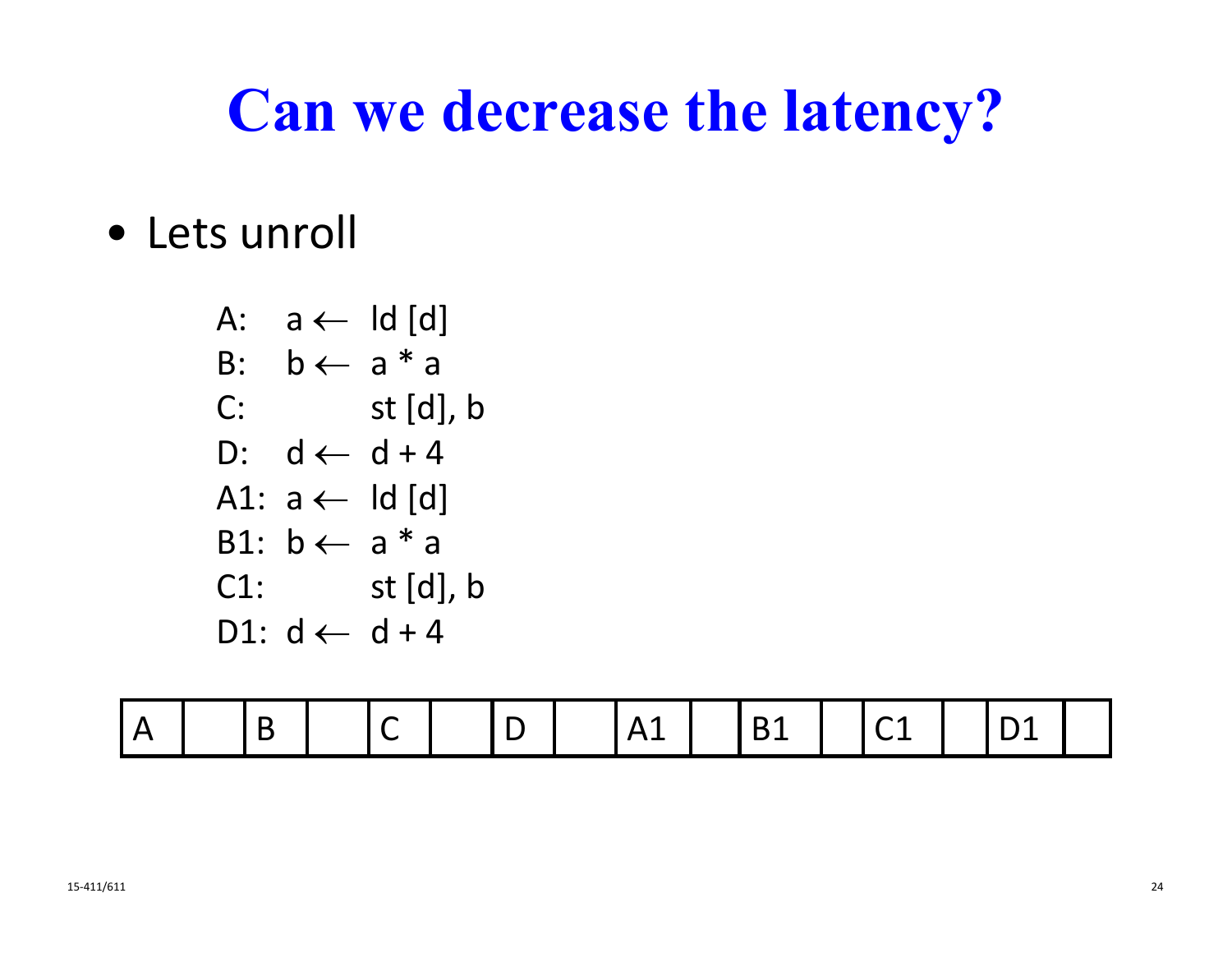# Can we decrease the latency?

- Lets unroll

```
A:  a ← ld [d]
B:  b ← a * a
C:      st [d], b
D:  d ← d + 4
A1: a ← ld [d]
B1: b ← a * a
C1:     st [d], b
D1: d ← d + 4
```

| A | | B | | C | | D | | A1 | | B1 | | C1 | | D1 | |
|---|---|---|---|---|---|---|---|---|---|---|---|---|---|---|---|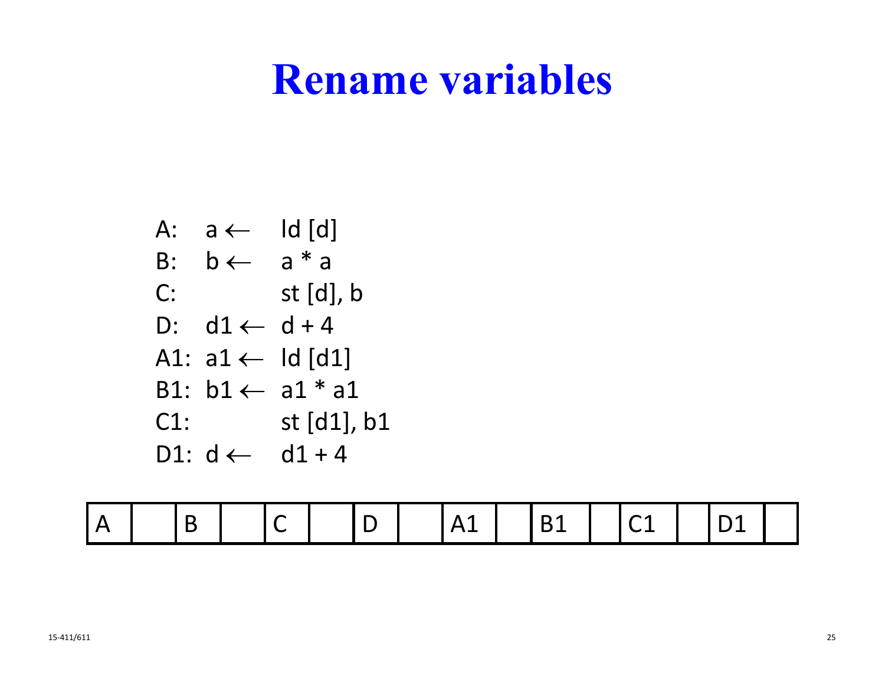# Rename variables

```
A:  a ←   ld [d]
B:  b ←   a * a
C:        st [d], b
D:  d1 ←  d + 4
A1: a1 ←  ld [d1]
B1: b1 ←  a1 * a1
C1:       st [d1], b1
D1: d ←   d1 + 4
```

| A | | B | | C | | D | | A1 | | B1 | | C1 | | D1 | |
|---|---|---|---|---|---|---|---|---|---|---|---|---|---|---|---|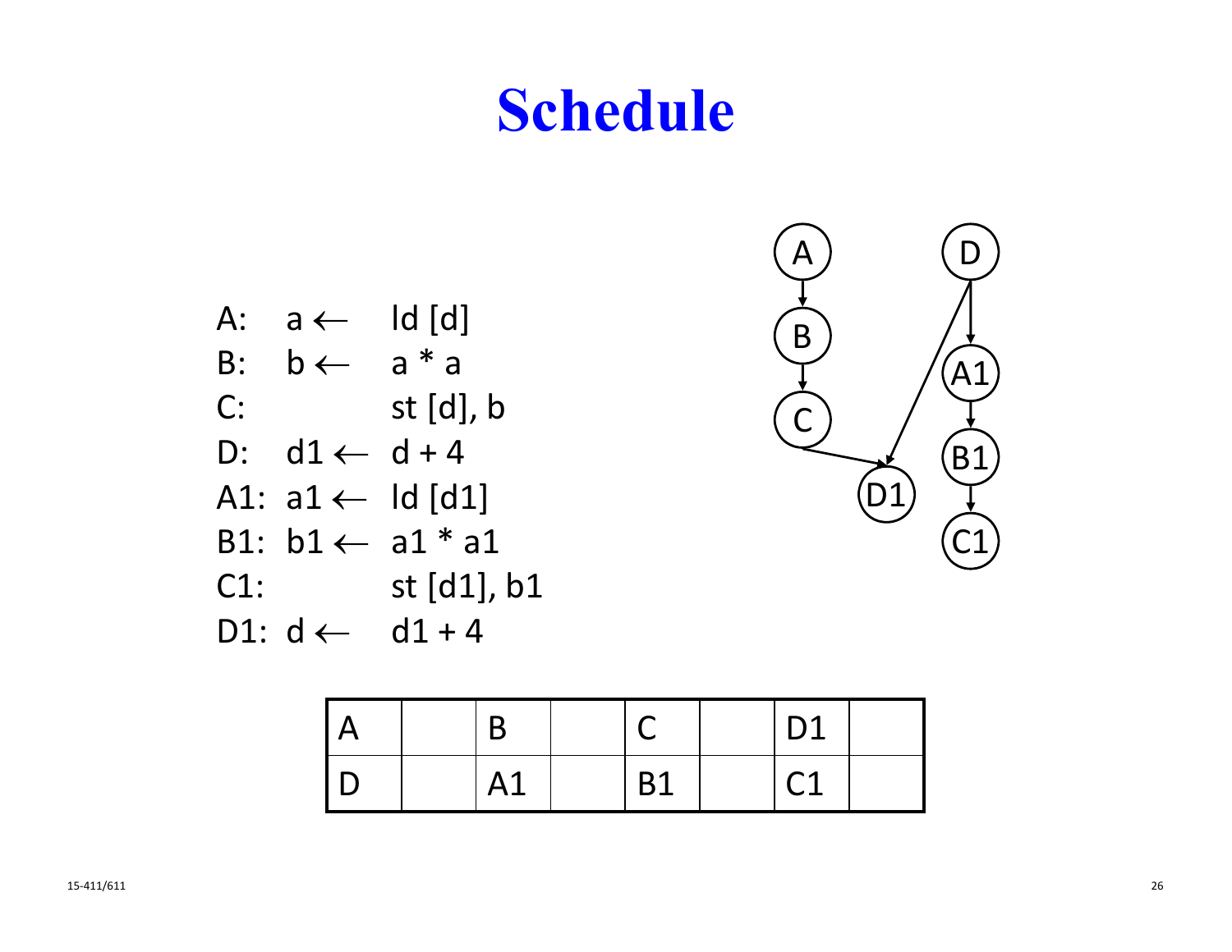# Schedule

```
A:   a ←   ld [d]
B:   b ←   a * a
C:         st [d], b
D:   d1 ←  d + 4
A1:  a1 ←  ld [d1]
B1:  b1 ←  a1 * a1
C1:        st [d1], b1
D1:  d ←   d1 + 4
```

| A | | B | | C | | D1 | |
|---|---|---|---|---|---|---|---|
| D | | A1 | | B1 | | C1 | |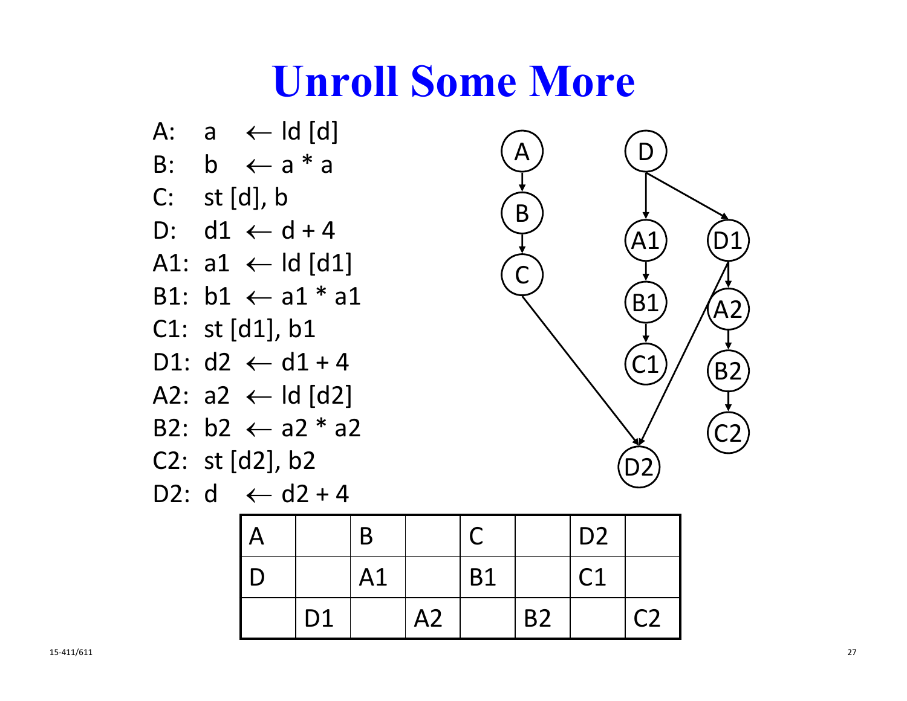# Unroll Some More

```
A:  a  ← ld [d]
B:  b  ← a * a
C:  st [d], b
D:  d1 ← d + 4
A1: a1 ← ld [d1]
B1: b1 ← a1 * a1
C1: st [d1], b1
D1: d2 ← d1 + 4
A2: a2 ← ld [d2]
B2: b2 ← a2 * a2
C2: st [d2], b2
D2: d  ← d2 + 4
```

| | | | | | | | |
|---|---|---|---|---|---|---|---|
| A | | B | | C | | D2 | |
| D | | A1 | | B1 | | C1 | |
| | D1 | | A2 | | B2 | | C2 |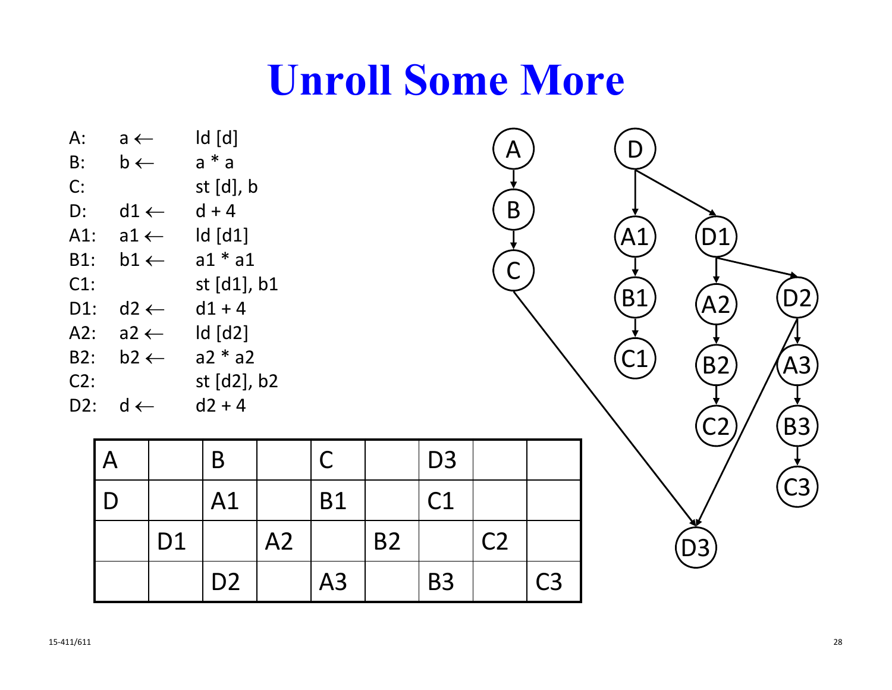# Unroll Some More

```
A:   a ←    ld [d]
B:   b ←    a * a
C:          st [d], b
D:   d1 ←   d + 4
A1:  a1 ←   ld [d1]
B1:  b1 ←   a1 * a1
C1:         st [d1], b1
D1:  d2 ←   d1 + 4
A2:  a2 ←   ld [d2]
B2:  b2 ←   a2 * a2
C2:         st [d2], b2
D2:  d ←    d2 + 4
```

| A | | B | | C | | D3 | | |
|---|---|---|---|---|---|---|---|---|
| D | | A1 | | B1 | | C1 | | |
| | D1 | | A2 | | B2 | | C2 | |
| | | D2 | | A3 | | B3 | | C3 |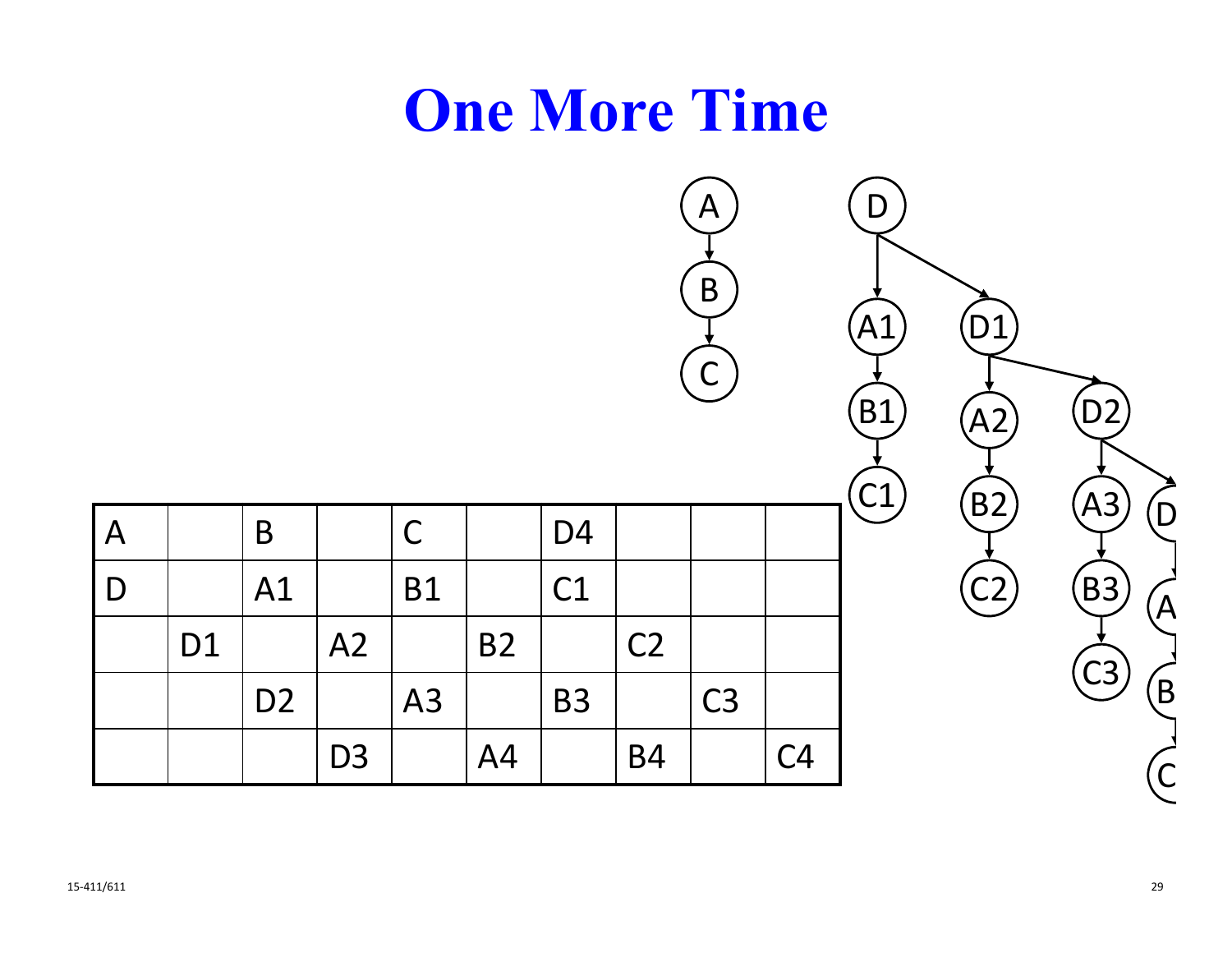# One More Time

| A | | B | | C | | D4 | | | |
|---|---|---|---|---|---|---|---|---|---|
| D | | A1 | | B1 | | C1 | | | |
| | D1 | | A2 | | B2 | | C2 | | |
| | | D2 | | A3 | | B3 | | C3 | |
| | | | D3 | | A4 | | B4 | | C4 |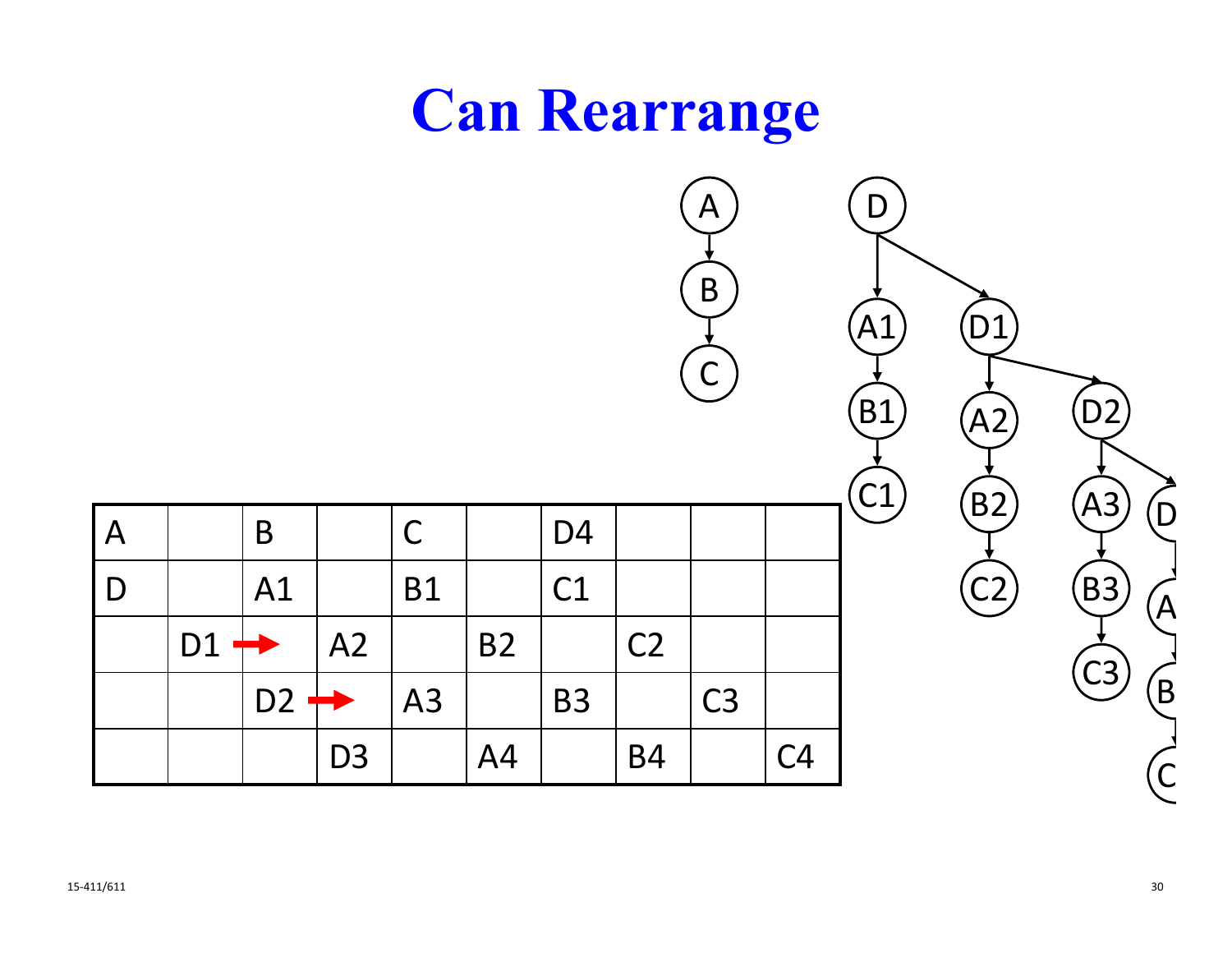# Can Rearrange

| A | | B | | C | | D4 | | | |
|---|---|---|---|---|---|---|---|---|---|
| D | | A1 | | B1 | | C1 | | | |
| | D1 ➡ | | A2 | | B2 | | C2 | | |
| | | D2 ➡ | | A3 | | B3 | | C3 | |
| | | | D3 | | A4 | | B4 | | C4 |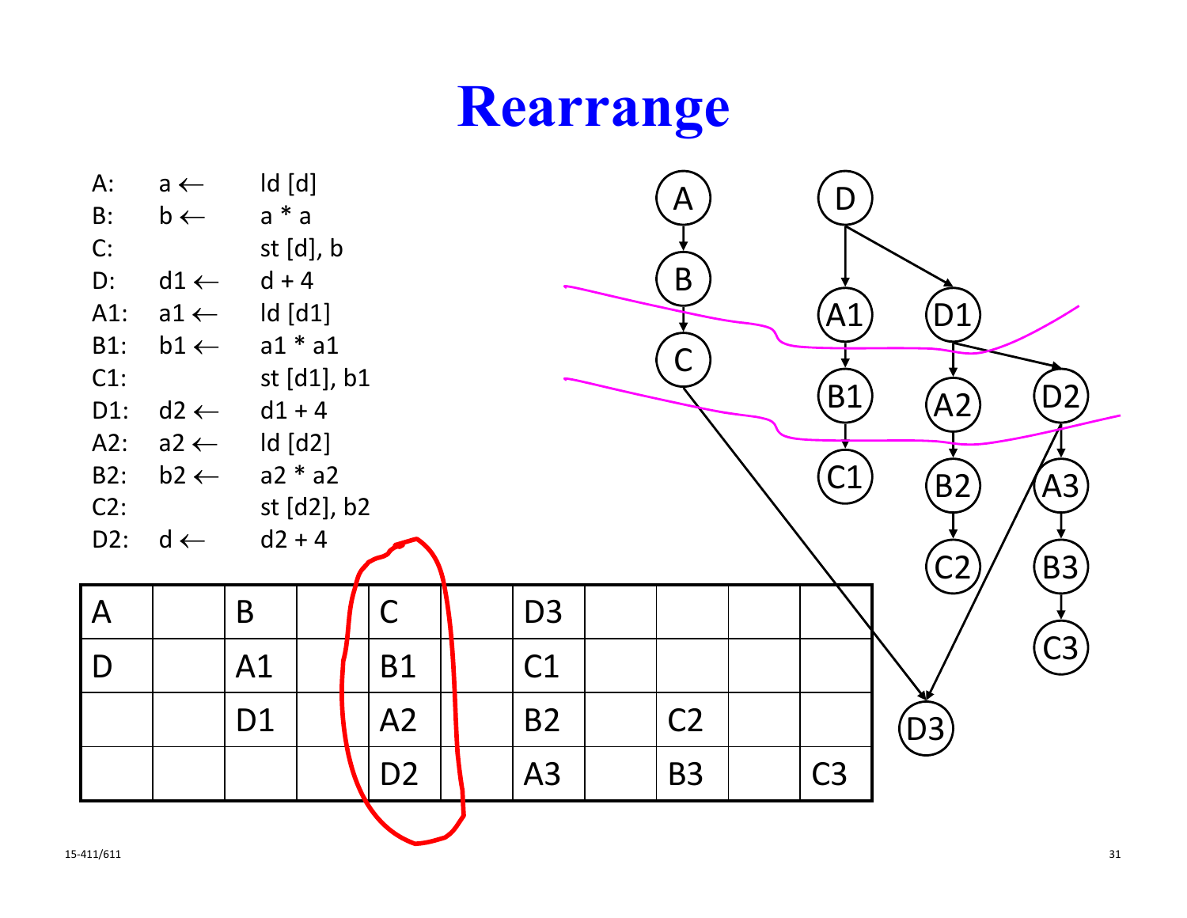# Rearrange

```
A:   a ←   ld [d]
B:   b ←   a * a
C:         st [d], b
D:   d1 ←  d + 4
A1:  a1 ←  ld [d1]
B1:  b1 ←  a1 * a1
C1:        st [d1], b1
D1:  d2 ←  d1 + 4
A2:  a2 ←  ld [d2]
B2:  b2 ←  a2 * a2
C2:        st [d2], b2
D2:  d ←   d2 + 4
```

| A | | B | | C | | D3 | | | | |
|---|---|---|---|---|---|---|---|---|---|---|
| D | | A1 | | B1 | | C1 | | | | |
| | | D1 | | A2 | | B2 | | C2 | | |
| | | | | D2 | | A3 | | B3 | | C3 |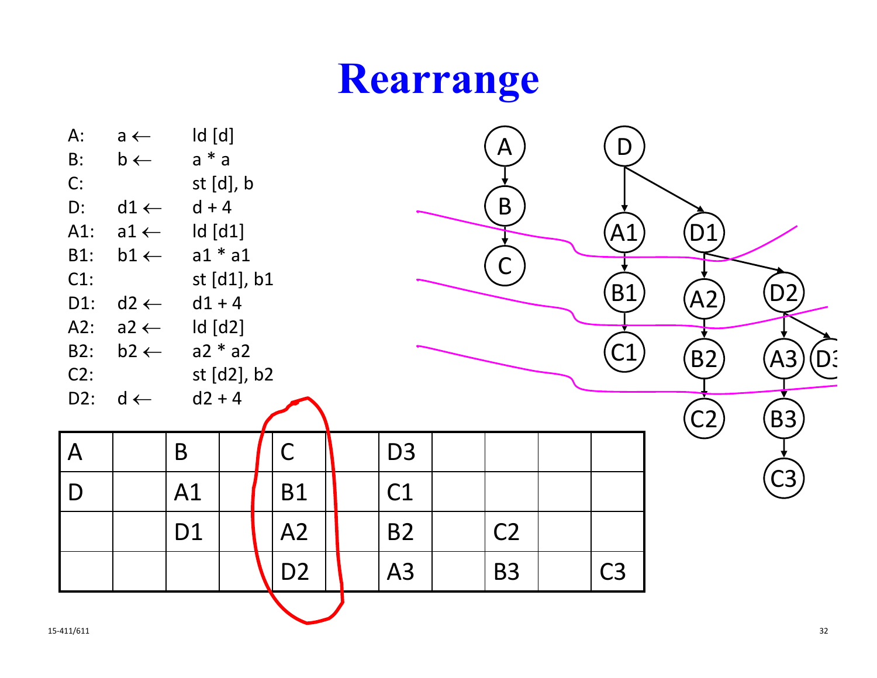# Rearrange

```
A:   a ←   ld [d]
B:   b ←   a * a
C:         st [d], b
D:   d1 ←  d + 4
A1:  a1 ←  ld [d1]
B1:  b1 ←  a1 * a1
C1:        st [d1], b1
D1:  d2 ←  d1 + 4
A2:  a2 ←  ld [d2]
B2:  b2 ←  a2 * a2
C2:        st [d2], b2
D2:  d ←   d2 + 4
```

| A | | B | | C | | D3 | | | | |
|---|---|---|---|---|---|---|---|---|---|---|
| D | | A1 | | B1 | | C1 | | | | |
| | | D1 | | A2 | | B2 | | C2 | | |
| | | | | D2 | | A3 | | B3 | | C3 |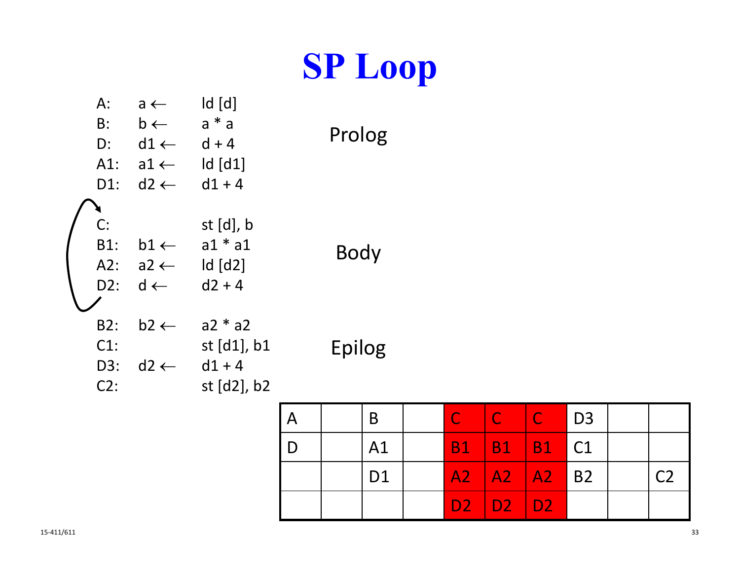# SP Loop

**Prolog**

```
A:   a  ←   ld [d]
B:   b  ←   a * a
D:   d1 ←   d + 4
A1:  a1 ←   ld [d1]
D1:  d2 ←   d1 + 4
```

**Body** (loop)

```
C:          st [d], b
B1:  b1 ←   a1 * a1
A2:  a2 ←   ld [d2]
D2:  d  ←   d2 + 4
```

**Epilog**

```
B2:  b2 ←   a2 * a2
C1:         st [d1], b1
D3:  d2 ←   d1 + 4
C2:         st [d2], b2
```

| | | | | | | | | | |
|---|---|---|---|---|---|---|---|---|---|
| A | | B | | C | C | C | D3 | | |
| D | | A1 | | B1 | B1 | B1 | C1 | | |
| | | D1 | | A2 | A2 | A2 | B2 | | C2 |
| | | | | D2 | D2 | D2 | | | |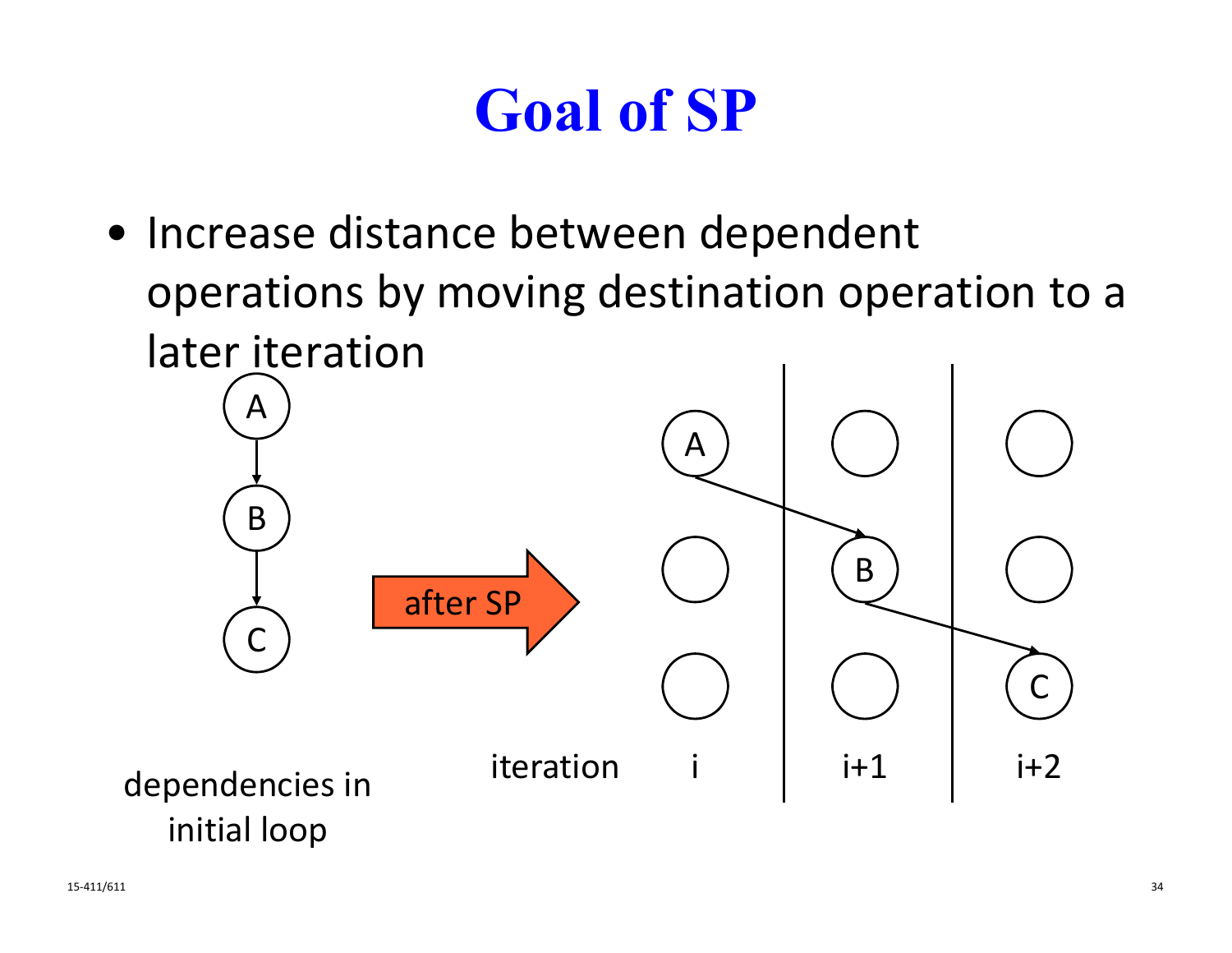# Goal of SP

- Increase distance between dependent operations by moving destination operation to a later iteration

A → B → C

dependencies in initial loop

after SP

| iteration | i | i+1 | i+2 |
|---|---|---|---|
| | A | | |
| | | B | |
| | | | C |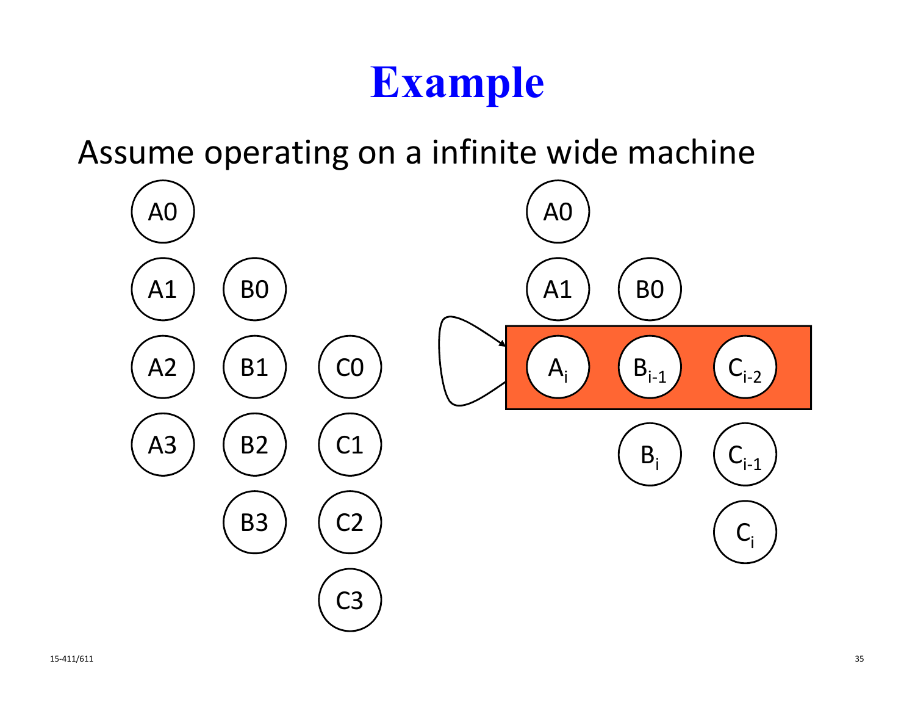# Example

Assume operating on a infinite wide machine

A0

A1 B0

A2 B1 C0

A3 B2 C1

B3 C2

C3

A0

A1 B0

$A_i$ $B_{i-1}$ $C_{i-2}$

$B_i$ $C_{i-1}$

$C_i$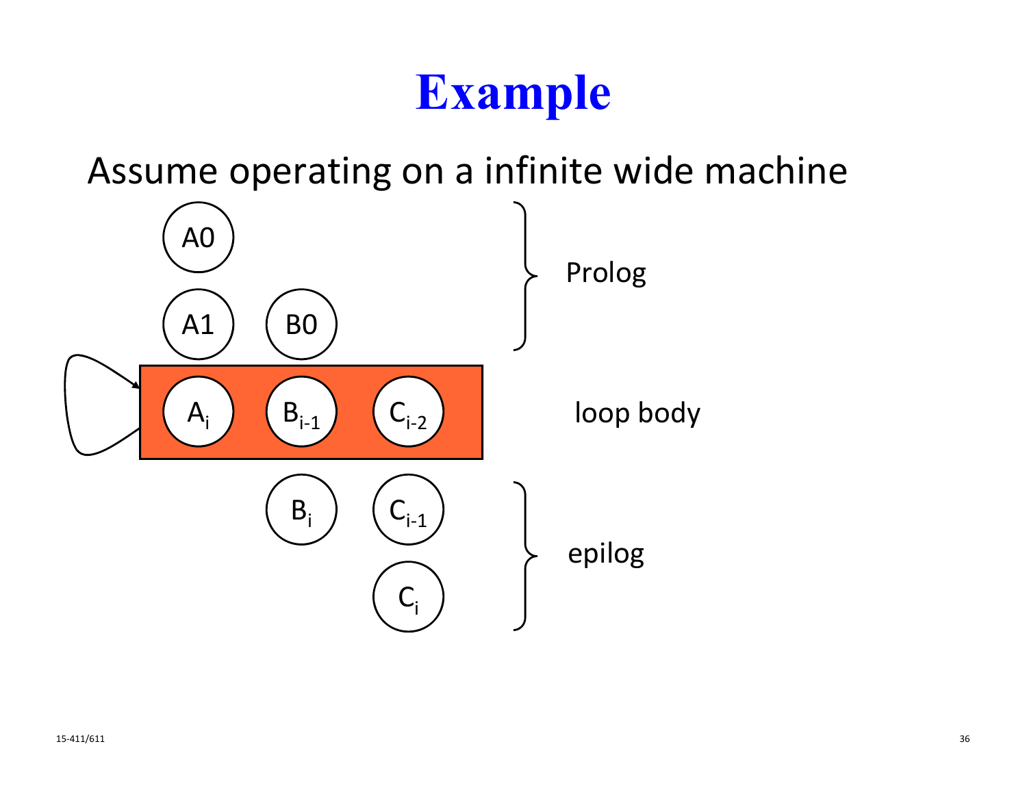# Example

Assume operating on a infinite wide machine

A0

A1 &nbsp; B0

} Prolog

$A_i$ &nbsp; $B_{i-1}$ &nbsp; $C_{i-2}$

loop body

$B_i$ &nbsp; $C_{i-1}$

$C_i$

} epilog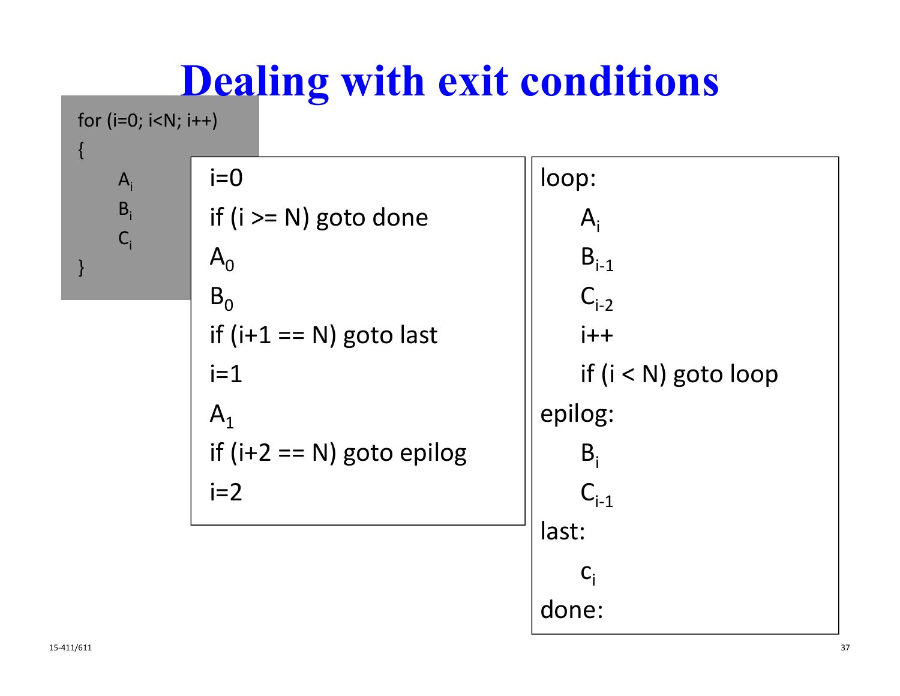# Dealing with exit conditions

```
for (i=0; i<N; i++)
{
    Ai
    Bi
    Ci
}
```

```
i=0
if (i >= N) goto done
A0
B0
if (i+1 == N) goto last
i=1
A1
if (i+2 == N) goto epilog
i=2
```

```
loop:
    Ai
    Bi-1
    Ci-2
    i++
    if (i < N) goto loop
epilog:
    Bi
    Ci-1
last:
    ci
done:
```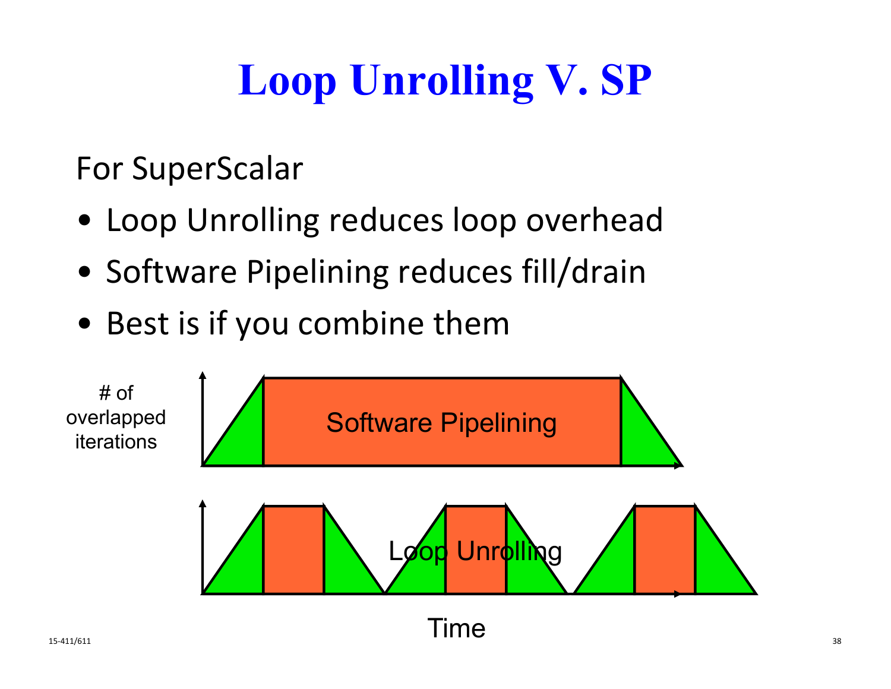# Loop Unrolling V. SP

For SuperScalar

- Loop Unrolling reduces loop overhead
- Software Pipelining reduces fill/drain
- Best is if you combine them

# of overlapped iterations

Software Pipelining

Loop Unrolling

Time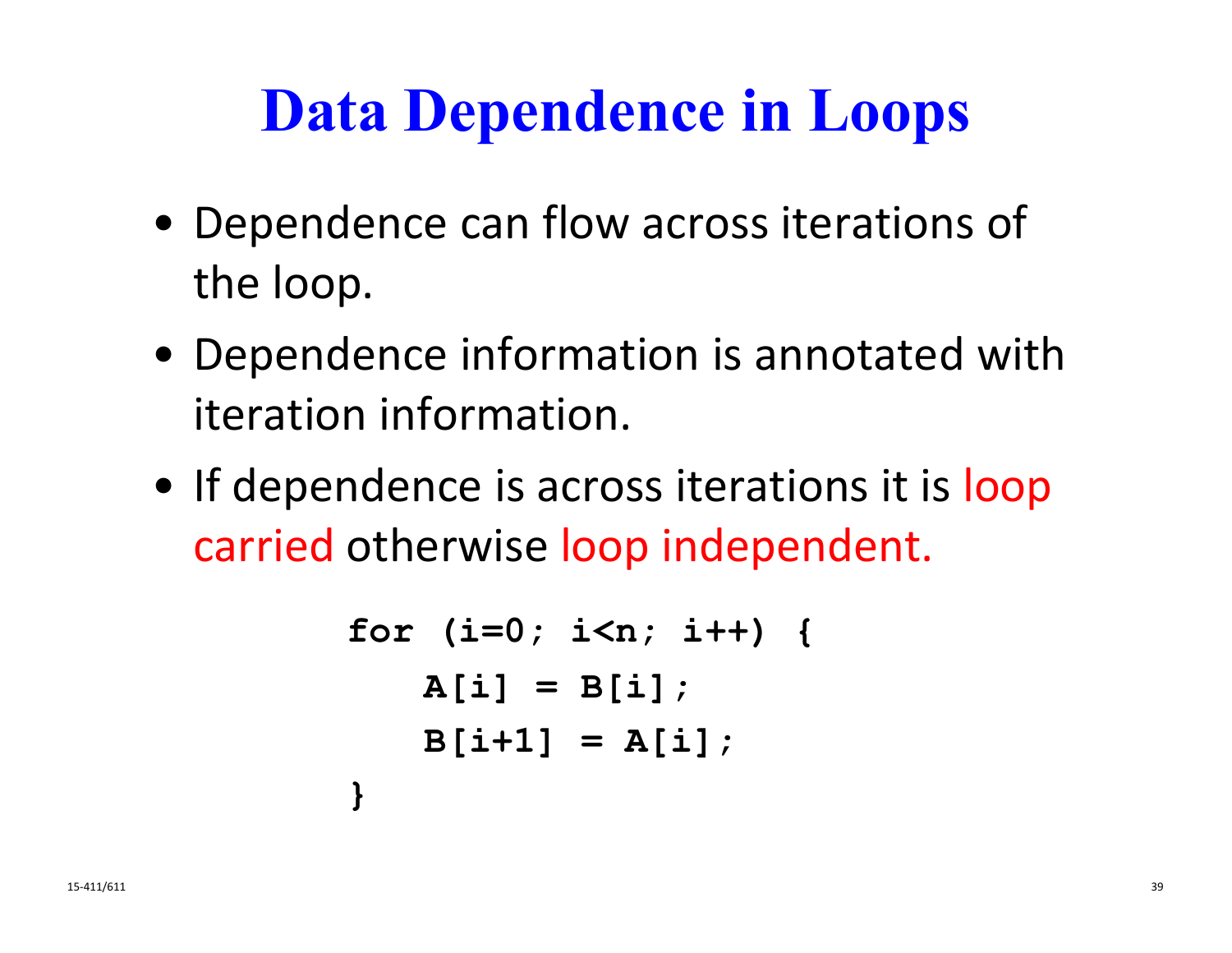# Data Dependence in Loops

- Dependence can flow across iterations of the loop.
- Dependence information is annotated with iteration information.
- If dependence is across iterations it is loop carried otherwise loop independent.

```
for (i=0; i<n; i++) {
    A[i] = B[i];
    B[i+1] = A[i];
}
```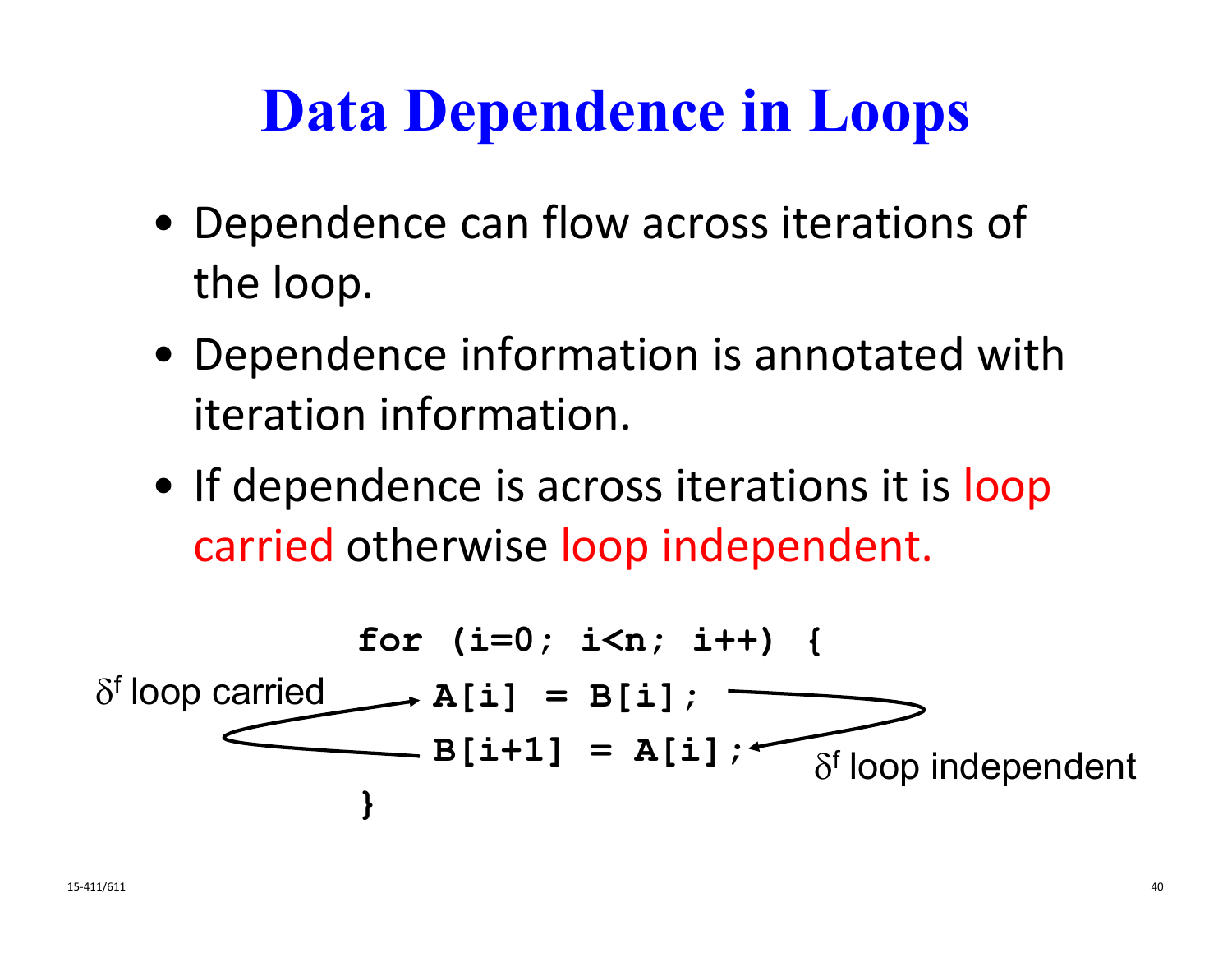# Data Dependence in Loops

- Dependence can flow across iterations of the loop.
- Dependence information is annotated with iteration information.
- If dependence is across iterations it is loop carried otherwise loop independent.

```
for (i=0; i<n; i++) {
    A[i] = B[i];
    B[i+1] = A[i];
}
```

$\delta^f$ loop carried

$\delta^f$ loop independent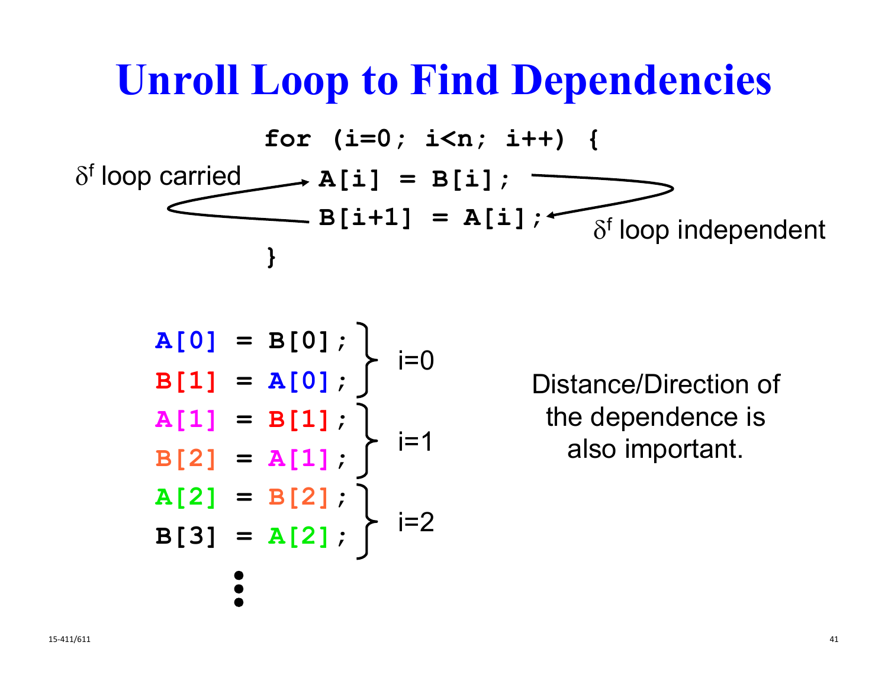# Unroll Loop to Find Dependencies

```
for (i=0; i<n; i++) {
    A[i] = B[i];
    B[i+1] = A[i];
}
```

$\delta^f$ loop carried

$\delta^f$ loop independent

```
A[0] = B[0];
B[1] = A[0];   } i=0
A[1] = B[1];
B[2] = A[1];   } i=1
A[2] = B[2];
B[3] = A[2];   } i=2
...
```

Distance/Direction of the dependence is also important.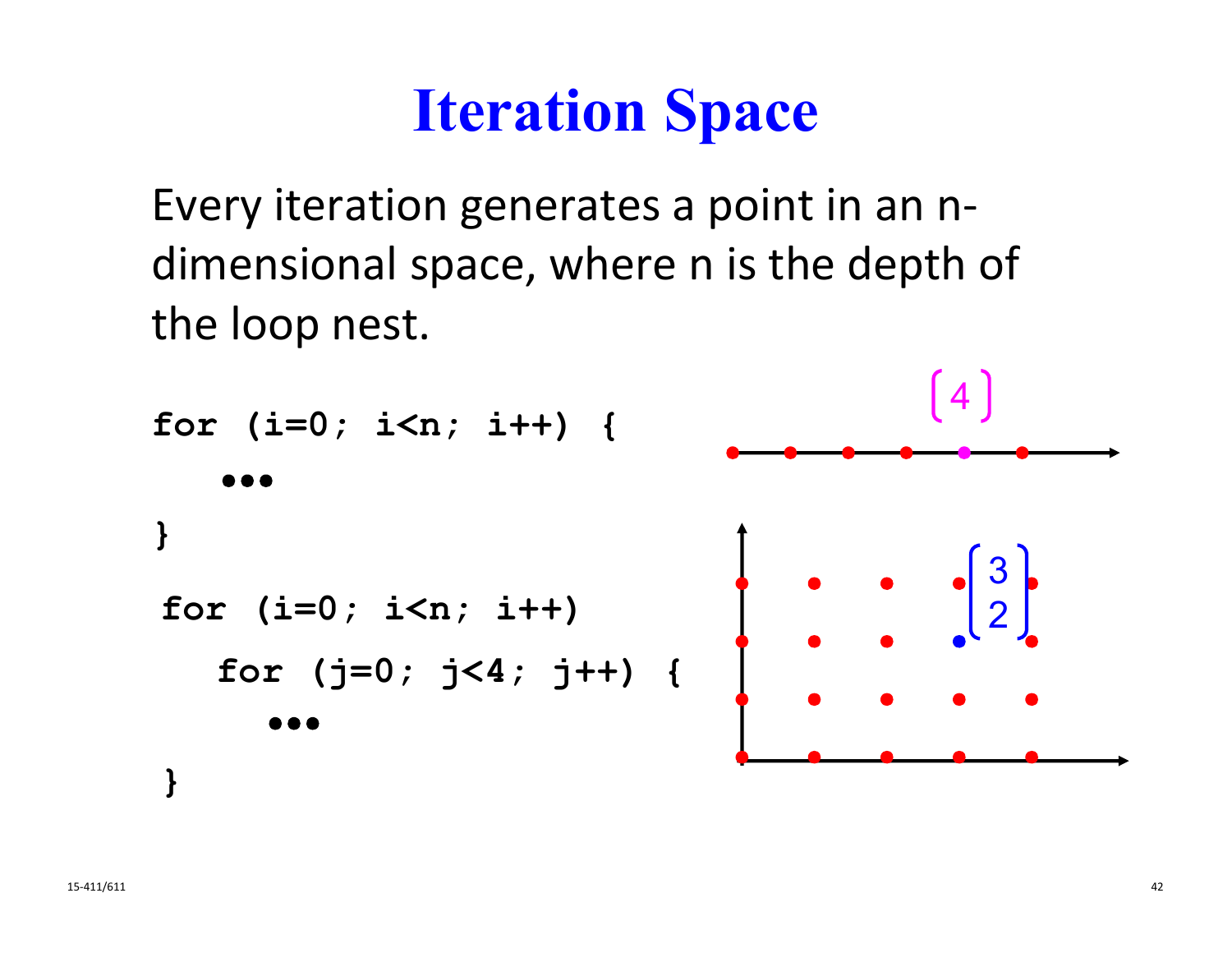# Iteration Space

Every iteration generates a point in an n-dimensional space, where n is the depth of the loop nest.

```
for (i=0; i<n; i++) {
    •••
}
```

```
for (i=0; i<n; i++)
    for (j=0; j<4; j++) {
        •••
}
```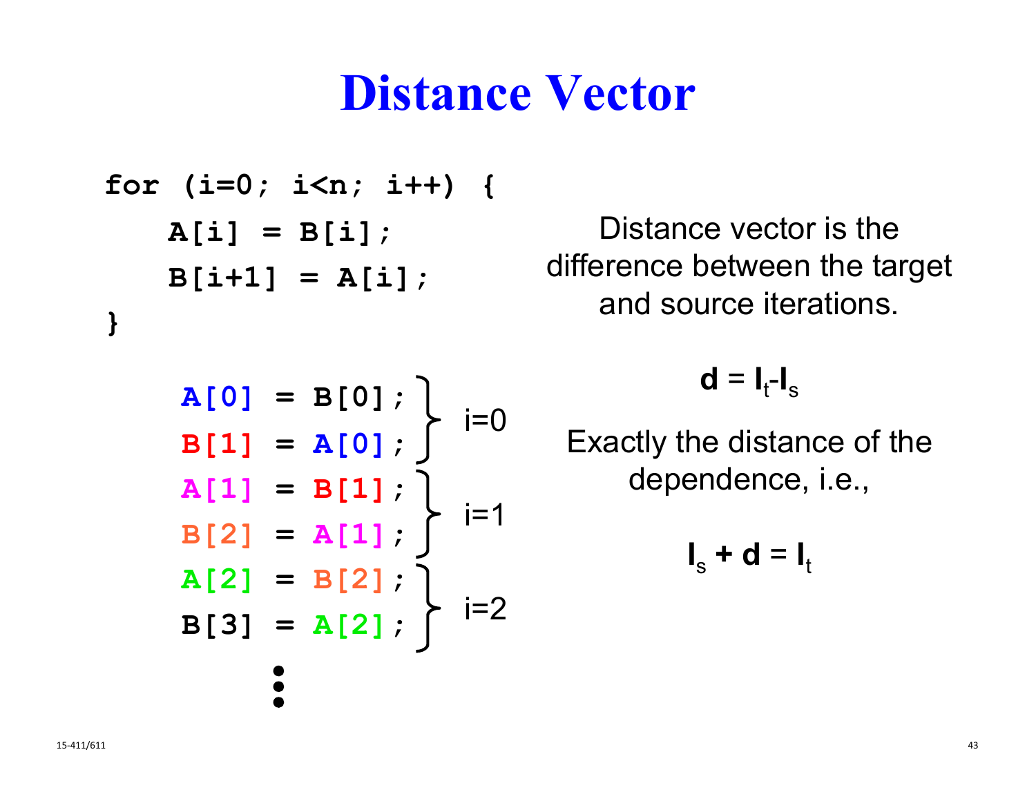# Distance Vector

```
for (i=0; i<n; i++) {
    A[i] = B[i];
    B[i+1] = A[i];
}
```

```
A[0] = B[0];  \
B[1] = A[0];  /  i=0
A[1] = B[1];  \
B[2] = A[1];  /  i=1
A[2] = B[2];  \
B[3] = A[2];  /  i=2
     ⋮
```

Distance vector is the difference between the target and source iterations.

$$\mathbf{d} = \mathbf{I}_t - \mathbf{I}_s$$

Exactly the distance of the dependence, i.e.,

$$\mathbf{I}_s + \mathbf{d} = \mathbf{I}_t$$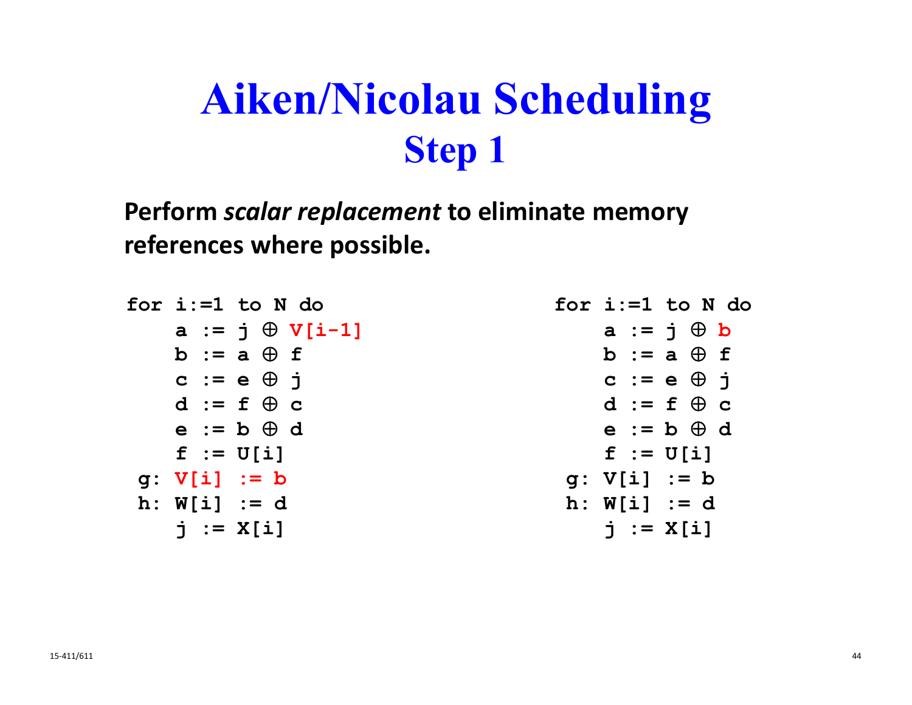# Aiken/Nicolau Scheduling
## Step 1

**Perform *scalar replacement* to eliminate memory references where possible.**

```
for i:=1 to N do
    a := j ⊕ V[i-1]
    b := a ⊕ f
    c := e ⊕ j
    d := f ⊕ c
    e := b ⊕ d
    f := U[i]
 g: V[i] := b
 h: W[i] := d
    j := X[i]
```

```
for i:=1 to N do
    a := j ⊕ b
    b := a ⊕ f
    c := e ⊕ j
    d := f ⊕ c
    e := b ⊕ d
    f := U[i]
 g: V[i] := b
 h: W[i] := d
    j := X[i]
```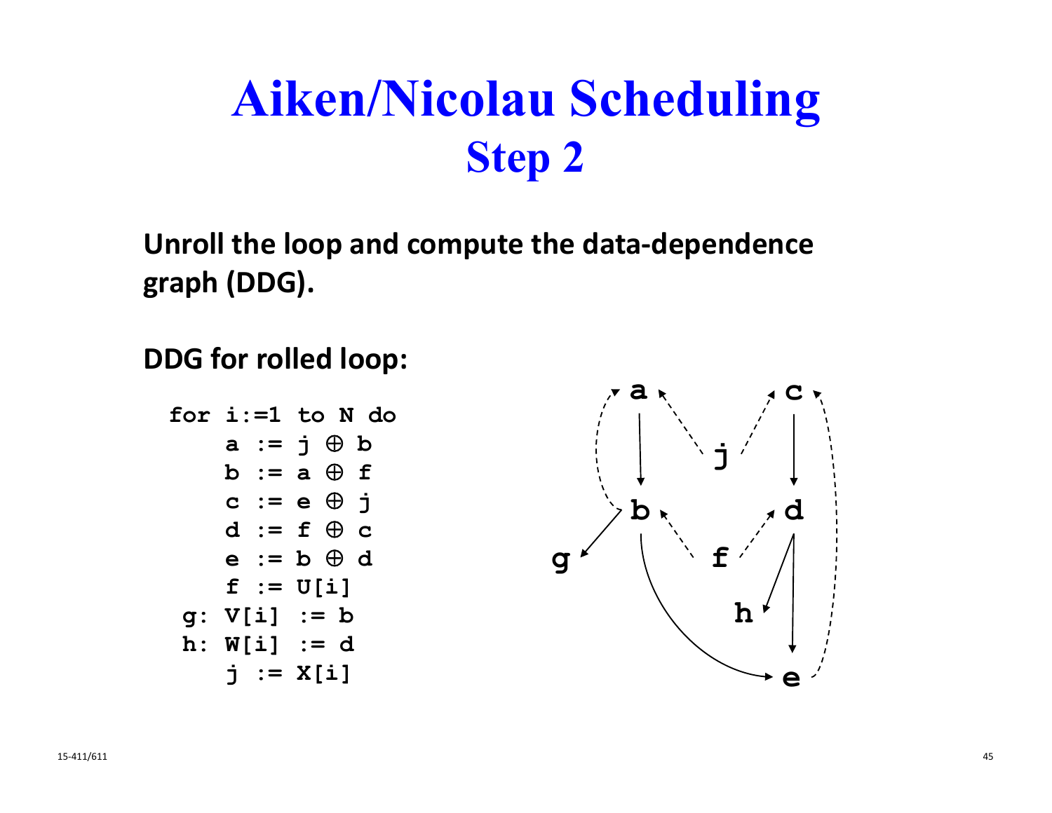# Aiken/Nicolau Scheduling
## Step 2

**Unroll the loop and compute the data-dependence graph (DDG).**

**DDG for rolled loop:**

```
for i:=1 to N do
    a := j ⊕ b
    b := a ⊕ f
    c := e ⊕ j
    d := f ⊕ c
    e := b ⊕ d
    f := U[i]
 g: V[i] := b
 h: W[i] := d
    j := X[i]
```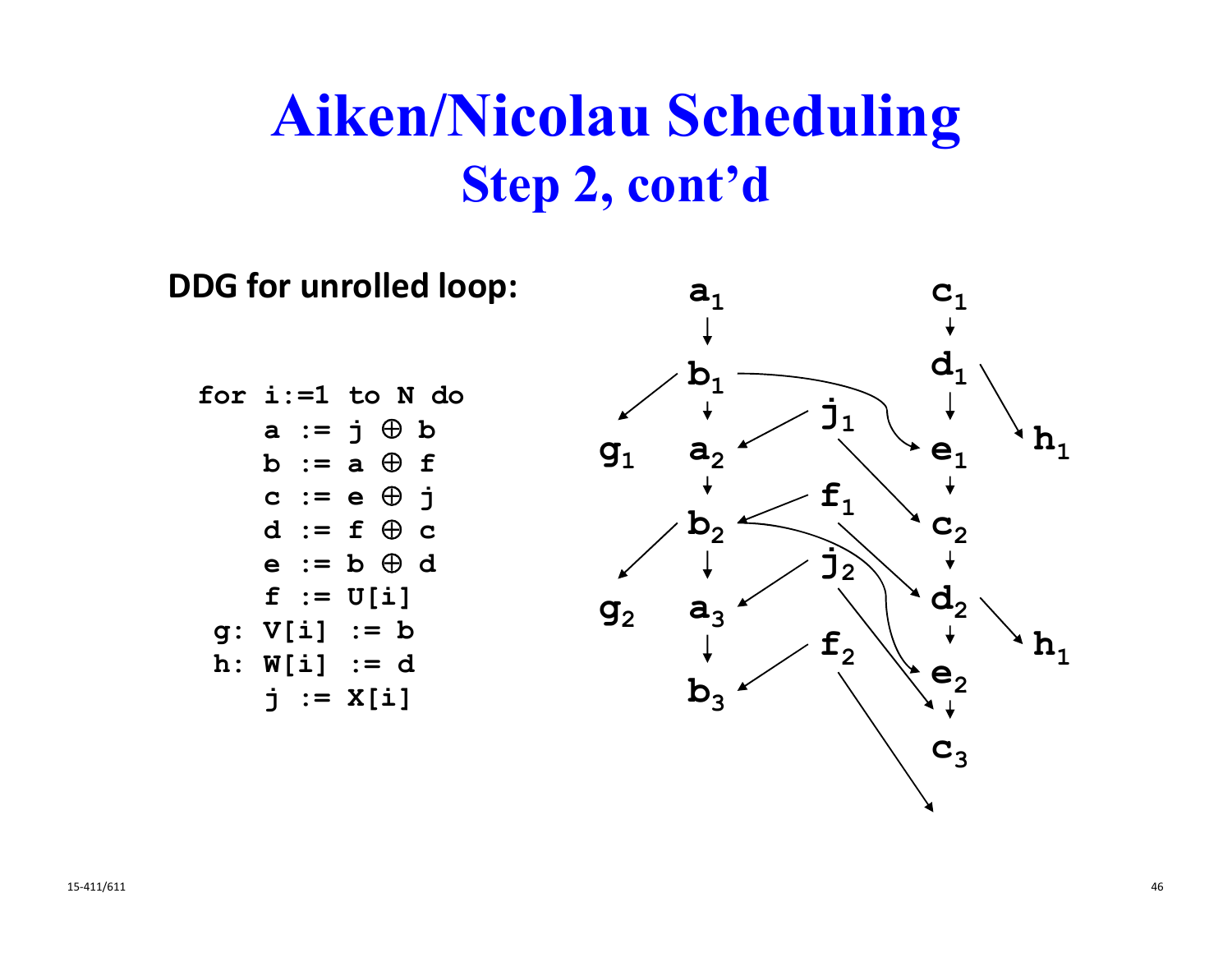# Aiken/Nicolau Scheduling

## Step 2, cont'd

**DDG for unrolled loop:**

```
for i:=1 to N do
    a := j ⊕ b
    b := a ⊕ f
    c := e ⊕ j
    d := f ⊕ c
    e := b ⊕ d
    f := U[i]
 g: V[i] := b
 h: W[i] := d
    j := X[i]
```

$a_1$ $c_1$

$b_1$ $d_1$

$j_1$

$g_1$ $a_2$ $e_1$ $h_1$

$f_1$

$b_2$ $c_2$

$j_2$

$g_2$ $a_3$ $d_2$ $h_1$

$f_2$

$b_3$ $e_2$

$c_3$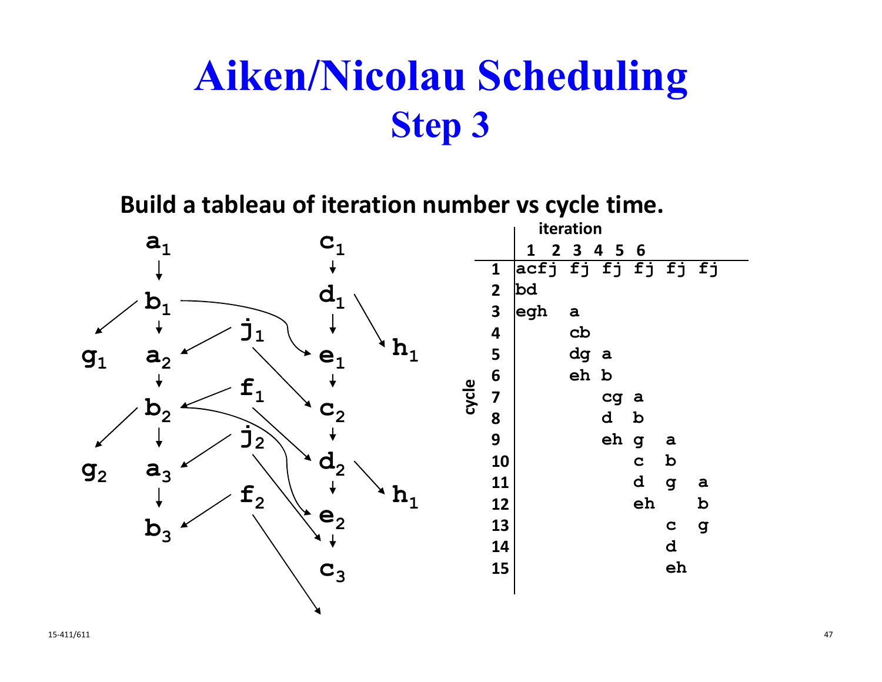# Aiken/Nicolau Scheduling
## Step 3

**Build a tableau of iteration number vs cycle time.**

| cycle \ iteration | 1 | 2 | 3 | 4 | 5 | 6 |
|---|---|---|---|---|---|---|
| 1 | acfj | fj | fj | fj | fj | fj |
| 2 | bd | | | | | |
| 3 | egh | a | | | | |
| 4 | | cb | | | | |
| 5 | | dg | a | | | |
| 6 | | eh | b | | | |
| 7 | | | cg | a | | |
| 8 | | | d | b | | |
| 9 | | | eh | g | a | |
| 10 | | | | c | b | |
| 11 | | | | d | g | a |
| 12 | | | | eh | | b |
| 13 | | | | | c | g |
| 14 | | | | | d | |
| 15 | | | | | eh | |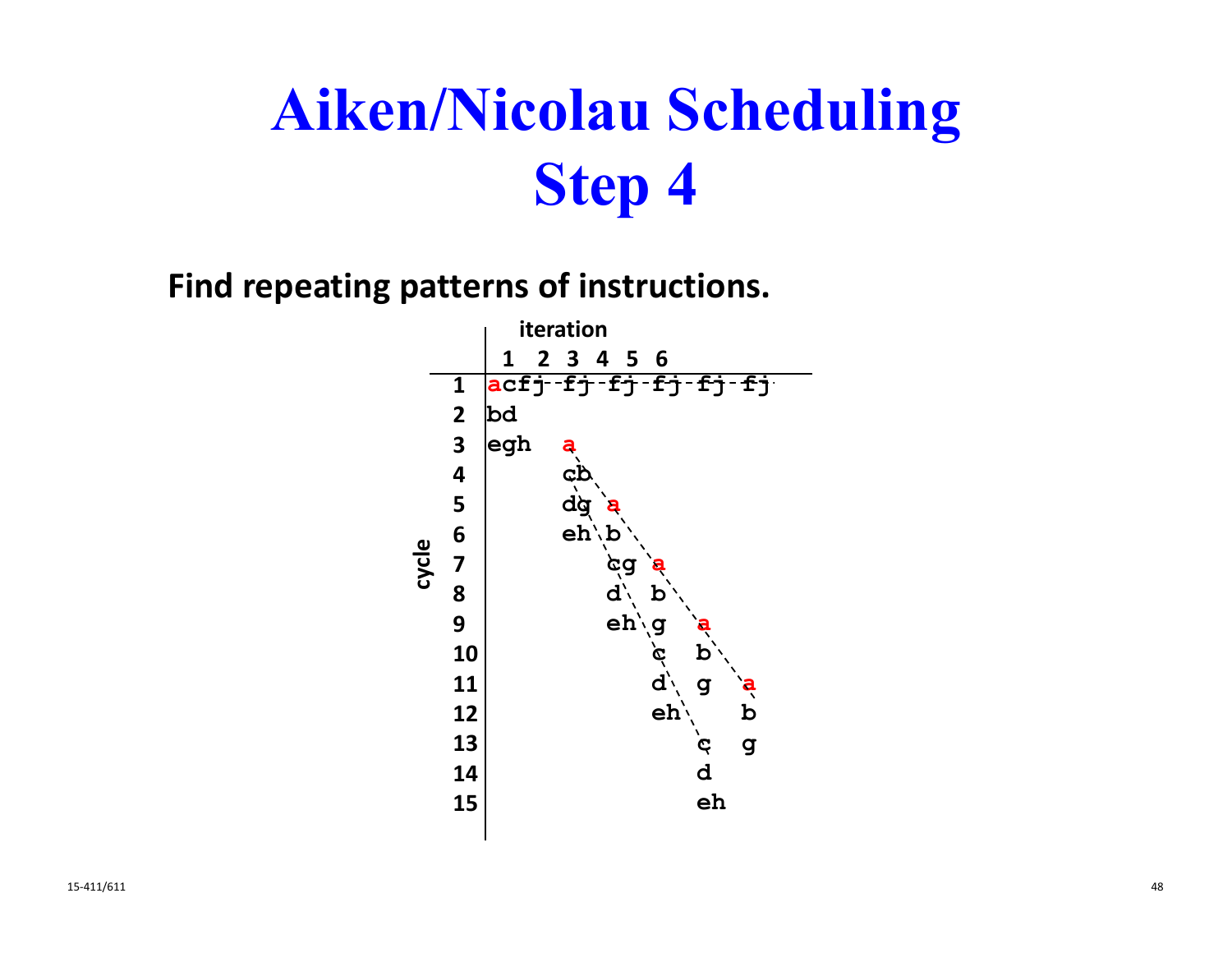# Aiken/Nicolau Scheduling Step 4

**Find repeating patterns of instructions.**

| cycle | 1 | 2 | 3 | 4 | 5 | 6 |
|---|---|---|---|---|---|---|
| 1 | acfj | fj | fj | fj | fj | fj |
| 2 | bd | | | | | |
| 3 | egh | a | | | | |
| 4 | | cb | | | | |
| 5 | | dg | a | | | |
| 6 | | eh | b | | | |
| 7 | | | cg | a | | |
| 8 | | | d | b | | |
| 9 | | | eh | g | a | |
| 10 | | | | c | b | |
| 11 | | | | d | g | a |
| 12 | | | | eh | | b |
| 13 | | | | | c | g |
| 14 | | | | | d | |
| 15 | | | | | eh | |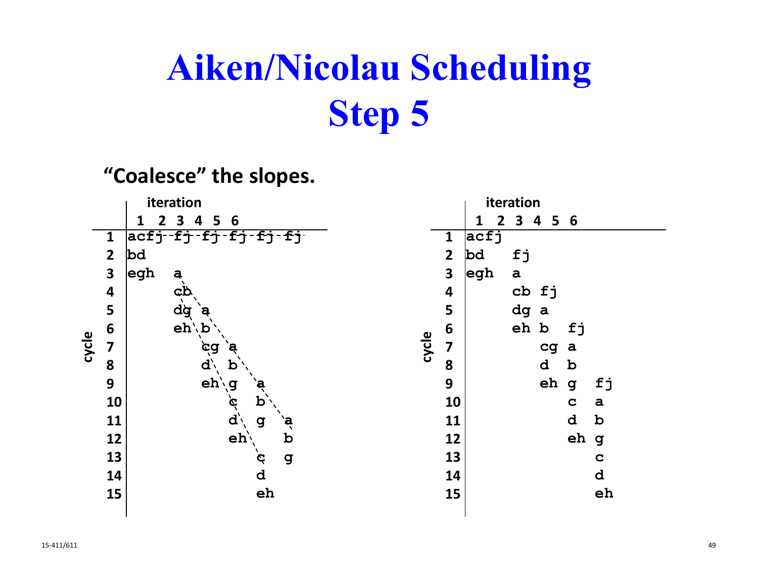# Aiken/Nicolau Scheduling Step 5

**"Coalesce" the slopes.**

| cycle | iter 1 | iter 2 | iter 3 | iter 4 | iter 5 | iter 6 |
|---|---|---|---|---|---|---|
| 1 | acfj | fj | fj | fj | fj | fj |
| 2 | bd | | | | | |
| 3 | egh | a | | | | |
| 4 | | cb | | | | |
| 5 | | dg | a | | | |
| 6 | | eh | b | | | |
| 7 | | | cg | a | | |
| 8 | | | d | b | | |
| 9 | | | eh | g | a | |
| 10 | | | | c | b | |
| 11 | | | | d | g | a |
| 12 | | | | eh | | b |
| 13 | | | | | c | g |
| 14 | | | | | d | |
| 15 | | | | | eh | |

| cycle | iter 1 | iter 2 | iter 3 | iter 4 | iter 5 | iter 6 |
|---|---|---|---|---|---|---|
| 1 | acfj | | | | | |
| 2 | bd | fj | | | | |
| 3 | egh | a | | | | |
| 4 | | cb | fj | | | |
| 5 | | dg | a | | | |
| 6 | | eh | b | fj | | |
| 7 | | | cg | a | | |
| 8 | | | d | b | | |
| 9 | | | eh | g | fj | |
| 10 | | | | c | a | |
| 11 | | | | d | b | |
| 12 | | | | eh | g | |
| 13 | | | | | c | |
| 14 | | | | | d | |
| 15 | | | | | eh | |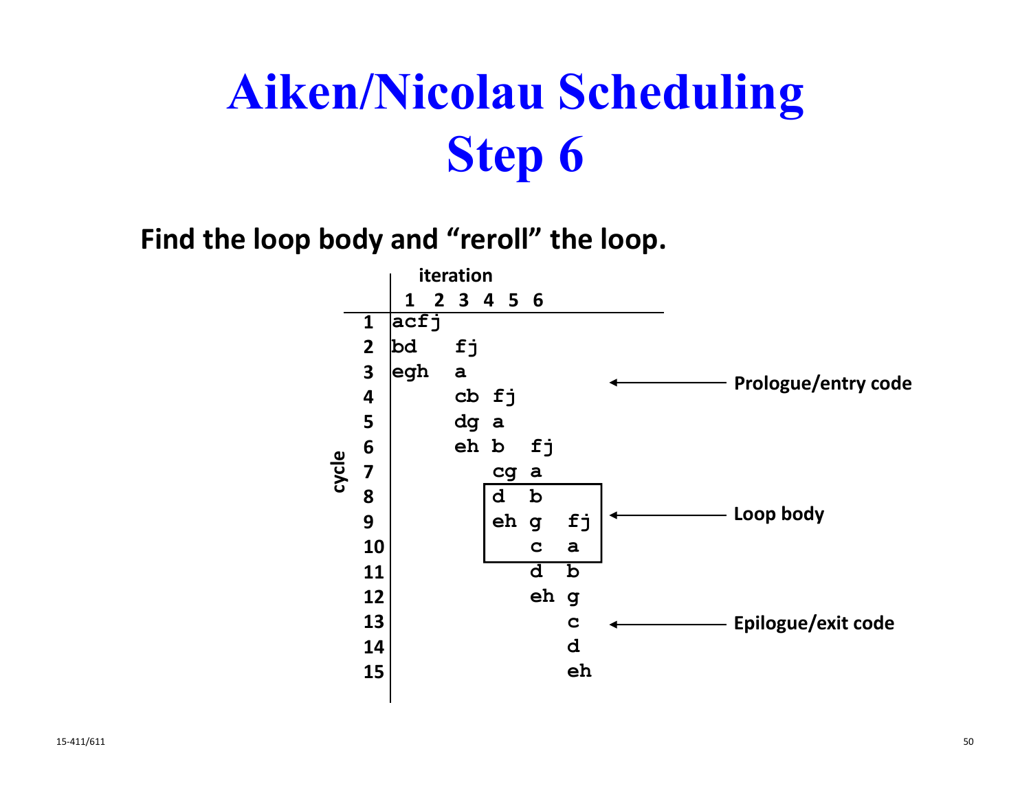# Aiken/Nicolau Scheduling Step 6

**Find the loop body and "reroll" the loop.**

| cycle | iteration 1 | 2 | 3 | 4 | 5 | 6 | |
|---|---|---|---|---|---|---|---|
| 1 | acfj | | | | | | |
| 2 | bd | fj | | | | | |
| 3 | egh | a | | | | | ← Prologue/entry code |
| 4 | | cb | fj | | | | |
| 5 | | dg | a | | | | |
| 6 | | eh | b | fj | | | |
| 7 | | | cg | a | | | |
| 8 | | | d | b | | | |
| 9 | | | eh | g | fj | | ← Loop body |
| 10 | | | | c | a | | |
| 11 | | | | d | b | | |
| 12 | | | | eh | g | | |
| 13 | | | | | c | | ← Epilogue/exit code |
| 14 | | | | | d | | |
| 15 | | | | | eh | | |

Loop body: cycles 8–10 (boxed).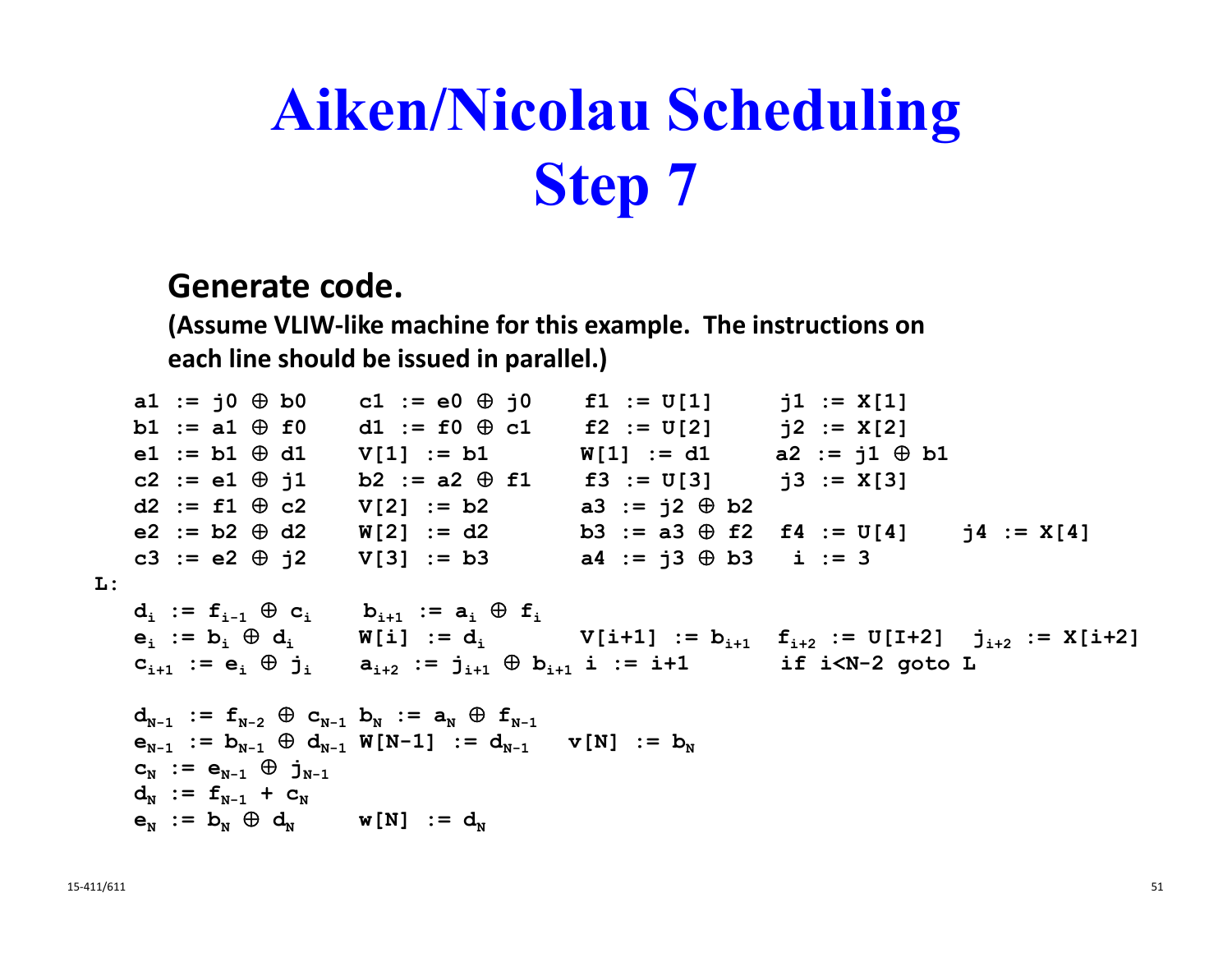# Aiken/Nicolau Scheduling Step 7

**Generate code.**

**(Assume VLIW-like machine for this example. The instructions on each line should be issued in parallel.)**

```
    a1 := j0 ⊕ b0     c1 := e0 ⊕ j0     f1 := U[1]     j1 := X[1]
    b1 := a1 ⊕ f0     d1 := f0 ⊕ c1     f2 := U[2]     j2 := X[2]
    e1 := b1 ⊕ d1     V[1] := b1        W[1] := d1     a2 := j1 ⊕ b1
    c2 := e1 ⊕ j1     b2 := a2 ⊕ f1     f3 := U[3]     j3 := X[3]
    d2 := f1 ⊕ c2     V[2] := b2        a3 := j2 ⊕ b2
    e2 := b2 ⊕ d2     W[2] := d2        b3 := a3 ⊕ f2  f4 := U[4]     j4 := X[4]
    c3 := e2 ⊕ j2     V[3] := b3        a4 := j3 ⊕ b3   i := 3
L:
    d_i := f_i-1 ⊕ c_i      b_i+1 := a_i ⊕ f_i
    e_i := b_i ⊕ d_i        W[i] := d_i          V[i+1] := b_i+1   f_i+2 := U[I+2]   j_i+2 := X[i+2]
    c_i+1 := e_i ⊕ j_i      a_i+2 := j_i+1 ⊕ b_i+1   i := i+1      if i<N-2 goto L

    d_N-1 := f_N-2 ⊕ c_N-1   b_N := a_N ⊕ f_N-1
    e_N-1 := b_N-1 ⊕ d_N-1   W[N-1] := d_N-1    v[N] := b_N
    c_N := e_N-1 ⊕ j_N-1
    d_N := f_N-1 + c_N
    e_N := b_N ⊕ d_N         w[N] := d_N
```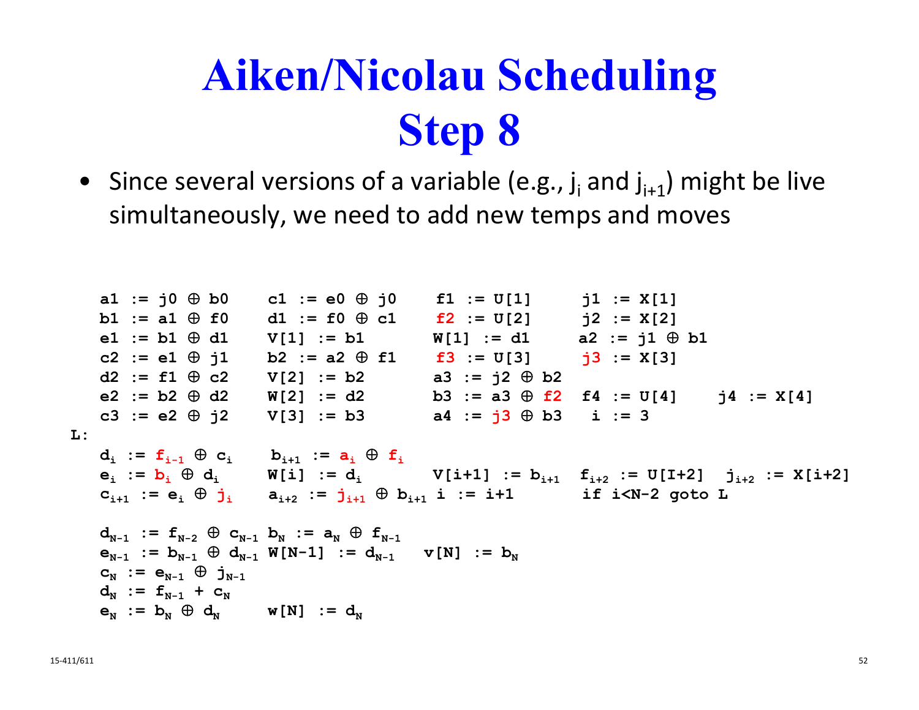# Aiken/Nicolau Scheduling Step 8

- Since several versions of a variable (e.g., $j_i$ and $j_{i+1}$) might be live simultaneously, we need to add new temps and moves

```
   a1 := j0 ⊕ b0     c1 := e0 ⊕ j0     f1 := U[1]      j1 := X[1]
   b1 := a1 ⊕ f0     d1 := f0 ⊕ c1     f2 := U[2]      j2 := X[2]
   e1 := b1 ⊕ d1     V[1] := b1        W[1] := d1      a2 := j1 ⊕ b1
   c2 := e1 ⊕ j1     b2 := a2 ⊕ f1     f3 := U[3]      j3 := X[3]
   d2 := f1 ⊕ c2     V[2] := b2        a3 := j2 ⊕ b2
   e2 := b2 ⊕ d2     W[2] := d2        b3 := a3 ⊕ f2   f4 := U[4]     j4 := X[4]
   c3 := e2 ⊕ j2     V[3] := b3        a4 := j3 ⊕ b3    i := 3
L:
   d_i := f_i-1 ⊕ c_i     b_i+1 := a_i ⊕ f_i
   e_i := b_i ⊕ d_i       W[i] := d_i       V[i+1] := b_i+1   f_i+2 := U[I+2]   j_i+2 := X[i+2]
   c_i+1 := e_i ⊕ j_i     a_i+2 := j_i+1 ⊕ b_i+1   i := i+1   if i<N-2 goto L

   d_N-1 := f_N-2 ⊕ c_N-1   b_N := a_N ⊕ f_N-1
   e_N-1 := b_N-1 ⊕ d_N-1   W[N-1] := d_N-1    v[N] := b_N
   c_N := e_N-1 ⊕ j_N-1
   d_N := f_N-1 + c_N
   e_N := b_N ⊕ d_N         w[N] := d_N
```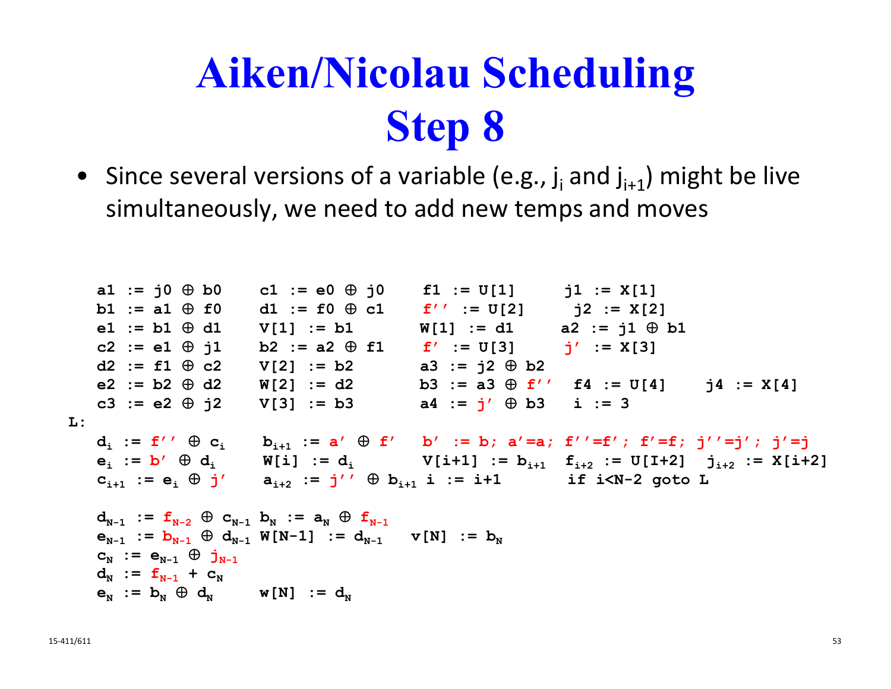# Aiken/Nicolau Scheduling Step 8

- Since several versions of a variable (e.g., $j_i$ and $j_{i+1}$) might be live simultaneously, we need to add new temps and moves

```
   a1 := j0 ⊕ b0     c1 := e0 ⊕ j0     f1 := U[1]      j1 := X[1]
   b1 := a1 ⊕ f0     d1 := f0 ⊕ c1     f'' := U[2]      j2 := X[2]
   e1 := b1 ⊕ d1     V[1] := b1        W[1] := d1      a2 := j1 ⊕ b1
   c2 := e1 ⊕ j1     b2 := a2 ⊕ f1     f' := U[3]      j' := X[3]
   d2 := f1 ⊕ c2     V[2] := b2        a3 := j2 ⊕ b2
   e2 := b2 ⊕ d2     W[2] := d2        b3 := a3 ⊕ f''  f4 := U[4]    j4 := X[4]
   c3 := e2 ⊕ j2     V[3] := b3        a4 := j' ⊕ b3   i := 3
L:
   d_i := f'' ⊕ c_i      b_i+1 := a' ⊕ f'    b' := b; a'=a; f''=f'; f'=f; j''=j'; j'=j
   e_i := b' ⊕ d_i       W[i] := d_i         V[i+1] := b_i+1  f_i+2 := U[I+2]  j_i+2 := X[i+2]
   c_i+1 := e_i ⊕ j'     a_i+2 := j'' ⊕ b_i+1  i := i+1       if i<N-2 goto L

   d_N-1 := f_N-2 ⊕ c_N-1  b_N := a_N ⊕ f_N-1
   e_N-1 := b_N-1 ⊕ d_N-1  W[N-1] := d_N-1   v[N] := b_N
   c_N := e_N-1 ⊕ j_N-1
   d_N := f_N-1 + c_N
   e_N := b_N ⊕ d_N        w[N] := d_N
```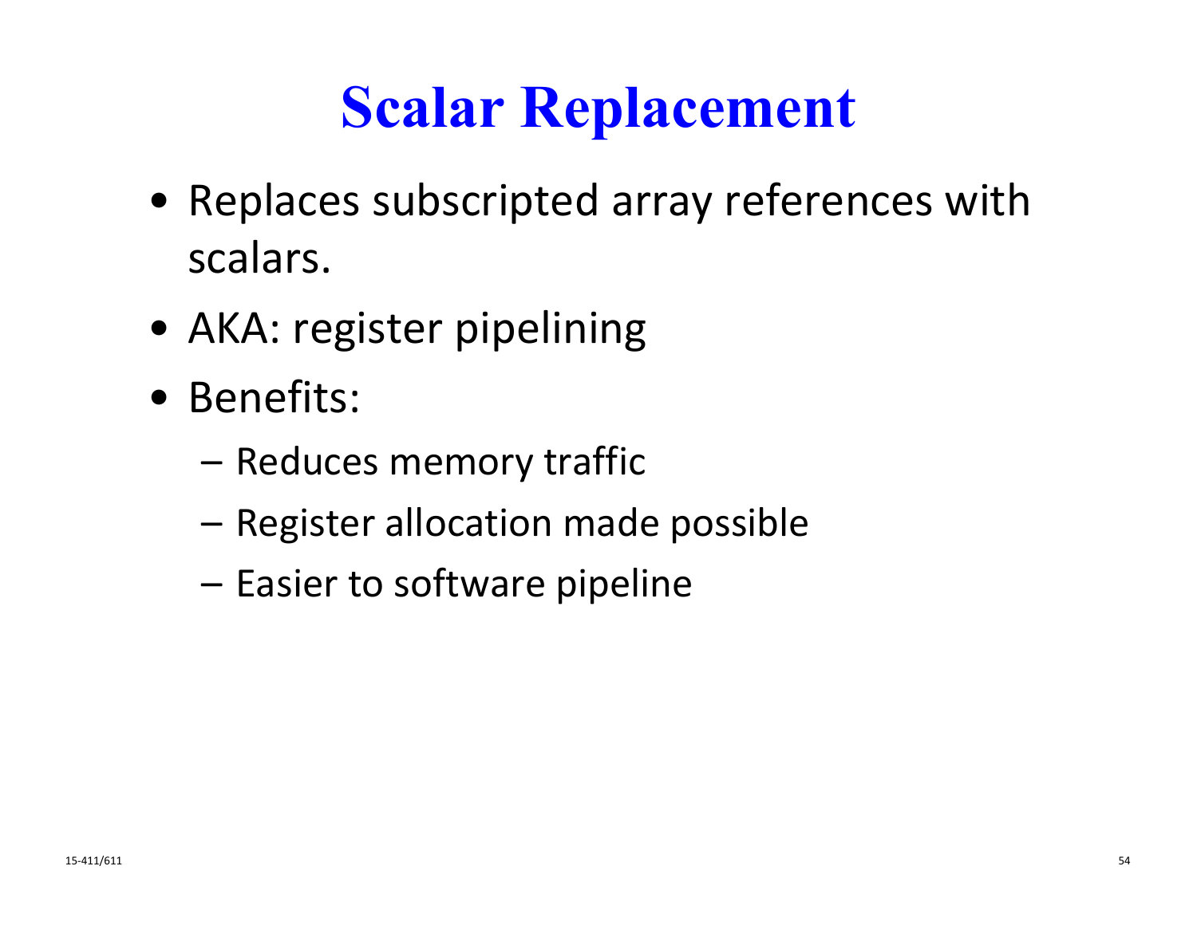# Scalar Replacement

- Replaces subscripted array references with scalars.
- AKA: register pipelining
- Benefits:
  - Reduces memory traffic
  - Register allocation made possible
  - Easier to software pipeline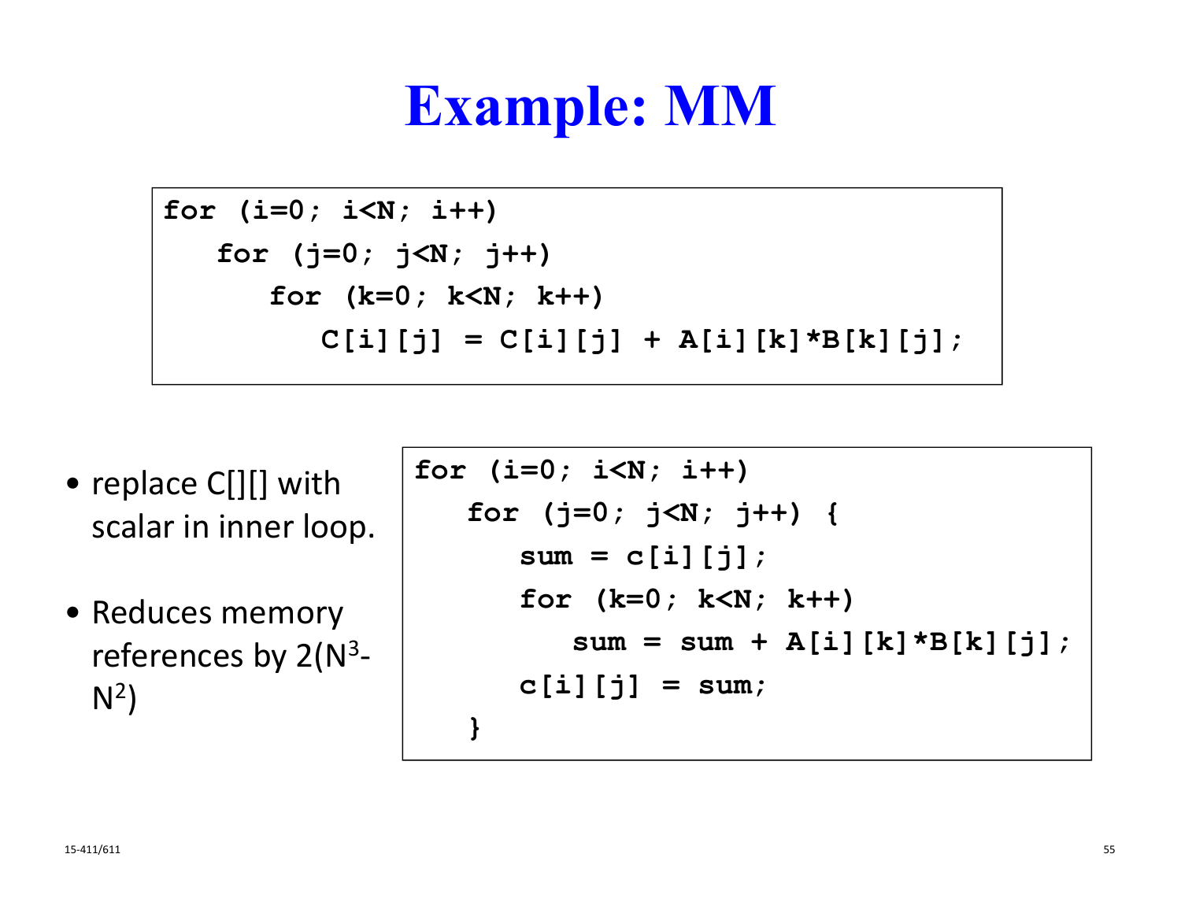# Example: MM

```
for (i=0; i<N; i++)
   for (j=0; j<N; j++)
      for (k=0; k<N; k++)
         C[i][j] = C[i][j] + A[i][k]*B[k][j];
```

- replace C[][] with scalar in inner loop.
- Reduces memory references by $2(N^3 - N^2)$

```
for (i=0; i<N; i++)
   for (j=0; j<N; j++) {
      sum = c[i][j];
      for (k=0; k<N; k++)
         sum = sum + A[i][k]*B[k][j];
      c[i][j] = sum;
   }
```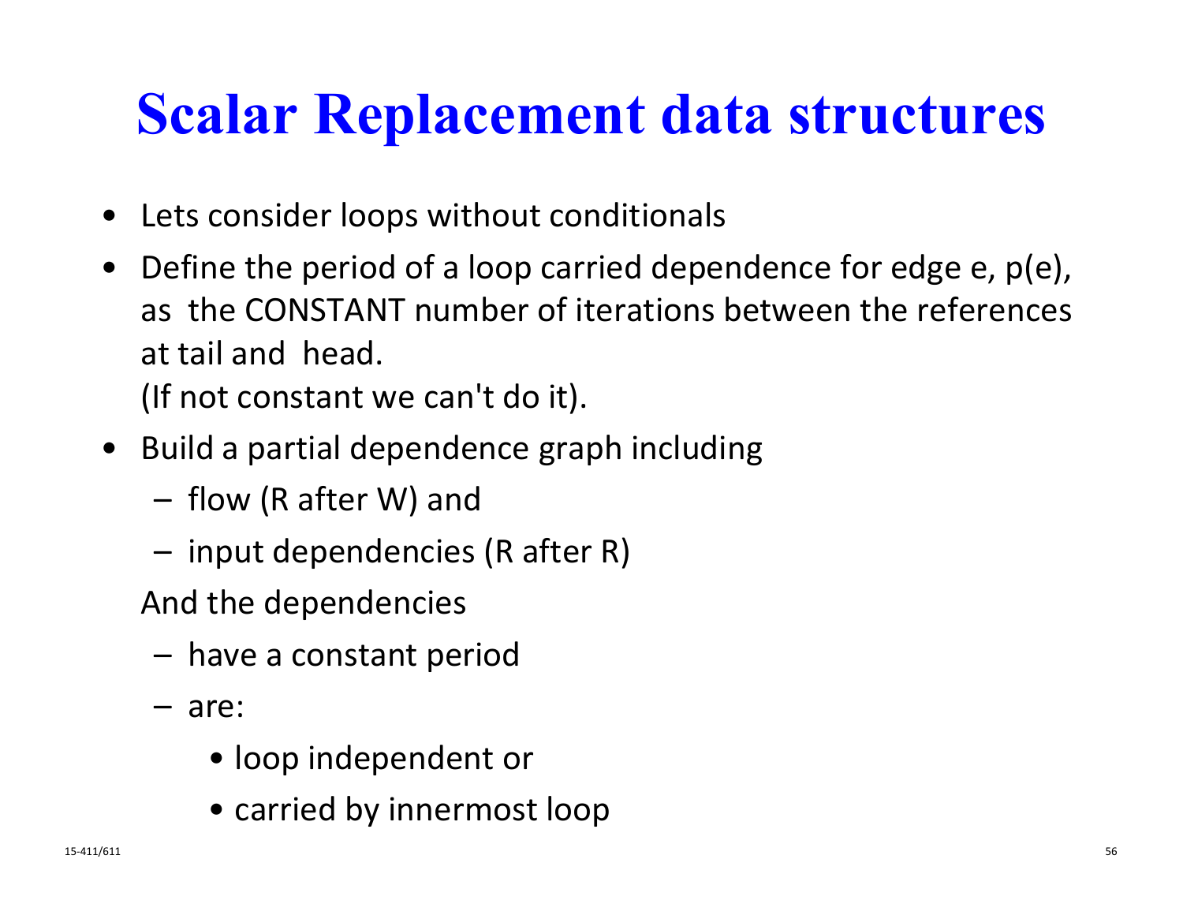# Scalar Replacement data structures

- Lets consider loops without conditionals
- Define the period of a loop carried dependence for edge e, p(e), as the CONSTANT number of iterations between the references at tail and head.

  (If not constant we can't do it).
- Build a partial dependence graph including
  - flow (R after W) and
  - input dependencies (R after R)

  And the dependencies
  - have a constant period
  - are:
    - loop independent or
    - carried by innermost loop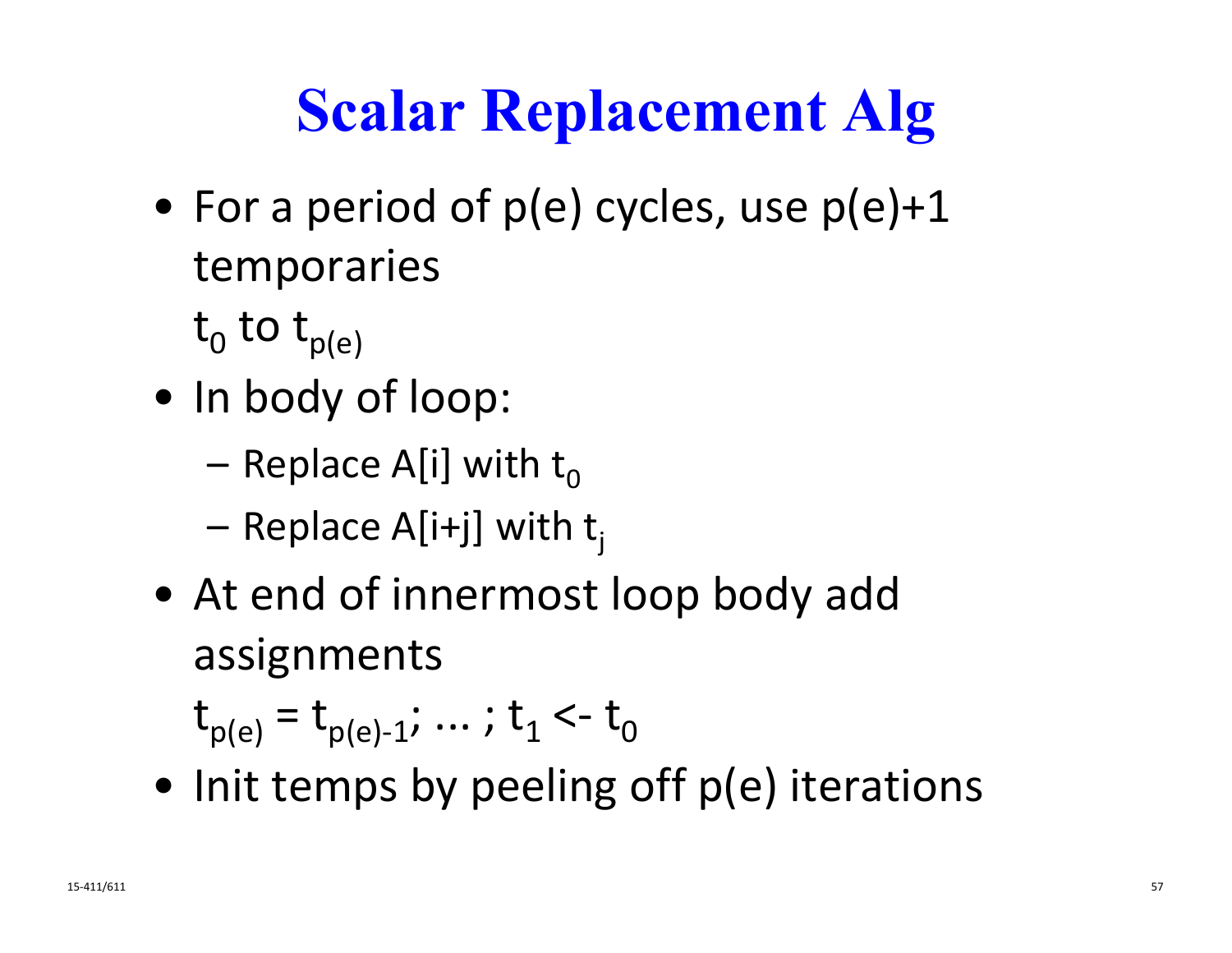# Scalar Replacement Alg

- For a period of p(e) cycles, use p(e)+1 temporaries
  $t_0$ to $t_{p(e)}$
- In body of loop:
  - Replace A[i] with $t_0$
  - Replace A[i+j] with $t_j$
- At end of innermost loop body add assignments
  $t_{p(e)} = t_{p(e)-1}$; … ; $t_1 \leftarrow t_0$
- Init temps by peeling off p(e) iterations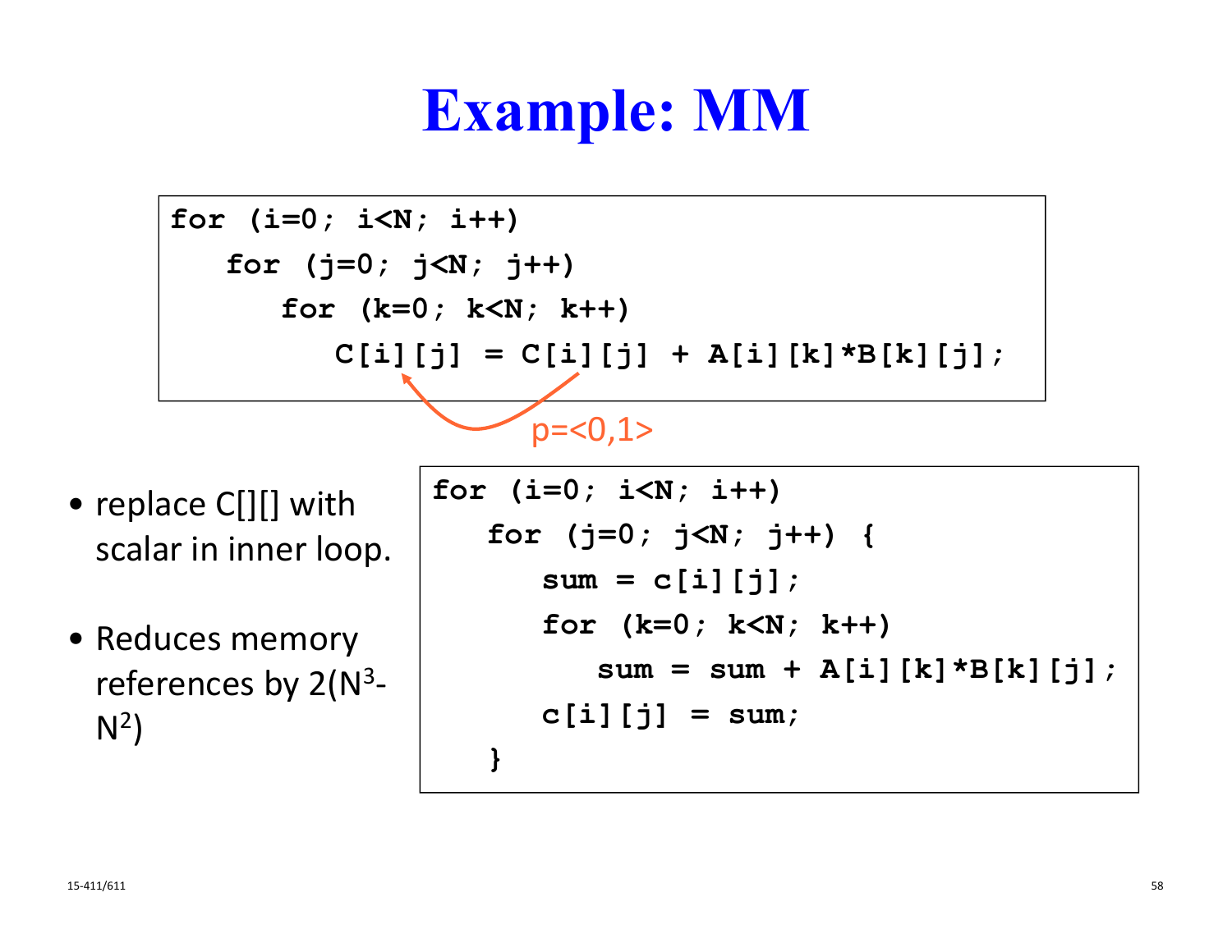# Example: MM

```
for (i=0; i<N; i++)
   for (j=0; j<N; j++)
      for (k=0; k<N; k++)
         C[i][j] = C[i][j] + A[i][k]*B[k][j];
```

p=<0,1>

- replace C[][] with scalar in inner loop.
- Reduces memory references by $2(N^3 - N^2)$

```
for (i=0; i<N; i++)
   for (j=0; j<N; j++) {
      sum = c[i][j];
      for (k=0; k<N; k++)
         sum = sum + A[i][k]*B[k][j];
      c[i][j] = sum;
   }
```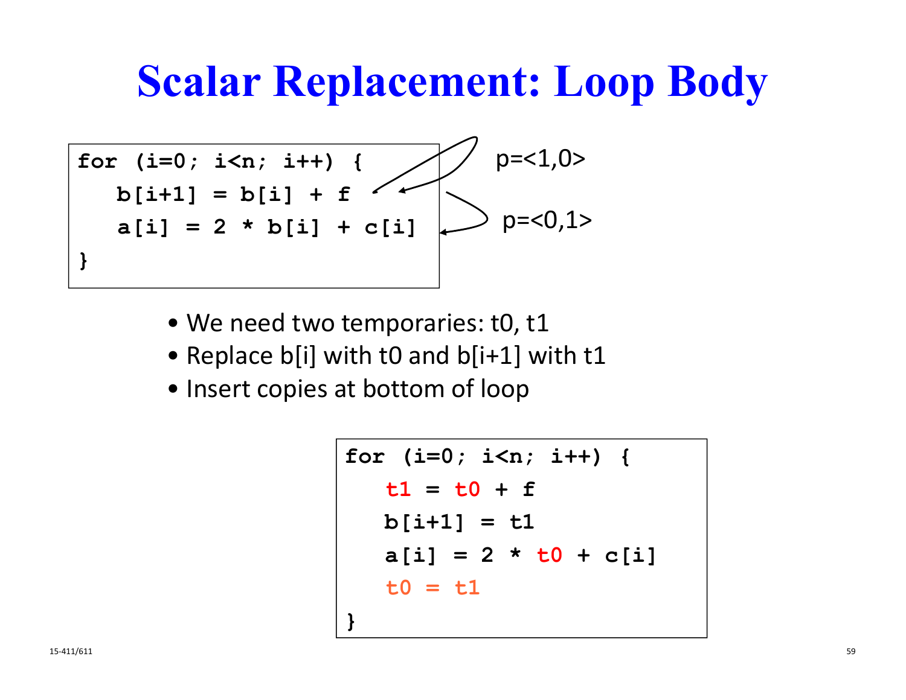# Scalar Replacement: Loop Body

```
for (i=0; i<n; i++) {
   b[i+1] = b[i] + f
   a[i] = 2 * b[i] + c[i]
}
```

p=<1,0>

p=<0,1>

- We need two temporaries: t0, t1
- Replace b[i] with t0 and b[i+1] with t1
- Insert copies at bottom of loop

```
for (i=0; i<n; i++) {
   t1 = t0 + f
   b[i+1] = t1
   a[i] = 2 * t0 + c[i]
   t0 = t1
}
```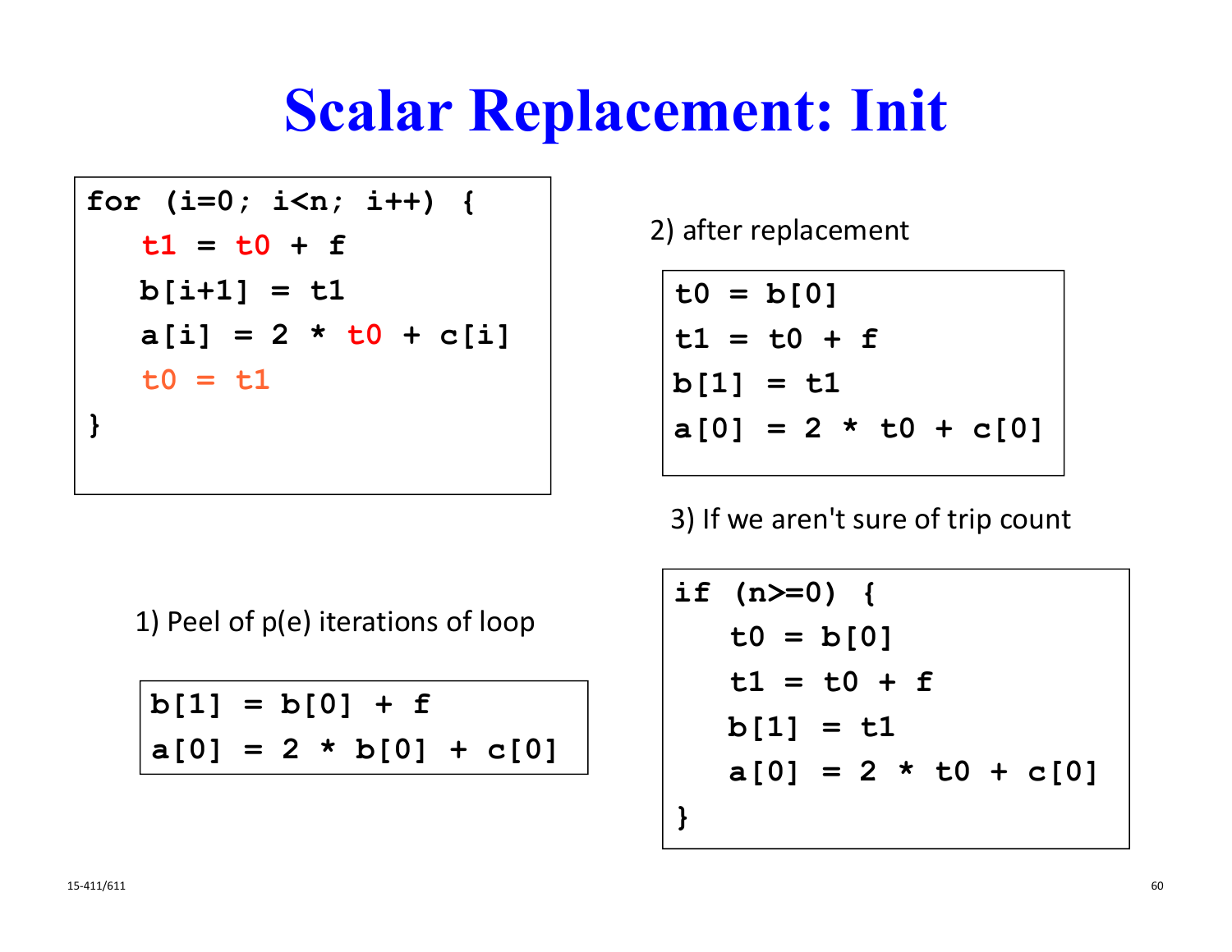# Scalar Replacement: Init

```
for (i=0; i<n; i++) {
   t1 = t0 + f
   b[i+1] = t1
   a[i] = 2 * t0 + c[i]
   t0 = t1
}
```

1) Peel of p(e) iterations of loop

```
b[1] = b[0] + f
a[0] = 2 * b[0] + c[0]
```

2) after replacement

```
t0 = b[0]
t1 = t0 + f
b[1] = t1
a[0] = 2 * t0 + c[0]
```

3) If we aren't sure of trip count

```
if (n>=0) {
   t0 = b[0]
   t1 = t0 + f
   b[1] = t1
   a[0] = 2 * t0 + c[0]
}
```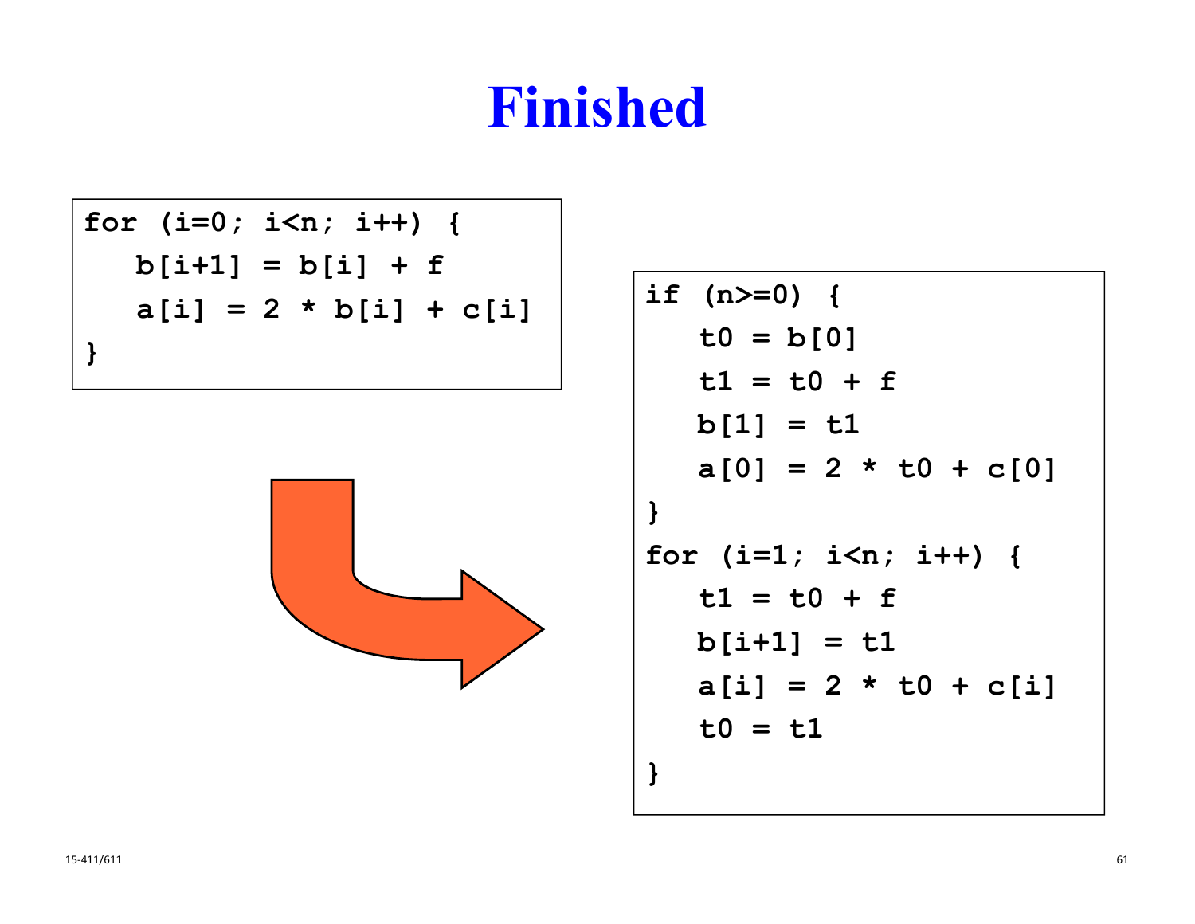# Finished

```
for (i=0; i<n; i++) {
   b[i+1] = b[i] + f
   a[i] = 2 * b[i] + c[i]
}
```

```
if (n>=0) {
   t0 = b[0]
   t1 = t0 + f
   b[1] = t1
   a[0] = 2 * t0 + c[0]
}
for (i=1; i<n; i++) {
   t1 = t0 + f
   b[i+1] = t1
   a[i] = 2 * t0 + c[i]
   t0 = t1
}
```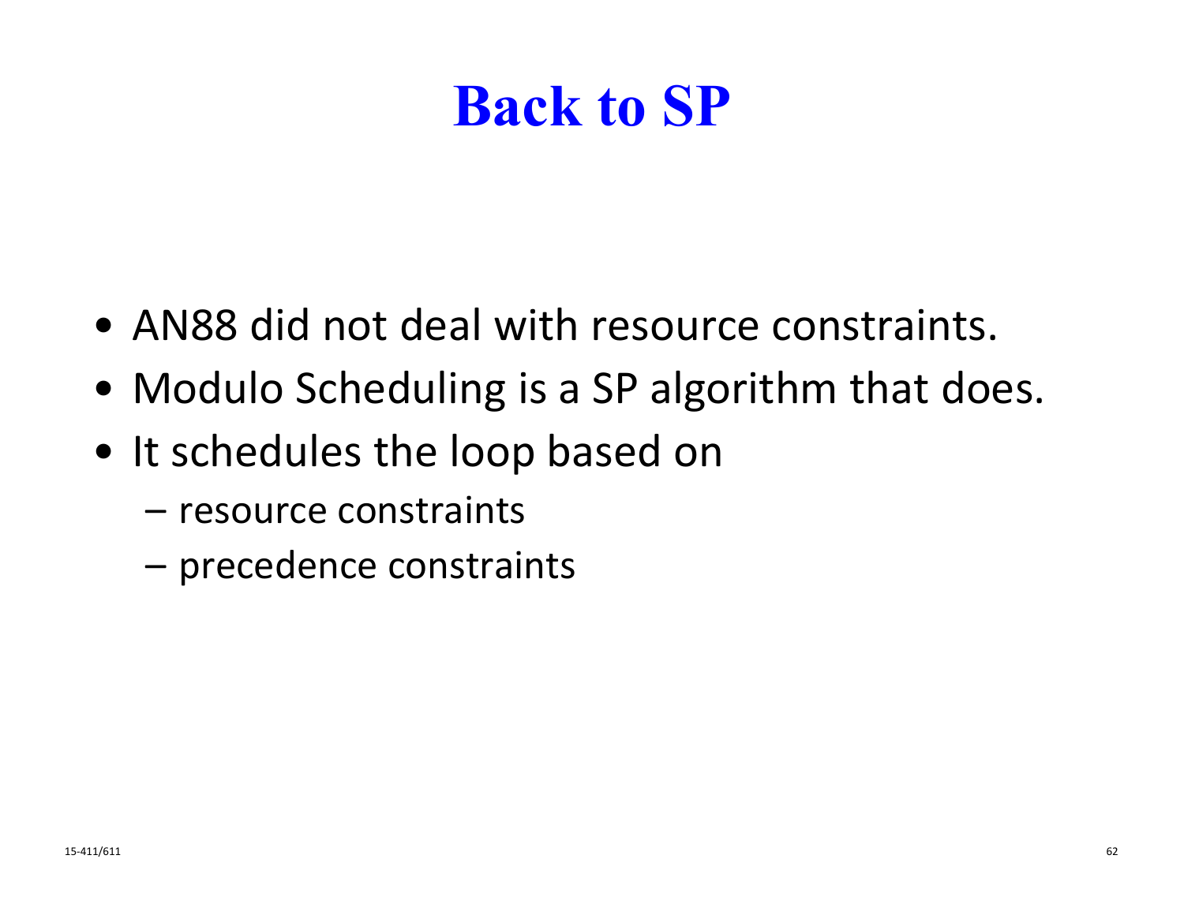# Back to SP

- AN88 did not deal with resource constraints.
- Modulo Scheduling is a SP algorithm that does.
- It schedules the loop based on
  - resource constraints
  - precedence constraints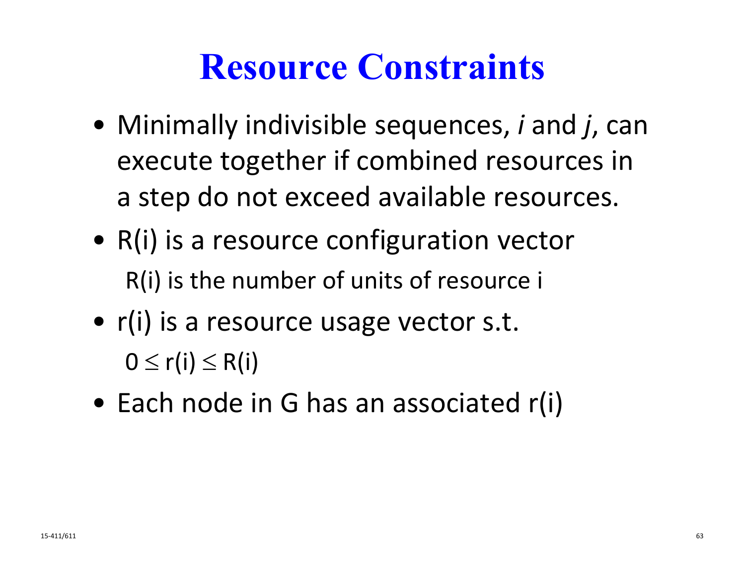# Resource Constraints

- Minimally indivisible sequences, *i* and *j*, can execute together if combined resources in a step do not exceed available resources.
- R(i) is a resource configuration vector
  R(i) is the number of units of resource i
- r(i) is a resource usage vector s.t.
  $0 \leq r(i) \leq R(i)$
- Each node in G has an associated r(i)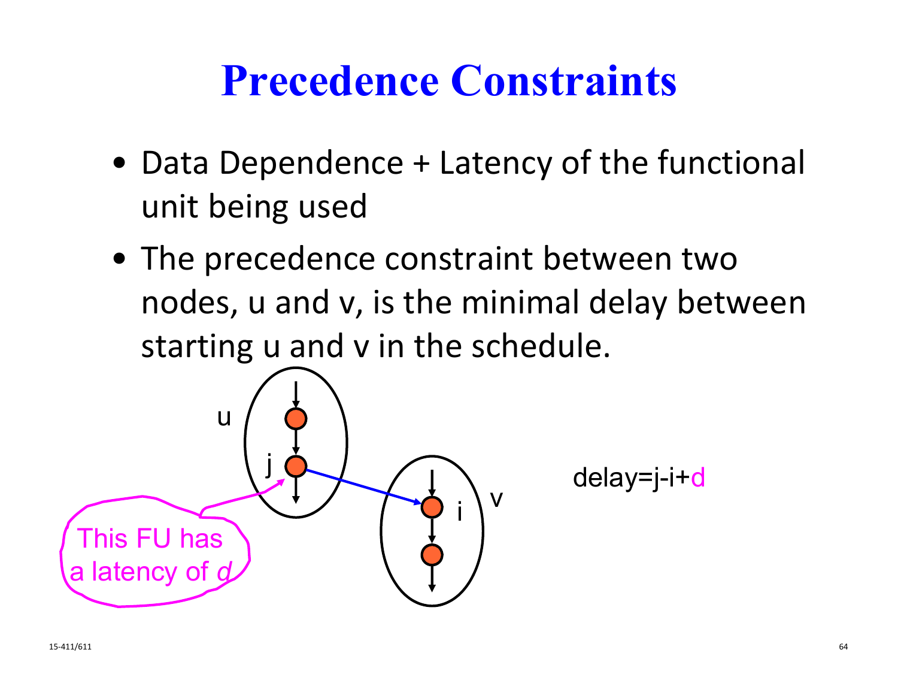# Precedence Constraints

- Data Dependence + Latency of the functional unit being used
- The precedence constraint between two nodes, u and v, is the minimal delay between starting u and v in the schedule.

This FU has a latency of *d*

delay=j-i+d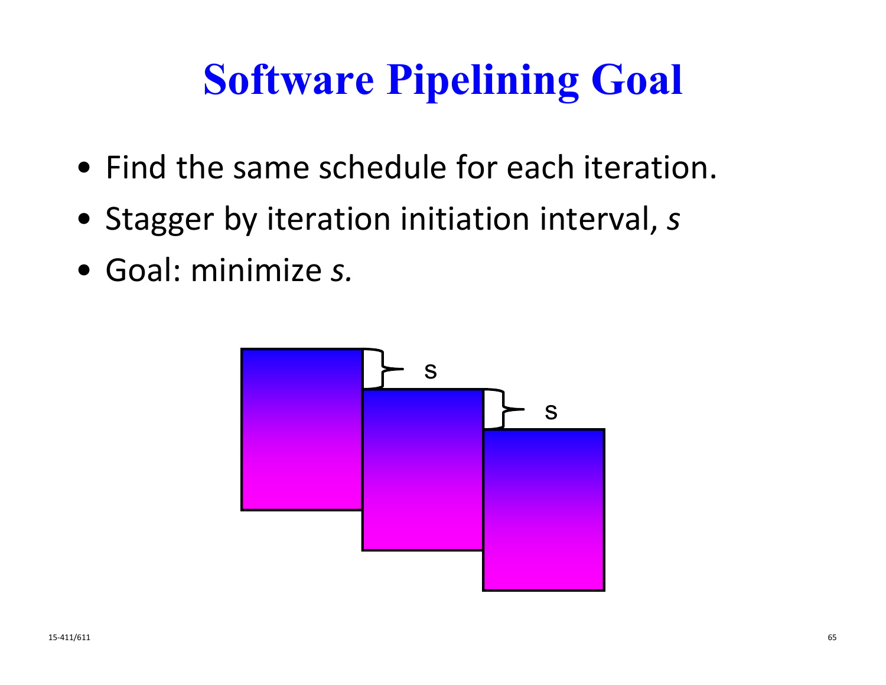# Software Pipelining Goal

- Find the same schedule for each iteration.
- Stagger by iteration initiation interval, *s*
- Goal: minimize *s.*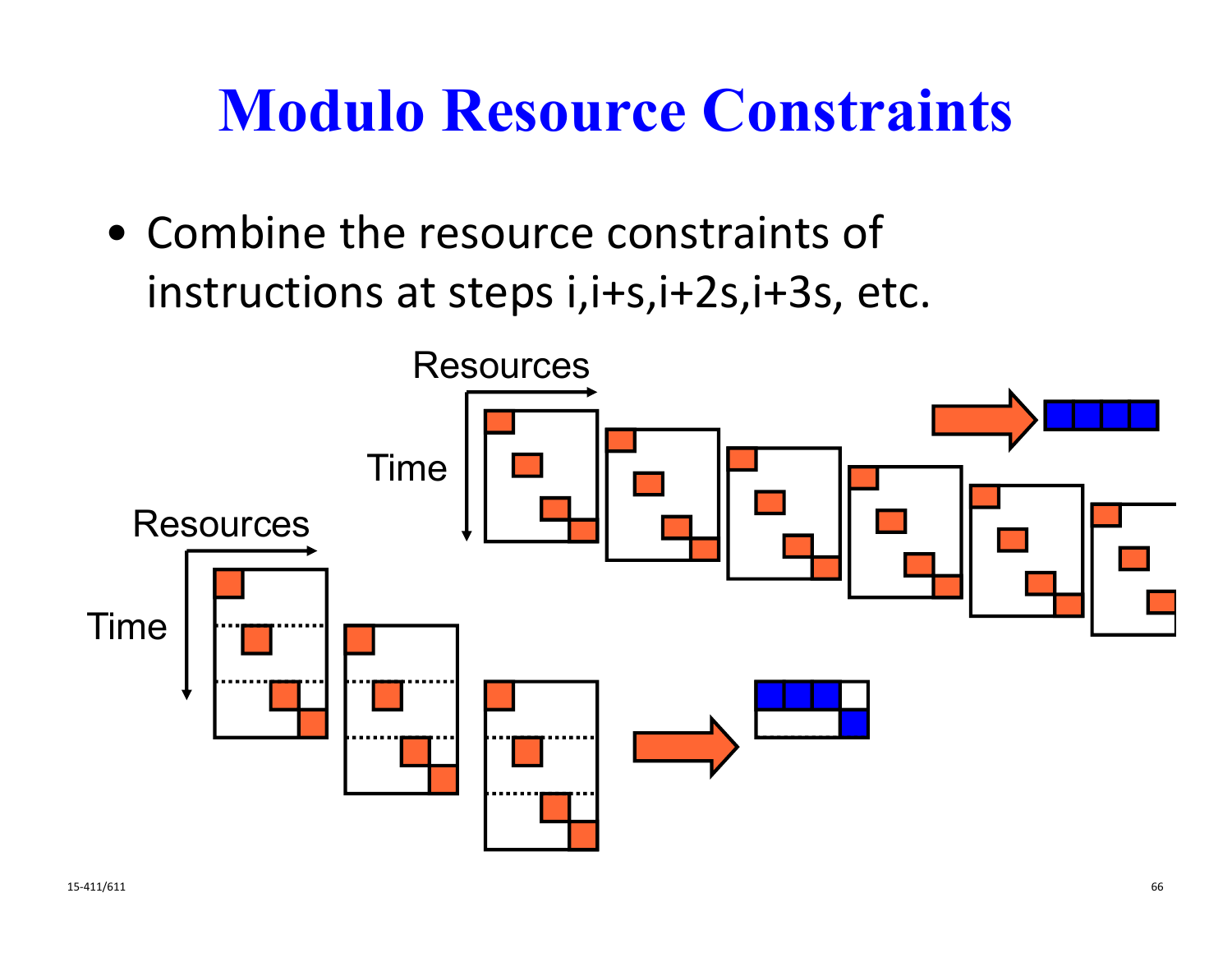# Modulo Resource Constraints

- Combine the resource constraints of instructions at steps i,i+s,i+2s,i+3s, etc.

Resources

Time

Resources

Time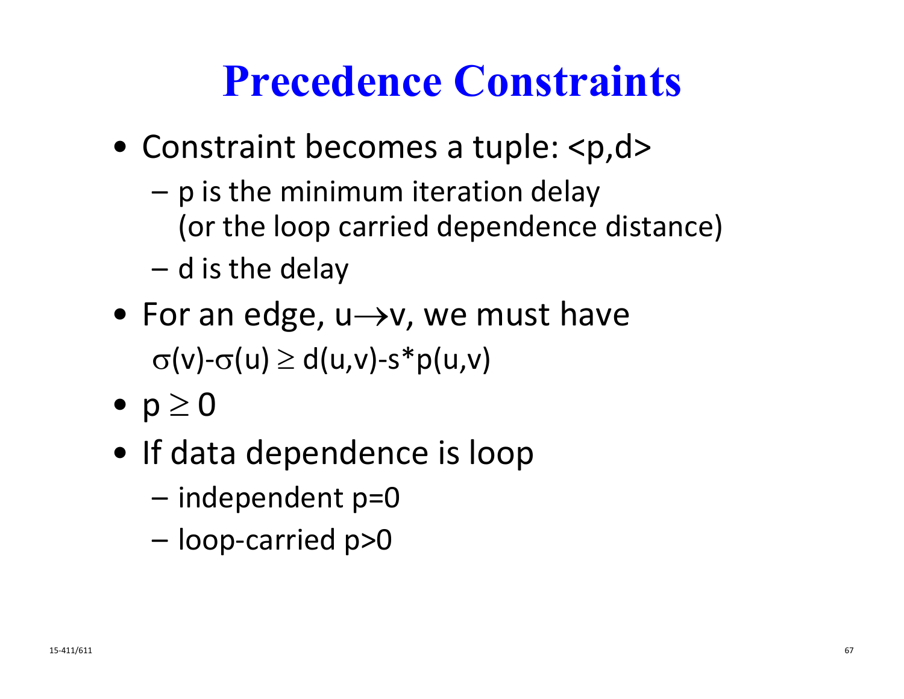# Precedence Constraints

- Constraint becomes a tuple: <p,d>
  - p is the minimum iteration delay (or the loop carried dependence distance)
  - d is the delay
- For an edge, $u \rightarrow v$, we must have
  $\sigma(v)-\sigma(u) \geq d(u,v)-s*p(u,v)$
- $p \geq 0$
- If data dependence is loop
  - independent p=0
  - loop-carried p>0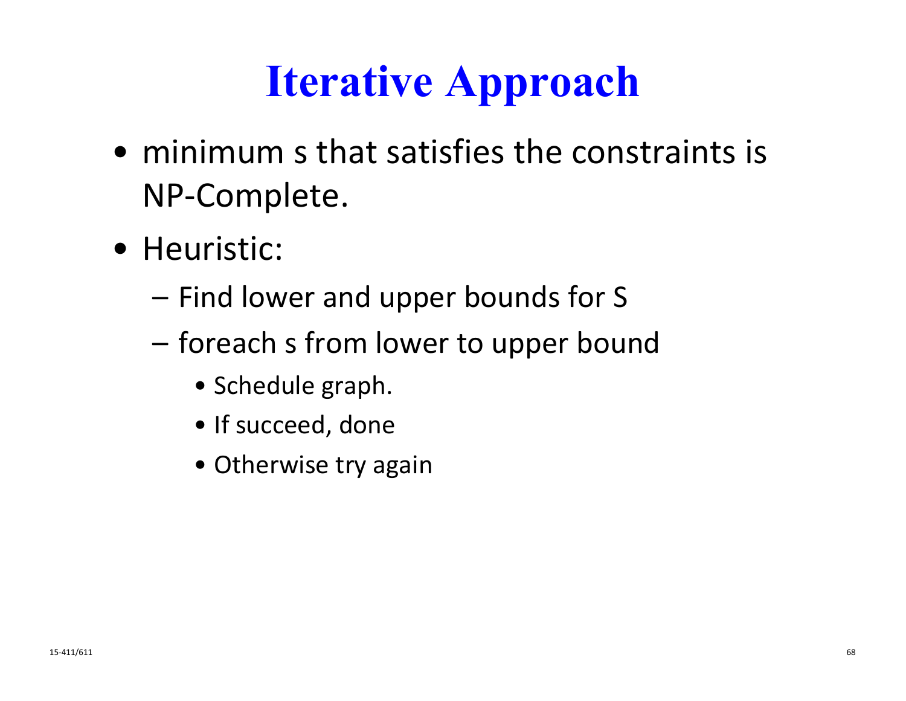# Iterative Approach

- minimum s that satisfies the constraints is NP-Complete.
- Heuristic:
  - Find lower and upper bounds for S
  - foreach s from lower to upper bound
    - Schedule graph.
    - If succeed, done
    - Otherwise try again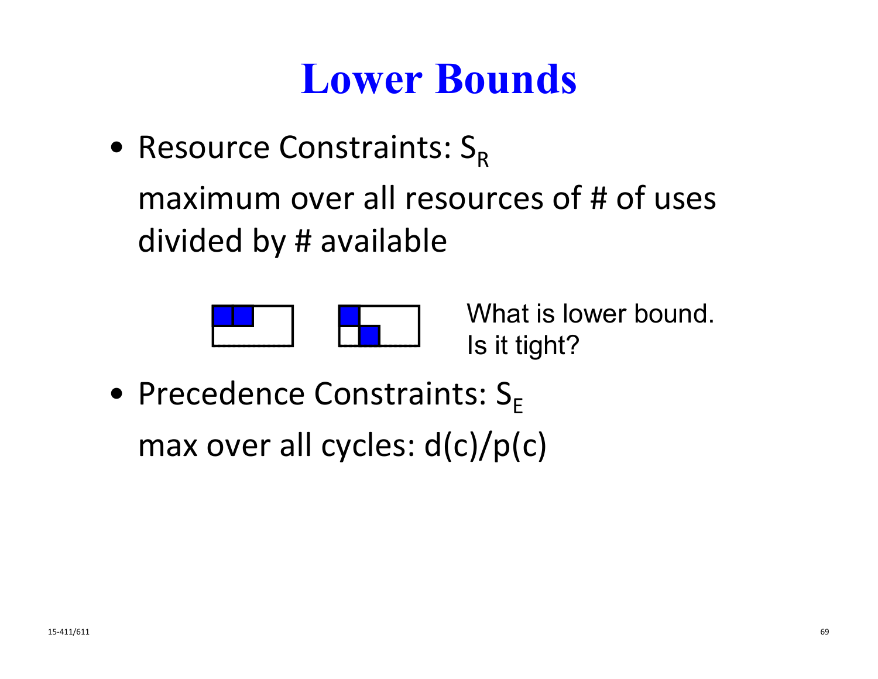# Lower Bounds

- Resource Constraints: $S_R$

  maximum over all resources of # of uses divided by # available

What is lower bound.
Is it tight?

- Precedence Constraints: $S_E$

  max over all cycles: $d(c)/p(c)$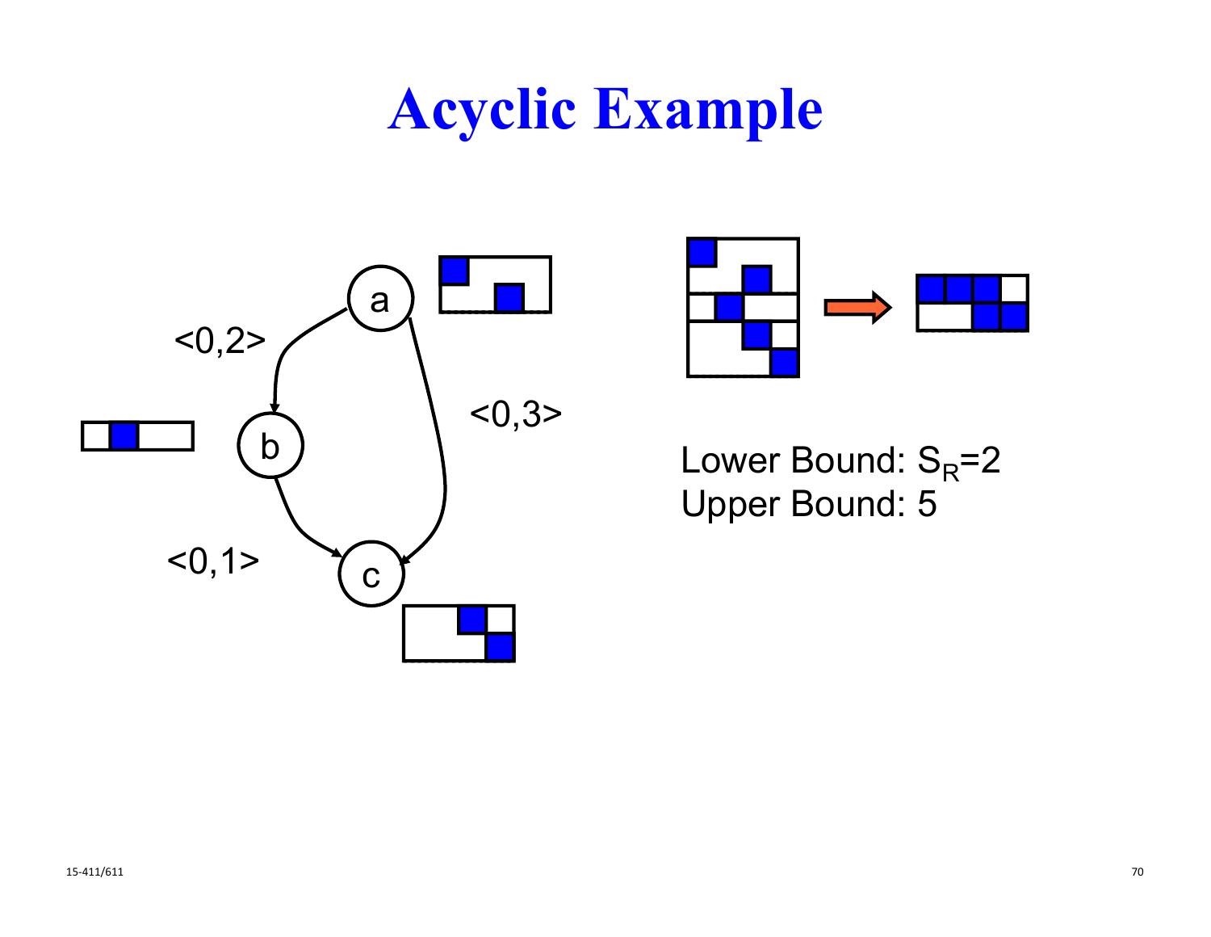# Acyclic Example

a

b

c

<0,2>

<0,3>

<0,1>

Lower Bound: $S_R$=2

Upper Bound: 5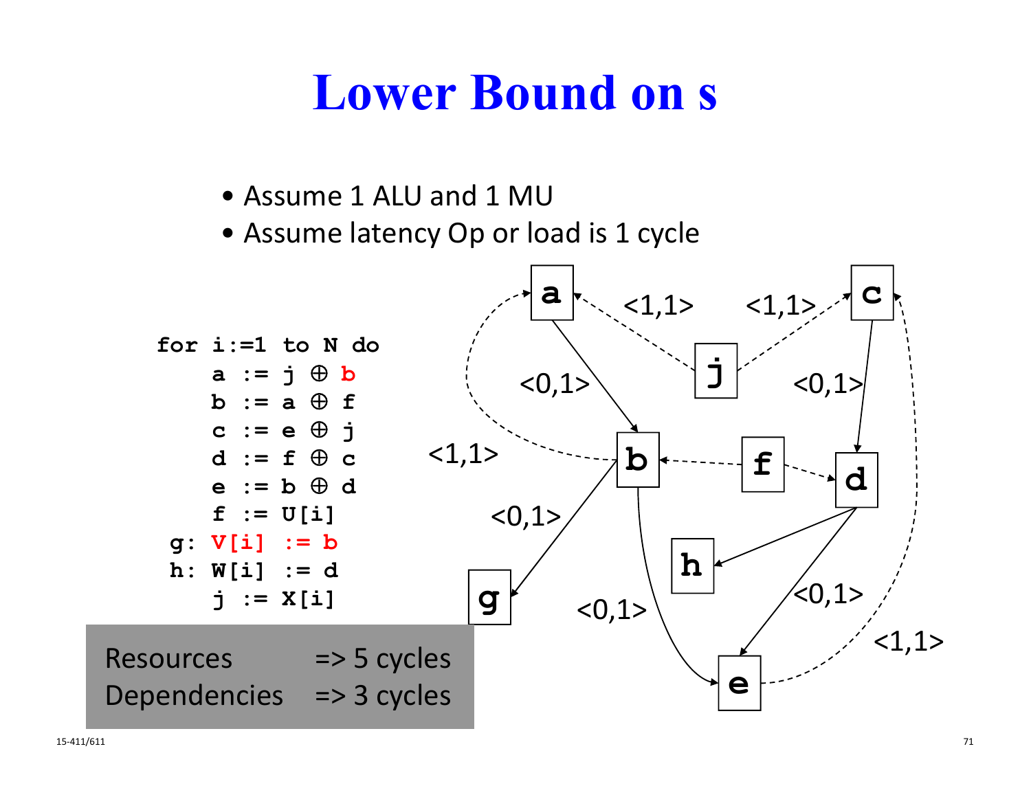# Lower Bound on s

- Assume 1 ALU and 1 MU
- Assume latency Op or load is 1 cycle

```
for i:=1 to N do
    a := j ⊕ b
    b := a ⊕ f
    c := e ⊕ j
    d := f ⊕ c
    e := b ⊕ d
    f := U[i]
 g: V[i] := b
 h: W[i] := d
    j := X[i]
```

Resources => 5 cycles
Dependencies => 3 cycles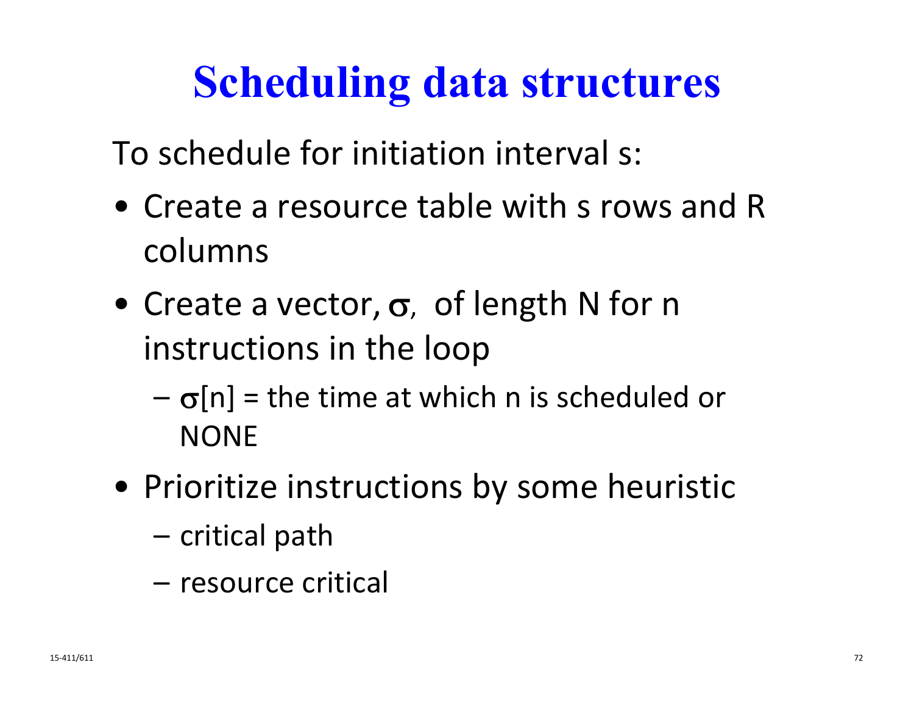# Scheduling data structures

To schedule for initiation interval s:

- Create a resource table with s rows and R columns
- Create a vector, $\sigma$, of length N for n instructions in the loop
  - $\sigma[n]$ = the time at which n is scheduled or NONE
- Prioritize instructions by some heuristic
  - critical path
  - resource critical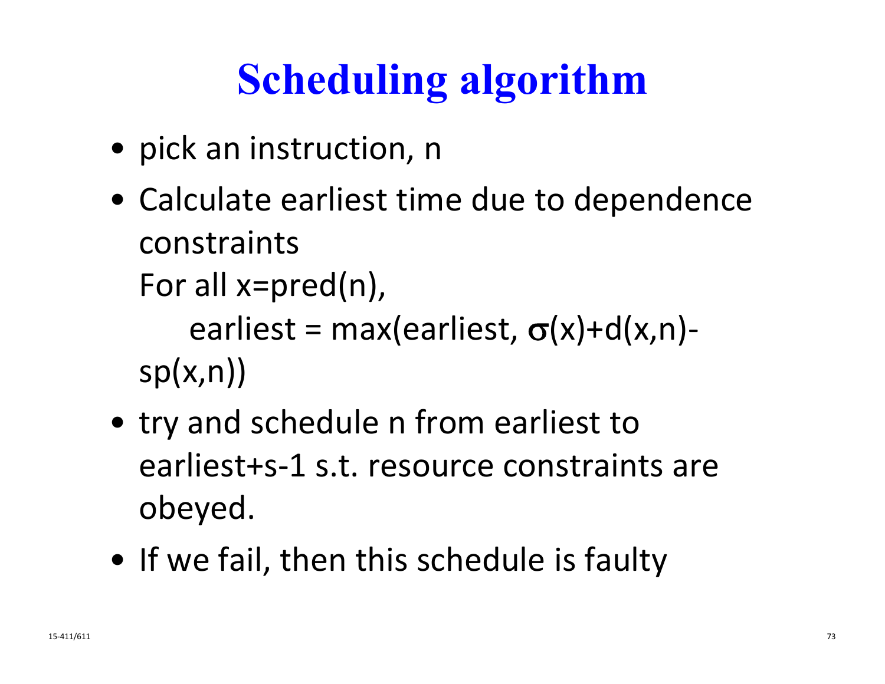# Scheduling algorithm

- pick an instruction, n
- Calculate earliest time due to dependence constraints

  For all x=pred(n),

  earliest = max(earliest, $\sigma$(x)+d(x,n)-sp(x,n))
- try and schedule n from earliest to earliest+s-1 s.t. resource constraints are obeyed.
- If we fail, then this schedule is faulty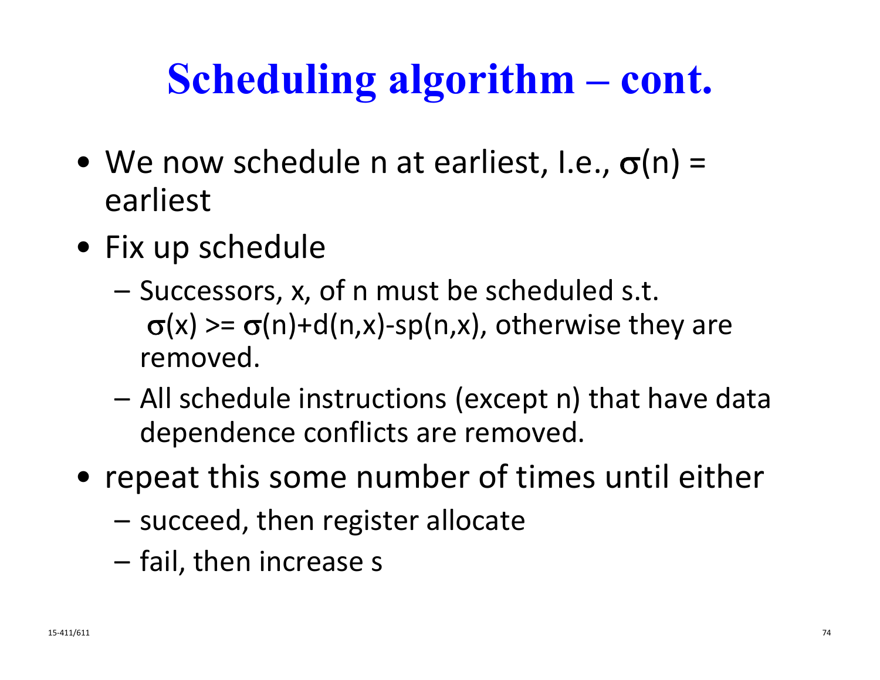# Scheduling algorithm – cont.

- We now schedule n at earliest, I.e., $\sigma(n)$ = earliest
- Fix up schedule
  - Successors, x, of n must be scheduled s.t. $\sigma(x) >= \sigma(n)+d(n,x)-sp(n,x)$, otherwise they are removed.
  - All schedule instructions (except n) that have data dependence conflicts are removed.
- repeat this some number of times until either
  - succeed, then register allocate
  - fail, then increase s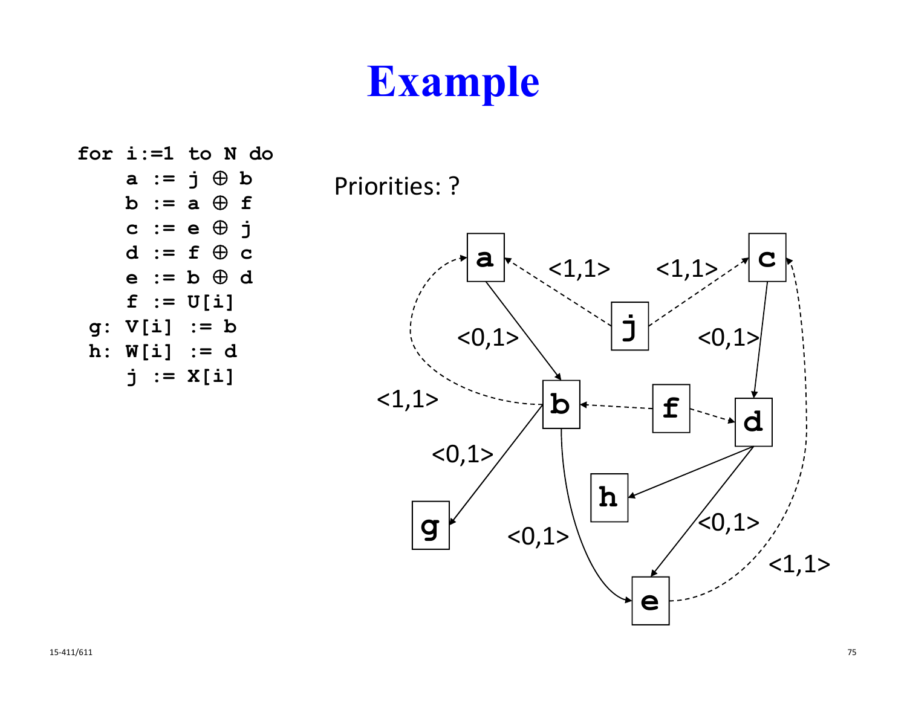# Example

```
for i:=1 to N do
    a := j ⊕ b
    b := a ⊕ f
    c := e ⊕ j
    d := f ⊕ c
    e := b ⊕ d
    f := U[i]
 g: V[i] := b
 h: W[i] := d
    j := X[i]
```

Priorities: ?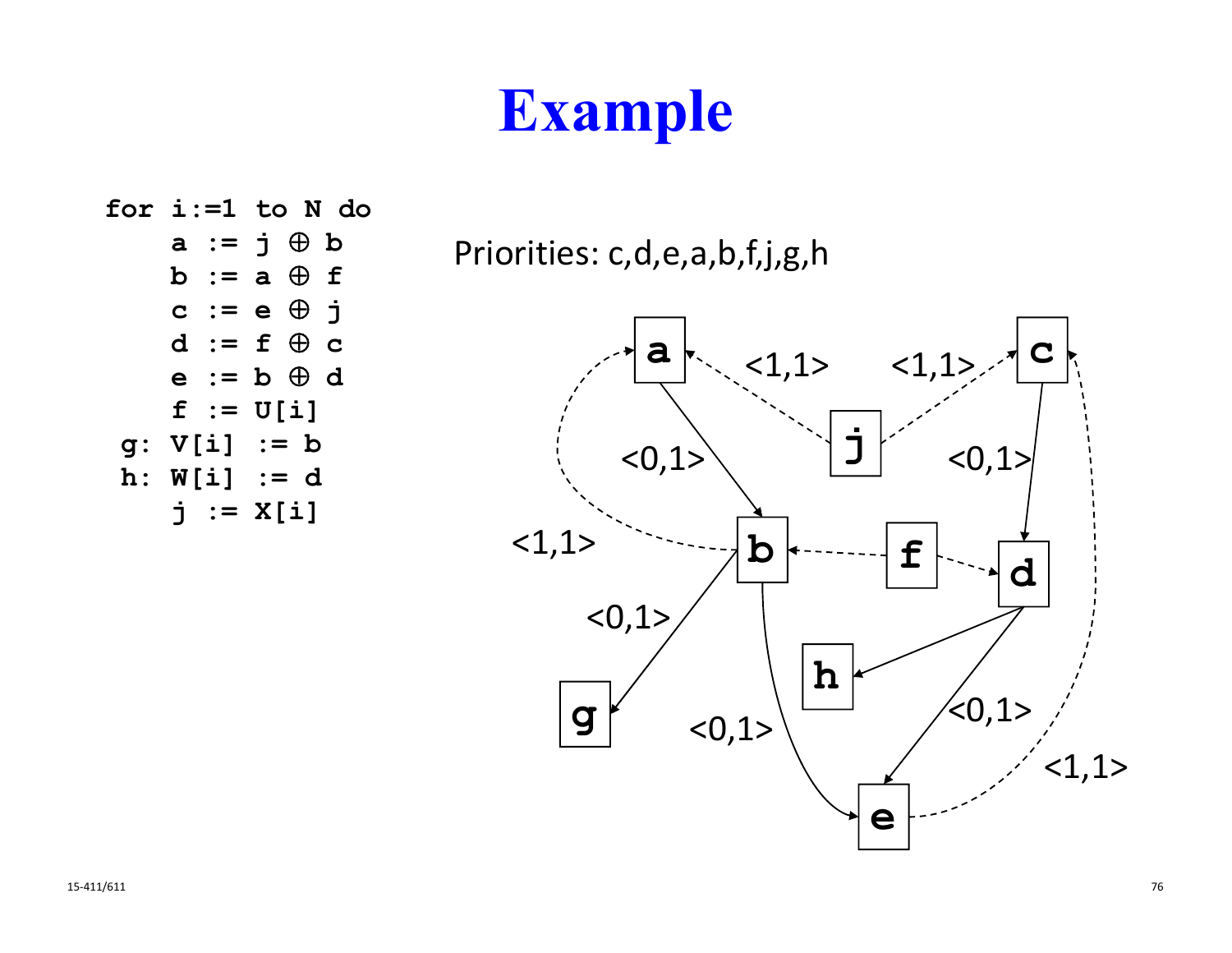# Example

```
for i:=1 to N do
    a := j ⊕ b
    b := a ⊕ f
    c := e ⊕ j
    d := f ⊕ c
    e := b ⊕ d
    f := U[i]
 g: V[i] := b
 h: W[i] := d
    j := X[i]
```

Priorities: c,d,e,a,b,f,j,g,h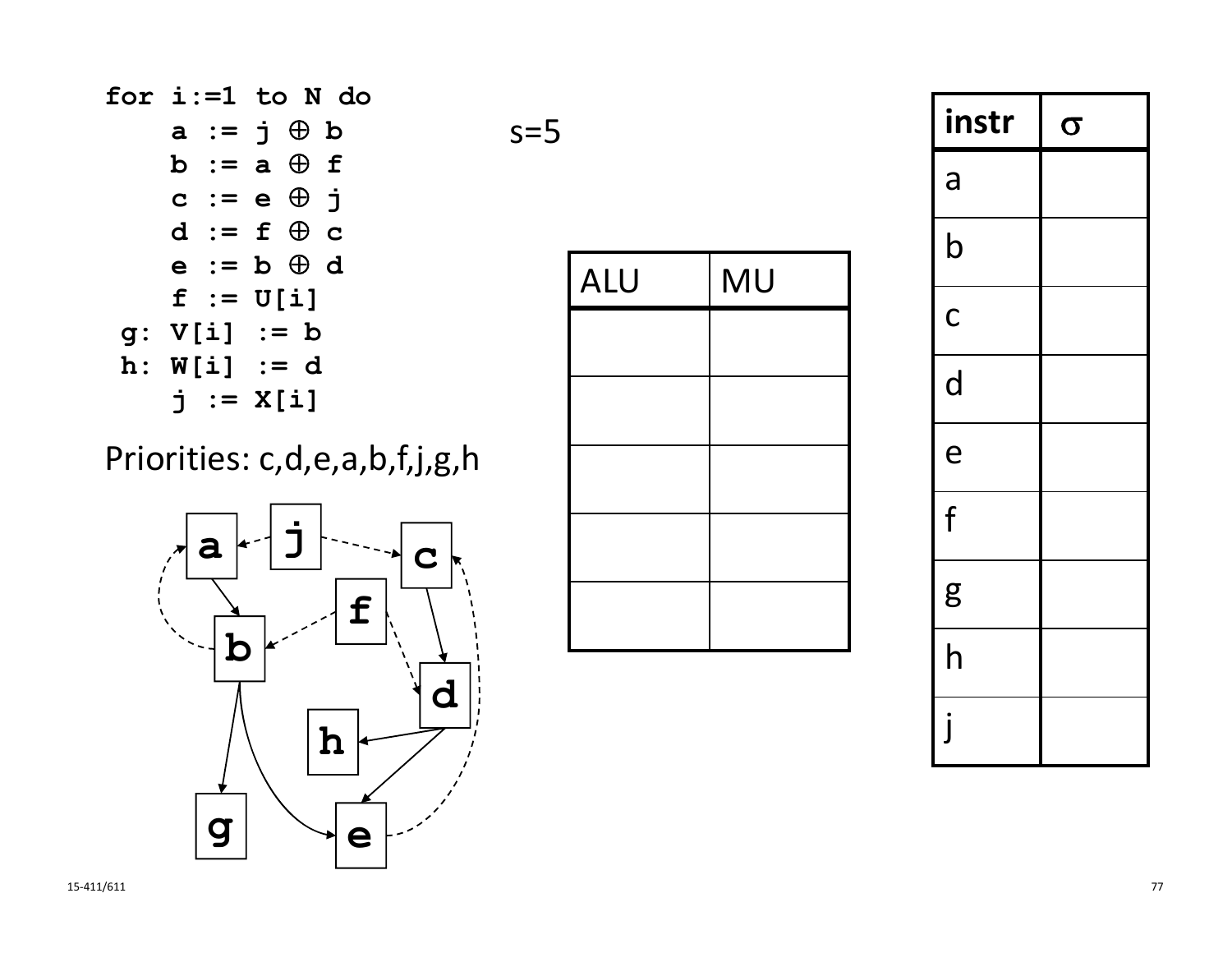```
for i:=1 to N do
    a := j ⊕ b
    b := a ⊕ f
    c := e ⊕ j
    d := f ⊕ c
    e := b ⊕ d
    f := U[i]
 g: V[i] := b
 h: W[i] := d
    j := X[i]
```

s=5

Priorities: c,d,e,a,b,f,j,g,h

| ALU | MU |
|---|---|
| | |
| | |
| | |
| | |
| | |

| instr | $\sigma$ |
|---|---|
| a | |
| b | |
| c | |
| d | |
| e | |
| f | |
| g | |
| h | |
| j | |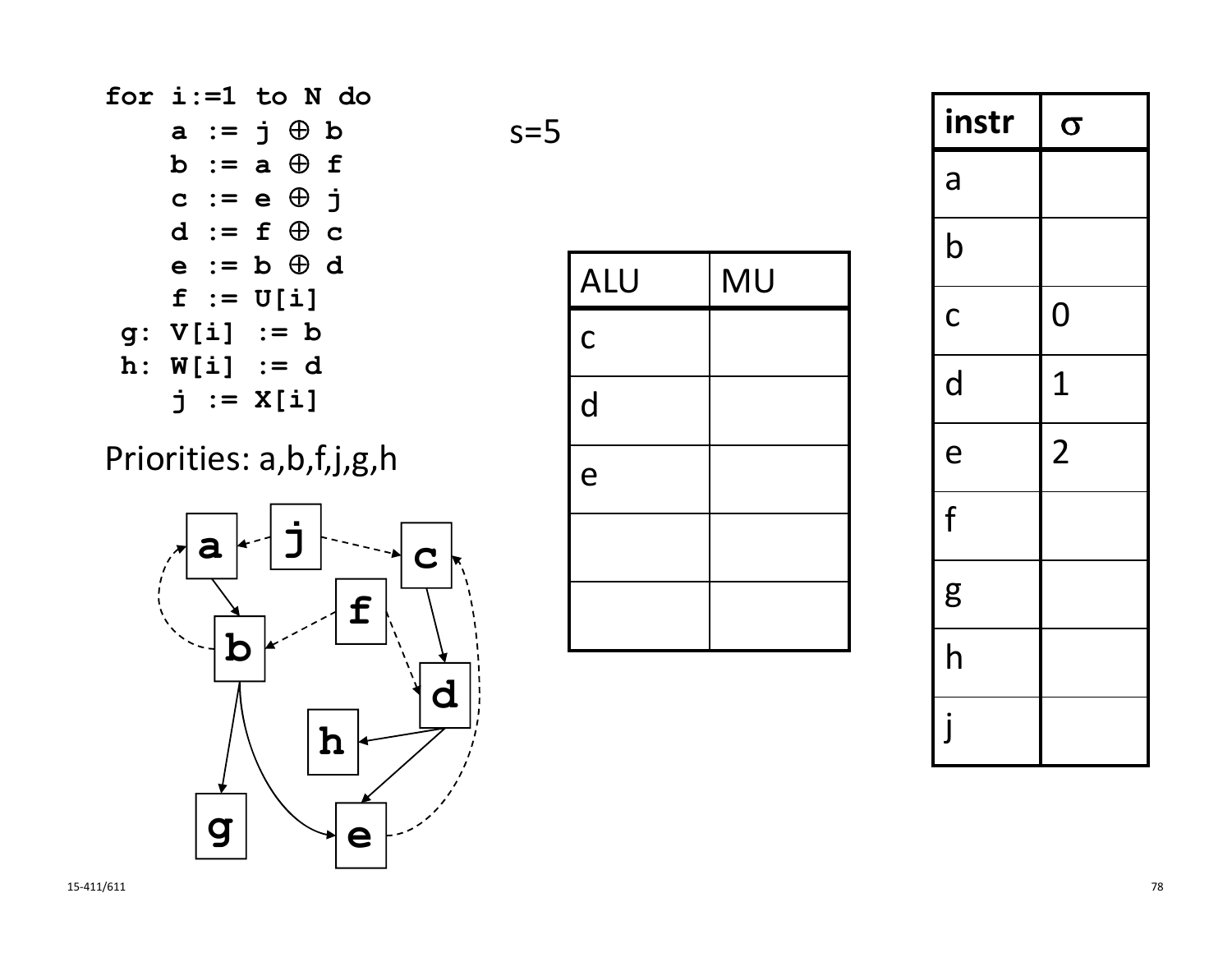```
for i:=1 to N do
    a := j ⊕ b
    b := a ⊕ f
    c := e ⊕ j
    d := f ⊕ c
    e := b ⊕ d
    f := U[i]
 g: V[i] := b
 h: W[i] := d
    j := X[i]
```

s=5

Priorities: a,b,f,j,g,h

| ALU | MU |
|---|---|
| c | |
| d | |
| e | |
| | |
| | |

| instr | σ |
|---|---|
| a | |
| b | |
| c | 0 |
| d | 1 |
| e | 2 |
| f | |
| g | |
| h | |
| j | |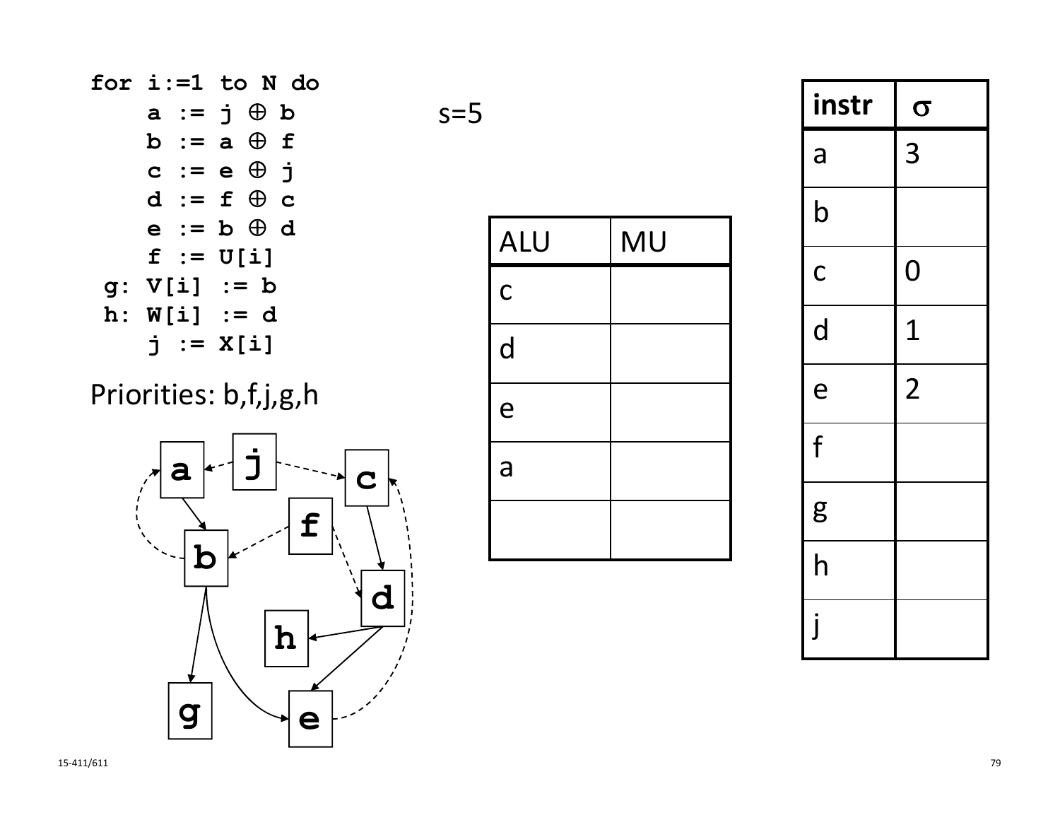```
for i:=1 to N do
    a := j ⊕ b
    b := a ⊕ f
    c := e ⊕ j
    d := f ⊕ c
    e := b ⊕ d
    f := U[i]
 g: V[i] := b
 h: W[i] := d
    j := X[i]
```

s=5

Priorities: b,f,j,g,h

| ALU | MU |
|---|---|
| c | |
| d | |
| e | |
| a | |
| | |

| instr | $\sigma$ |
|---|---|
| a | 3 |
| b | |
| c | 0 |
| d | 1 |
| e | 2 |
| f | |
| g | |
| h | |
| j | |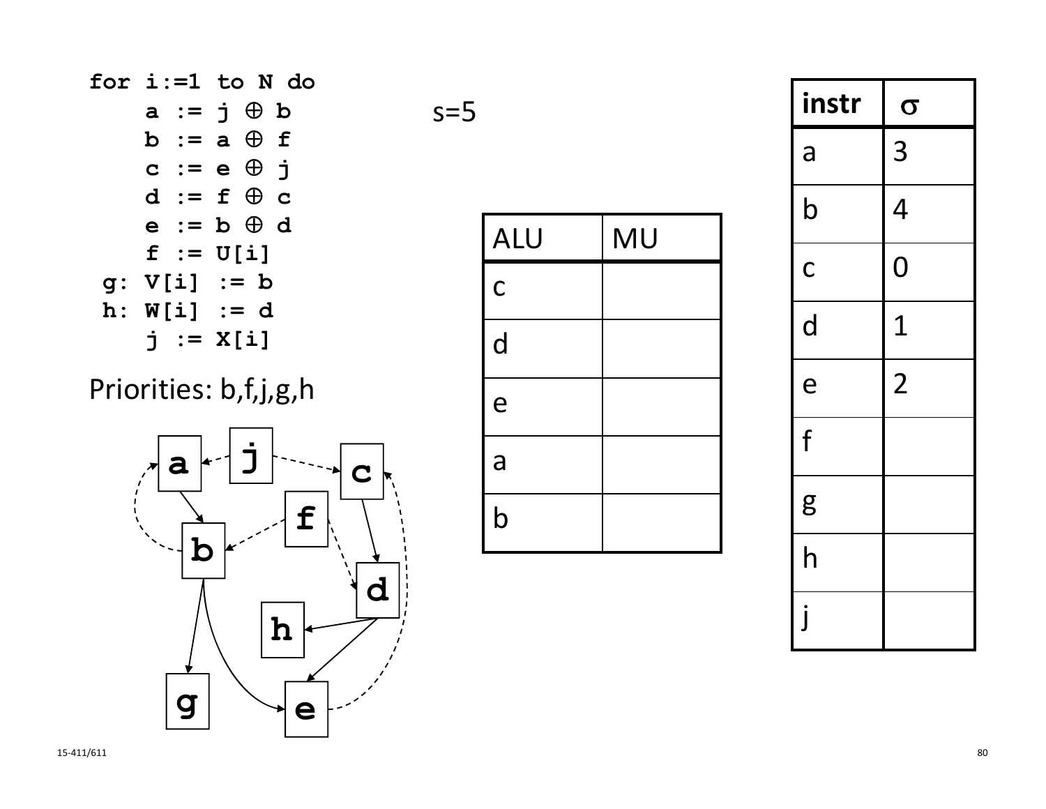```
for i:=1 to N do
    a := j ⊕ b
    b := a ⊕ f
    c := e ⊕ j
    d := f ⊕ c
    e := b ⊕ d
    f := U[i]
 g: V[i] := b
 h: W[i] := d
    j := X[i]
```

Priorities: b,f,j,g,h

s=5

| ALU | MU |
|---|---|
| c | |
| d | |
| e | |
| a | |
| b | |

| instr | $\sigma$ |
|---|---|
| a | 3 |
| b | 4 |
| c | 0 |
| d | 1 |
| e | 2 |
| f | |
| g | |
| h | |
| j | |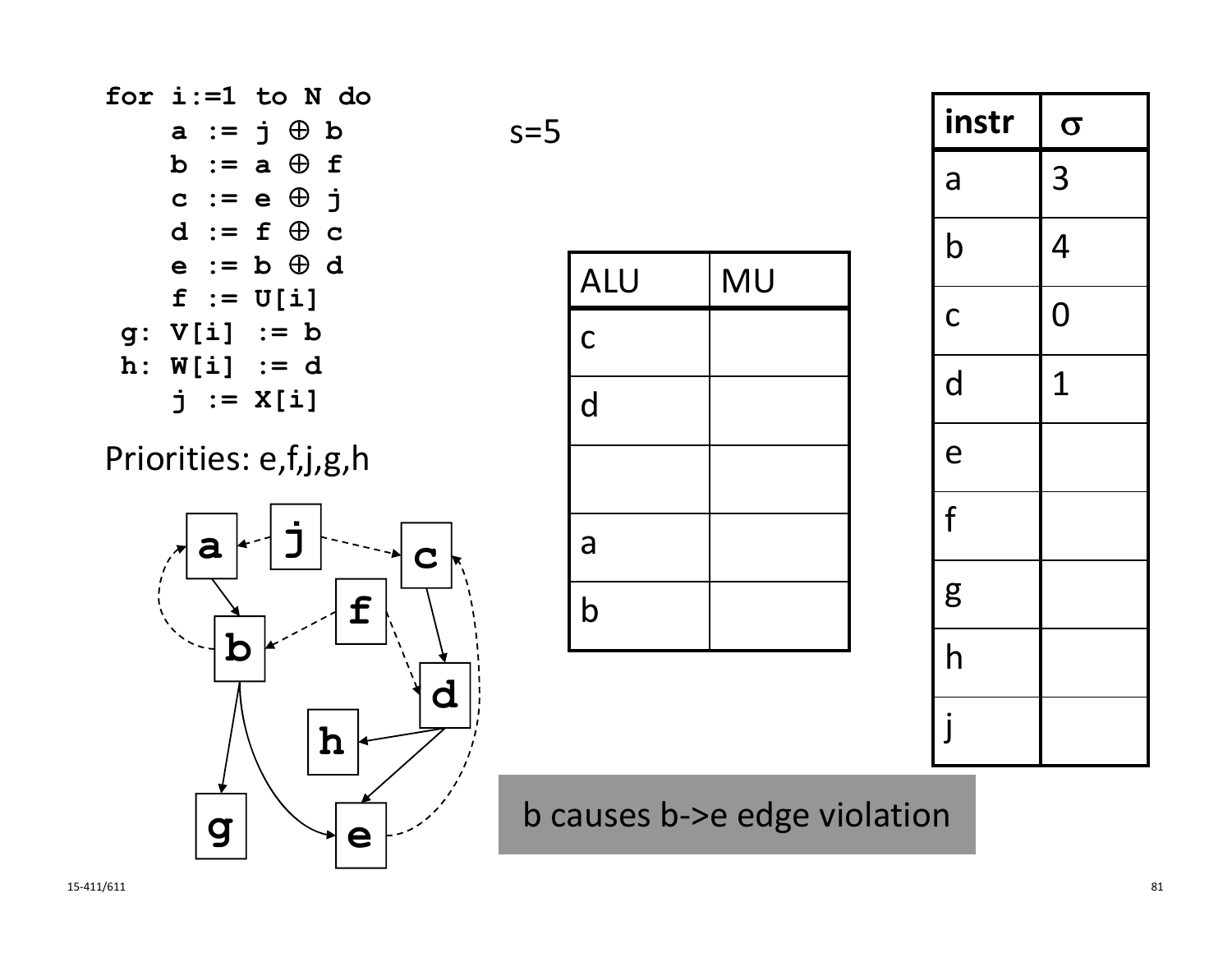```
for i:=1 to N do
    a := j ⊕ b
    b := a ⊕ f
    c := e ⊕ j
    d := f ⊕ c
    e := b ⊕ d
    f := U[i]
 g: V[i] := b
 h: W[i] := d
    j := X[i]
```

s=5

Priorities: e,f,j,g,h

| ALU | MU |
|---|---|
| c | |
| d | |
| | |
| a | |
| b | |

| instr | $\sigma$ |
|---|---|
| a | 3 |
| b | 4 |
| c | 0 |
| d | 1 |
| e | |
| f | |
| g | |
| h | |
| j | |

b causes b->e edge violation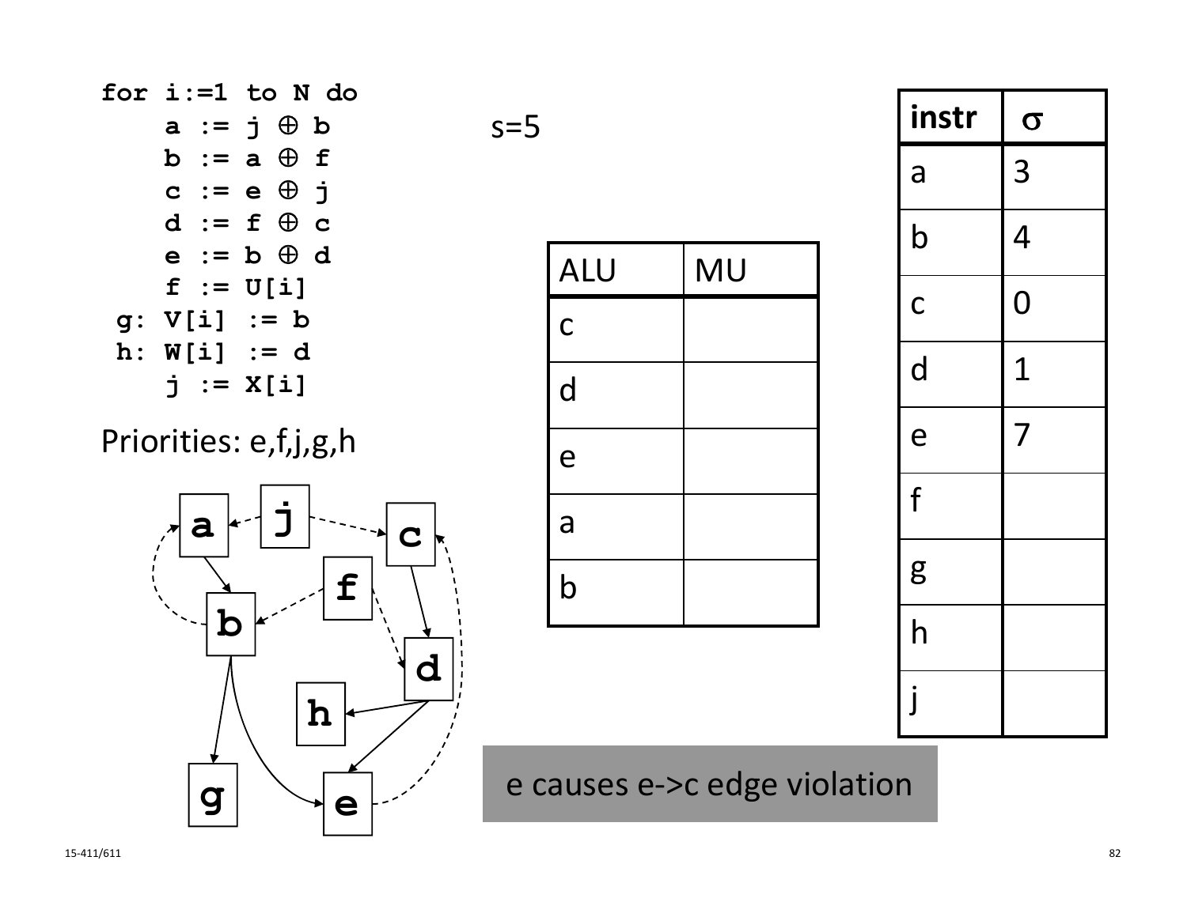```
for i:=1 to N do
    a := j ⊕ b
    b := a ⊕ f
    c := e ⊕ j
    d := f ⊕ c
    e := b ⊕ d
    f := U[i]
 g: V[i] := b
 h: W[i] := d
    j := X[i]
```

Priorities: e,f,j,g,h

s=5

| ALU | MU |
|---|---|
| c | |
| d | |
| e | |
| a | |
| b | |

| instr | $\sigma$ |
|---|---|
| a | 3 |
| b | 4 |
| c | 0 |
| d | 1 |
| e | 7 |
| f | |
| g | |
| h | |
| j | |

e causes e->c edge violation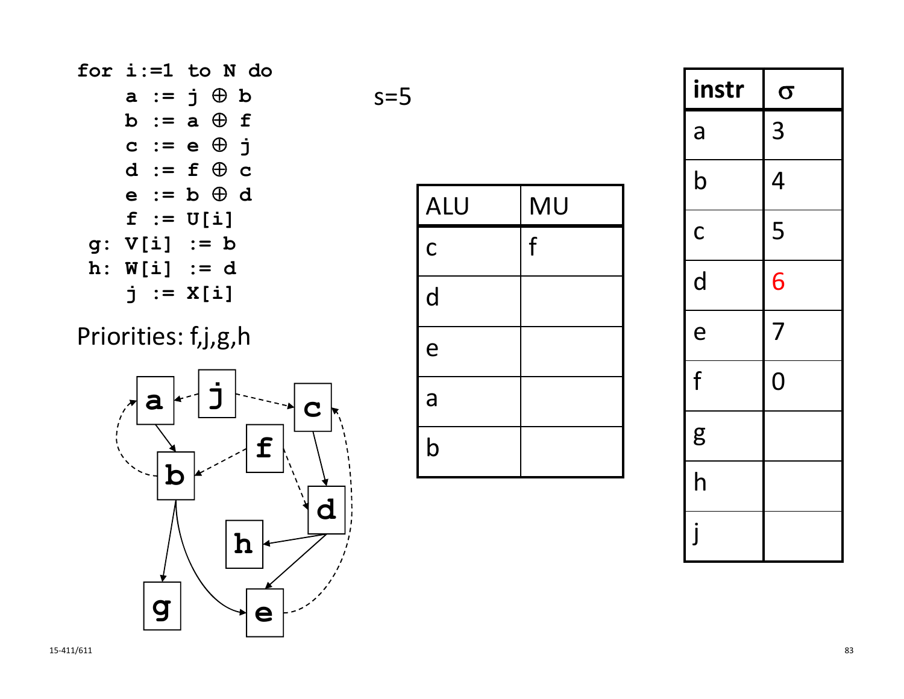```
for i:=1 to N do
    a := j ⊕ b
    b := a ⊕ f
    c := e ⊕ j
    d := f ⊕ c
    e := b ⊕ d
    f := U[i]
 g: V[i] := b
 h: W[i] := d
    j := X[i]
```

Priorities: f,j,g,h

s=5

| ALU | MU |
|---|---|
| c | f |
| d | |
| e | |
| a | |
| b | |

| instr | σ |
|---|---|
| a | 3 |
| b | 4 |
| c | 5 |
| d | 6 |
| e | 7 |
| f | 0 |
| g | |
| h | |
| j | |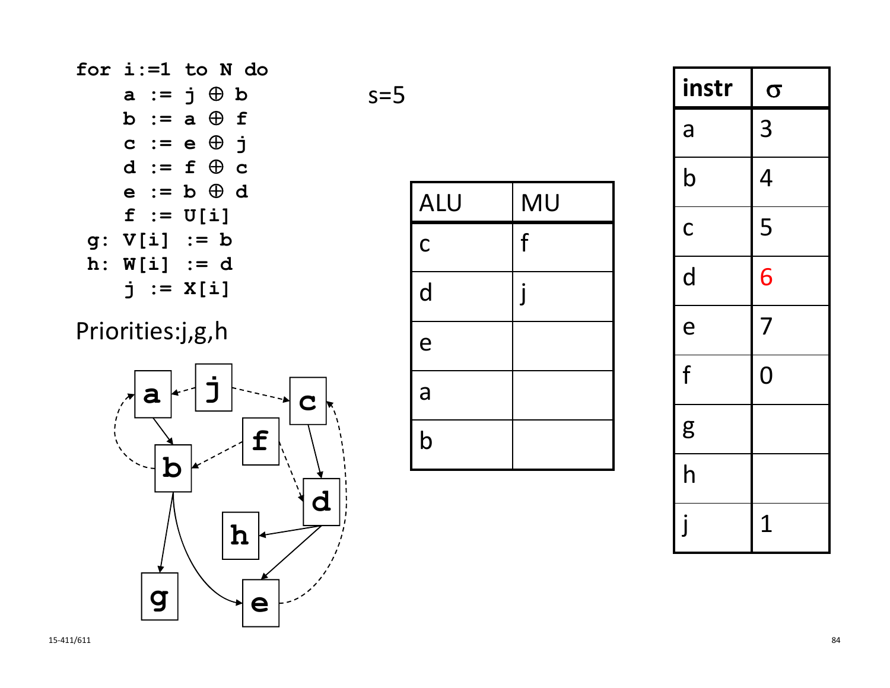```
for i:=1 to N do
    a := j ⊕ b
    b := a ⊕ f
    c := e ⊕ j
    d := f ⊕ c
    e := b ⊕ d
    f := U[i]
 g: V[i] := b
 h: W[i] := d
    j := X[i]
```

Priorities:j,g,h

s=5

| ALU | MU |
|---|---|
| c | f |
| d | j |
| e | |
| a | |
| b | |

| instr | σ |
|---|---|
| a | 3 |
| b | 4 |
| c | 5 |
| d | 6 |
| e | 7 |
| f | 0 |
| g | |
| h | |
| j | 1 |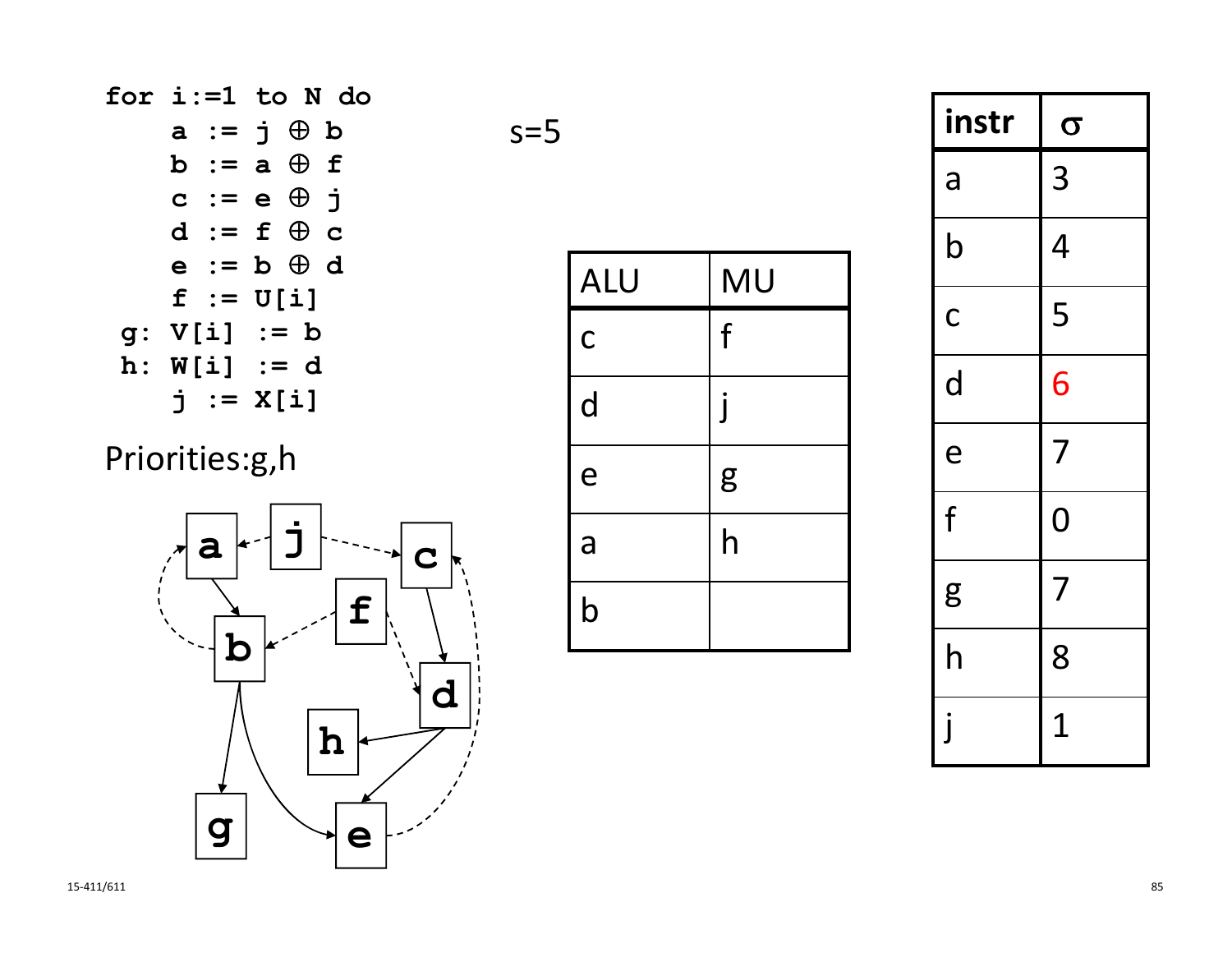```
for i:=1 to N do
    a := j ⊕ b
    b := a ⊕ f
    c := e ⊕ j
    d := f ⊕ c
    e := b ⊕ d
    f := U[i]
 g: V[i] := b
 h: W[i] := d
    j := X[i]
```

Priorities:g,h

s=5

| ALU | MU |
|---|---|
| c | f |
| d | j |
| e | g |
| a | h |
| b | |

| instr | σ |
|---|---|
| a | 3 |
| b | 4 |
| c | 5 |
| d | 6 |
| e | 7 |
| f | 0 |
| g | 7 |
| h | 8 |
| j | 1 |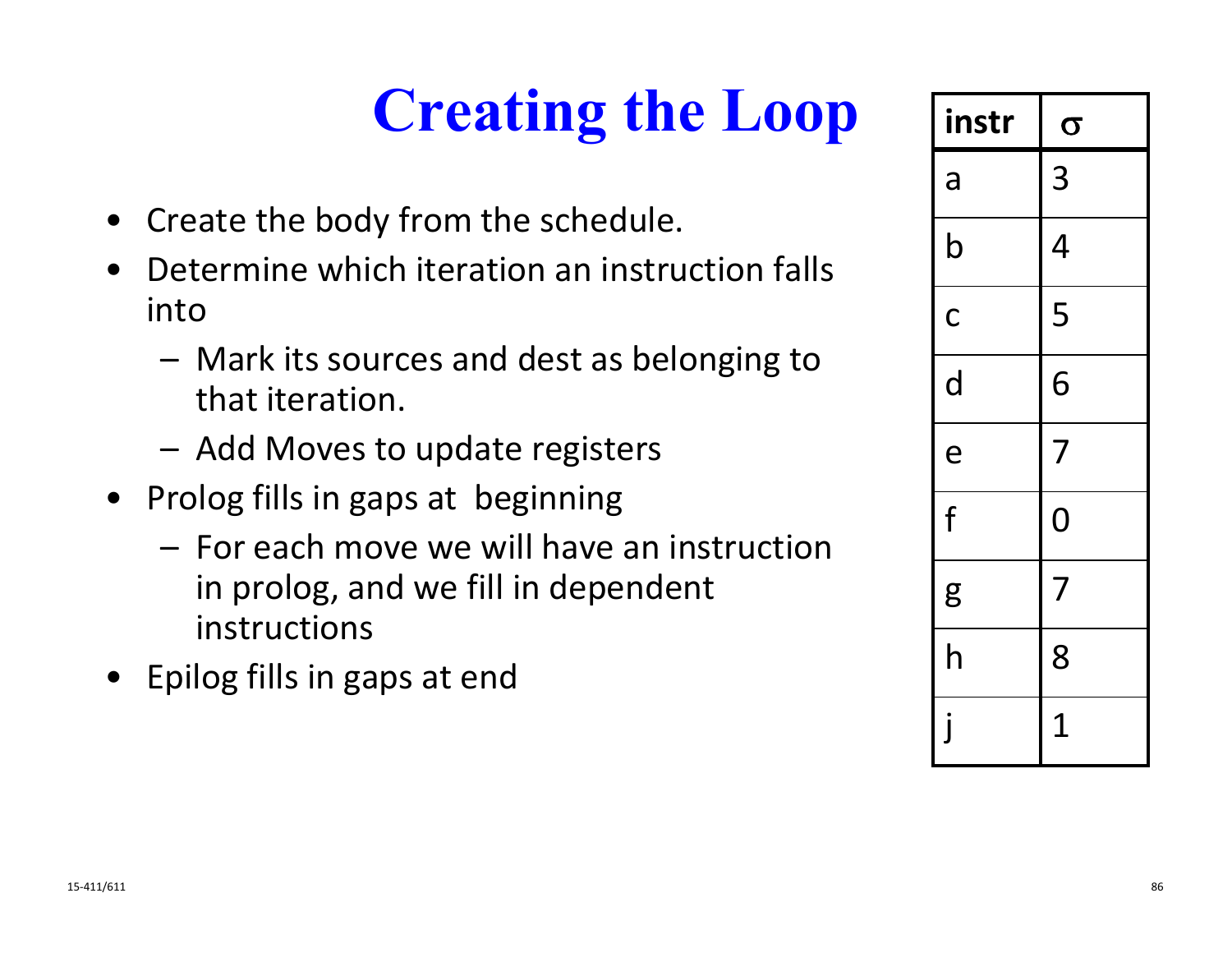# Creating the Loop

- Create the body from the schedule.
- Determine which iteration an instruction falls into
  - Mark its sources and dest as belonging to that iteration.
  - Add Moves to update registers
- Prolog fills in gaps at beginning
  - For each move we will have an instruction in prolog, and we fill in dependent instructions
- Epilog fills in gaps at end

| instr | $\sigma$ |
|---|---|
| a | 3 |
| b | 4 |
| c | 5 |
| d | 6 |
| e | 7 |
| f | 0 |
| g | 7 |
| h | 8 |
| j | 1 |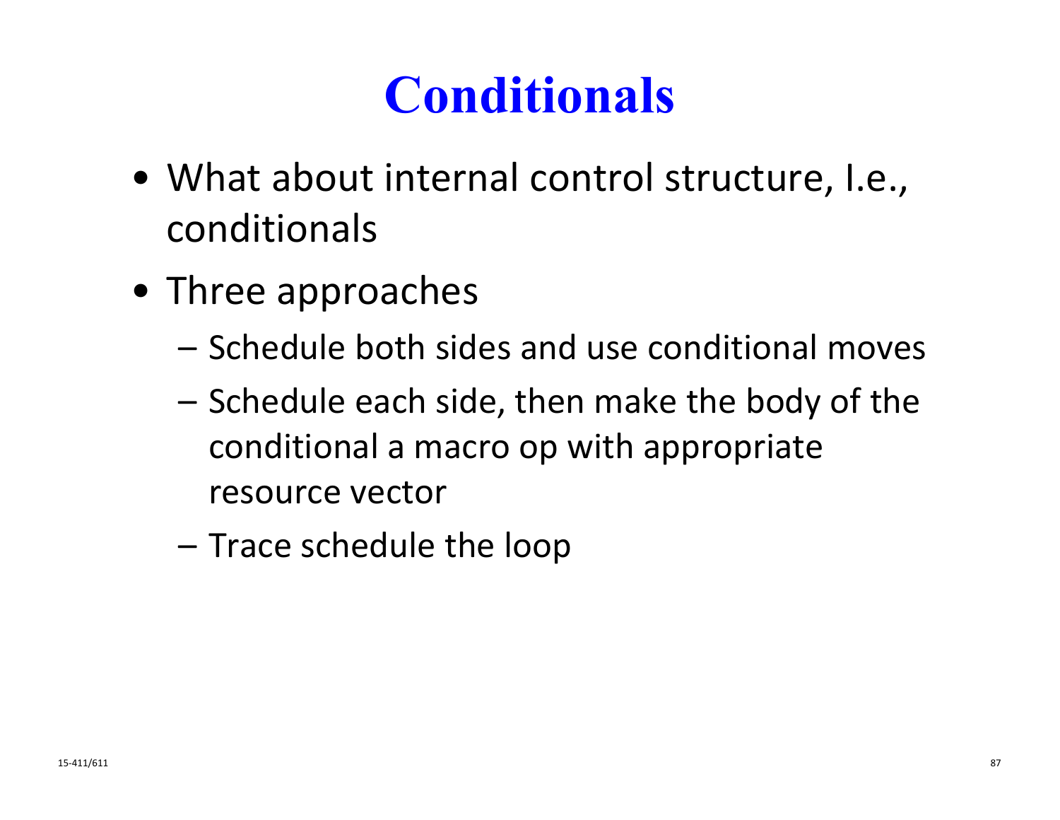# Conditionals

- What about internal control structure, I.e., conditionals
- Three approaches
  - Schedule both sides and use conditional moves
  - Schedule each side, then make the body of the conditional a macro op with appropriate resource vector
  - Trace schedule the loop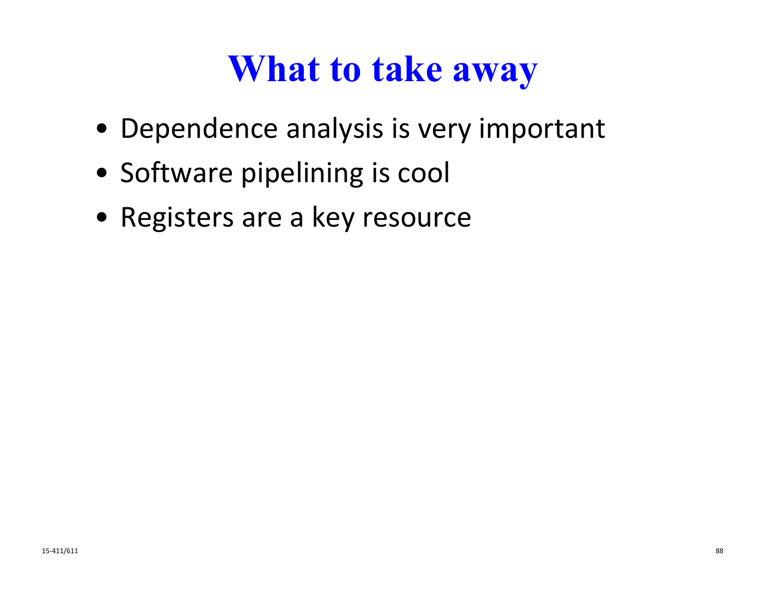# What to take away

- Dependence analysis is very important
- Software pipelining is cool
- Registers are a key resource